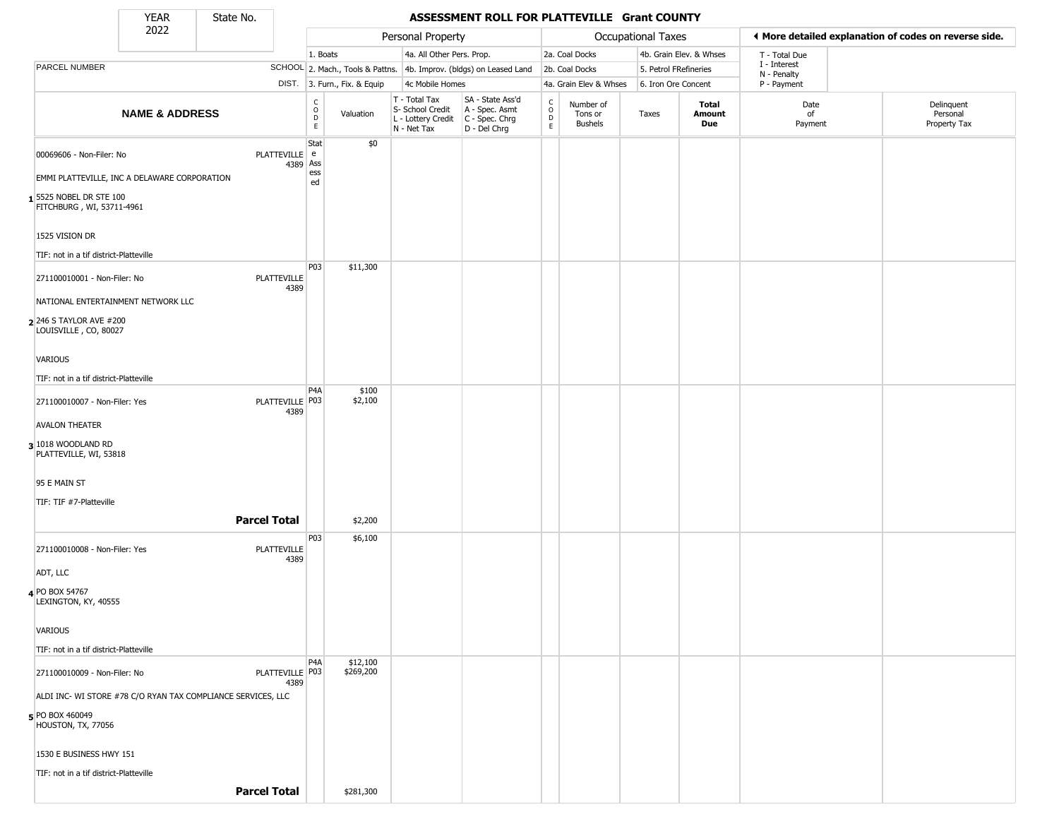# ASSESSMENT ROLL FOR PLATTEVILLE Grant COUNTY

YEAR 2022 | State No.

| | | Personal Property | | | | Occupational Taxes | | | | ◄ More detailed explanation of codes on reverse side. | |
|---|---|---|---|---|---|---|---|---|---|---|---|
| | | 1. Boats | | 4a. All Other Pers. Prop. | | 2a. Coal Docks | | 4b. Grain Elev. & Whses | | T - Total Due | |
| PARCEL NUMBER | SCHOOL | 2. Mach., Tools & Pattns. | | 4b. Improv. (bldgs) on Leased Land | | 2b. Coal Docks | | 5. Petrol FRefineries | | I - Interest N - Penalty | |
| | DIST. | 3. Furn., Fix. & Equip | | 4c Mobile Homes | | 4a. Grain Elev & Whses | | 6. Iron Ore Concent | | P - Payment | |
| **NAME & ADDRESS** | | CODE | Valuation | T - Total Tax S- School Credit L - Lottery Credit N - Net Tax | SA - State Ass'd A - Spec. Asmt C - Spec. Chrg D - Del Chrg | CODE | Number of Tons or Bushels | Taxes | **Total Amount Due** | Date of Payment | Delinquent Personal Property Tax |
| 1 00069606 - Non-Filer: No<br>EMMI PLATTEVILLE, INC A DELAWARE CORPORATION<br>5525 NOBEL DR STE 100<br>FITCHBURG , WI, 53711-4961<br>1525 VISION DR<br>TIF: not in a tif district-Platteville | PLATTEVILLE 4389 | State Assessed | $0 | | | | | | | | |
| 2 271100010001 - Non-Filer: No<br>NATIONAL ENTERTAINMENT NETWORK LLC<br>246 S TAYLOR AVE #200<br>LOUISVILLE , CO, 80027<br>VARIOUS<br>TIF: not in a tif district-Platteville | PLATTEVILLE 4389 | P03 | $11,300 | | | | | | | | |
| 3 271100010007 - Non-Filer: Yes<br>AVALON THEATER<br>1018 WOODLAND RD<br>PLATTEVILLE, WI, 53818<br>95 E MAIN ST<br>TIF: TIF #7-Platteville | PLATTEVILLE 4389 | P4A<br>P03 | $100<br>$2,100 | | | | | | | | |
| **Parcel Total** | | | $2,200 | | | | | | | | |
| 4 271100010008 - Non-Filer: Yes<br>ADT, LLC<br>PO BOX 54767<br>LEXINGTON, KY, 40555<br>VARIOUS<br>TIF: not in a tif district-Platteville | PLATTEVILLE 4389 | P03 | $6,100 | | | | | | | | |
| 5 271100010009 - Non-Filer: No<br>ALDI INC- WI STORE #78 C/O RYAN TAX COMPLIANCE SERVICES, LLC<br>PO BOX 460049<br>HOUSTON, TX, 77056<br>1530 E BUSINESS HWY 151<br>TIF: not in a tif district-Platteville | PLATTEVILLE 4389 | P4A<br>P03 | $12,100<br>$269,200 | | | | | | | | |
| **Parcel Total** | | | $281,300 | | | | | | | | |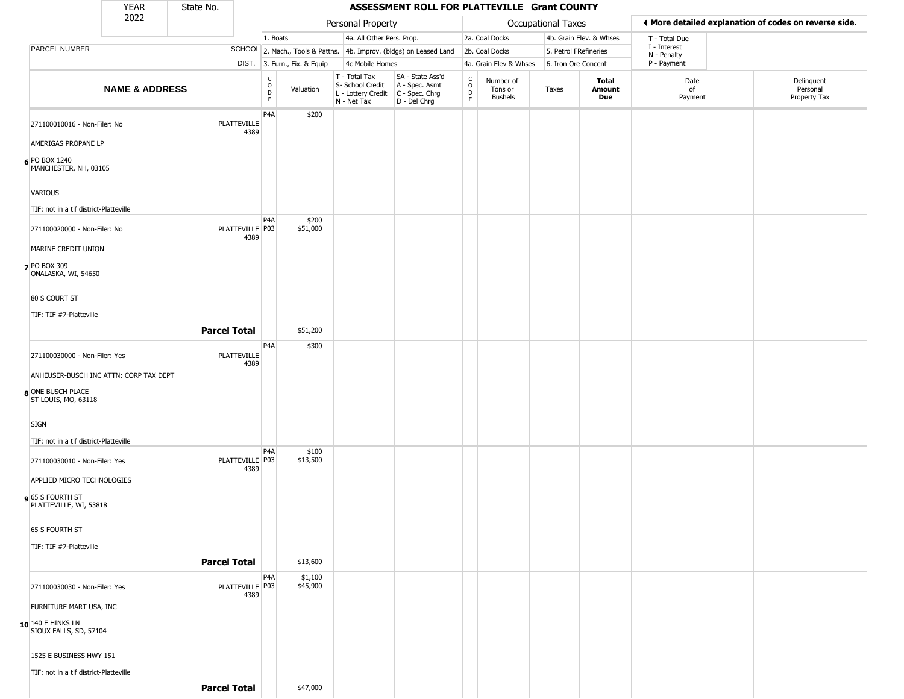| YEAR 2022 | State No. | | ASSESSMENT ROLL FOR PLATTEVILLE Grant COUNTY | | | | | | | | | | | |
|---|---|---|---|---|---|---|---|---|---|---|---|---|---|---|
| | | | Personal Property | | | | Occupational Taxes | | | | | ◂ More detailed explanation of codes on reverse side. | | |
| PARCEL NUMBER | | SCHOOL DIST. | 1. Boats / 2. Mach., Tools & Pattns. / 3. Furn., Fix. & Equip | | 4a. All Other Pers. Prop. / 4b. Improv. (bldgs) on Leased Land / 4c Mobile Homes | | 2a. Coal Docks / 2b. Coal Docks / 4a. Grain Elev & Whses | | 4b. Grain Elev. & Whses / 5. Petrol FRefineries / 6. Iron Ore Concent | | | T - Total Due / I - Interest / N - Penalty / P - Payment | | |
| NAME & ADDRESS | | | CODE | Valuation | T - Total Tax / S- School Credit / L - Lottery Credit / N - Net Tax | SA - State Ass'd / A - Spec. Asmt / C - Spec. Chrg / D - Del Chrg | CODE | Number of Tons or Bushels | Taxes | Total Amount Due | Date of Payment | Delinquent Personal Property Tax | | |
| 6 | 271100010016 - Non-Filer: No<br>AMERIGAS PROPANE LP<br>PO BOX 1240<br>MANCHESTER, NH, 03105<br>VARIOUS<br>TIF: not in a tif district-Platteville | PLATTEVILLE 4389 | P4A | $200 | | | | | | | | | | |
| 7 | 271100020000 - Non-Filer: No<br>MARINE CREDIT UNION<br>PO BOX 309<br>ONALASKA, WI, 54650<br>80 S COURT ST<br>TIF: TIF #7-Platteville | PLATTEVILLE 4389 | P4A<br>P03 | $200<br>$51,000 | | | | | | | | | | |
| | **Parcel Total** | | | $51,200 | | | | | | | | | | |
| 8 | 271100030000 - Non-Filer: Yes<br>ANHEUSER-BUSCH INC ATTN: CORP TAX DEPT<br>ONE BUSCH PLACE<br>ST LOUIS, MO, 63118<br>SIGN<br>TIF: not in a tif district-Platteville | PLATTEVILLE 4389 | P4A | $300 | | | | | | | | | | |
| 9 | 271100030010 - Non-Filer: Yes<br>APPLIED MICRO TECHNOLOGIES<br>65 S FOURTH ST<br>PLATTEVILLE, WI, 53818<br>65 S FOURTH ST<br>TIF: TIF #7-Platteville | PLATTEVILLE 4389 | P4A<br>P03 | $100<br>$13,500 | | | | | | | | | | |
| | **Parcel Total** | | | $13,600 | | | | | | | | | | |
| 10 | 271100030030 - Non-Filer: Yes<br>FURNITURE MART USA, INC<br>140 E HINKS LN<br>SIOUX FALLS, SD, 57104<br>1525 E BUSINESS HWY 151<br>TIF: not in a tif district-Platteville | PLATTEVILLE 4389 | P4A<br>P03 | $1,100<br>$45,900 | | | | | | | | | | |
| | **Parcel Total** | | | $47,000 | | | | | | | | | | |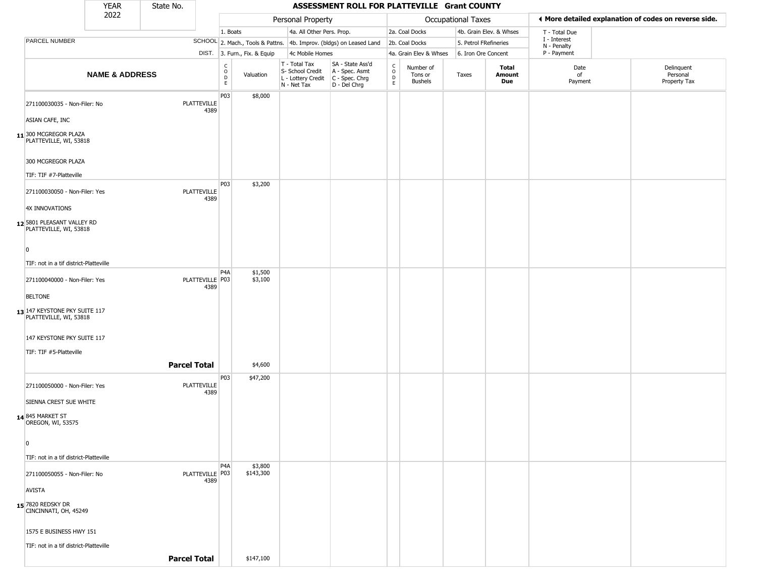# ASSESSMENT ROLL FOR PLATTEVILLE Grant COUNTY

YEAR 2022 | State No.

| | | Personal Property | | | | Occupational Taxes | | | | ◄ More detailed explanation of codes on reverse side. | |
|---|---|---|---|---|---|---|---|---|---|---|---|
| | | 1. Boats | | 4a. All Other Pers. Prop. | | 2a. Coal Docks | | 4b. Grain Elev. & Whses | | T - Total Due | |
| PARCEL NUMBER | SCHOOL | 2. Mach., Tools & Pattns. | | 4b. Improv. (bldgs) on Leased Land | | 2b. Coal Docks | | 5. Petrol FRefineries | | I - Interest N - Penalty | |
| | DIST. | 3. Furn., Fix. & Equip | | 4c Mobile Homes | | 4a. Grain Elev & Whses | | 6. Iron Ore Concent | | P - Payment | |

| | NAME & ADDRESS | SCHOOL DIST. | CODE | Valuation | T - Total Tax S- School Credit L - Lottery Credit N - Net Tax | SA - State Ass'd A - Spec. Asmt C - Spec. Chrg D - Del Chrg | CODE | Number of Tons or Bushels | Taxes | Total Amount Due | Date of Payment | Delinquent Personal Property Tax |
|---|---|---|---|---|---|---|---|---|---|---|---|---|
| 11 | 271100030035 - Non-Filer: No<br>ASIAN CAFE, INC<br>300 MCGREGOR PLAZA<br>PLATTEVILLE, WI, 53818<br>300 MCGREGOR PLAZA<br>TIF: TIF #7-Platteville | PLATTEVILLE 4389 | P03 | $8,000 | | | | | | | | |
| 12 | 271100030050 - Non-Filer: Yes<br>4X INNOVATIONS<br>5801 PLEASANT VALLEY RD<br>PLATTEVILLE, WI, 53818<br>0<br>TIF: not in a tif district-Platteville | PLATTEVILLE 4389 | P03 | $3,200 | | | | | | | | |
| 13 | 271100040000 - Non-Filer: Yes<br>BELTONE<br>147 KEYSTONE PKY SUITE 117<br>PLATTEVILLE, WI, 53818<br>147 KEYSTONE PKY SUITE 117<br>TIF: TIF #5-Platteville | PLATTEVILLE 4389 | P4A<br>P03 | $1,500<br>$3,100 | | | | | | | | |
| | **Parcel Total** | | | $4,600 | | | | | | | | |
| 14 | 271100050000 - Non-Filer: Yes<br>SIENNA CREST SUE WHITE<br>845 MARKET ST<br>OREGON, WI, 53575<br>0<br>TIF: not in a tif district-Platteville | PLATTEVILLE 4389 | P03 | $47,200 | | | | | | | | |
| 15 | 271100050055 - Non-Filer: No<br>AVISTA<br>7820 REDSKY DR<br>CINCINNATI, OH, 45249<br>1575 E BUSINESS HWY 151<br>TIF: not in a tif district-Platteville | PLATTEVILLE 4389 | P4A<br>P03 | $3,800<br>$143,300 | | | | | | | | |
| | **Parcel Total** | | | $147,100 | | | | | | | | |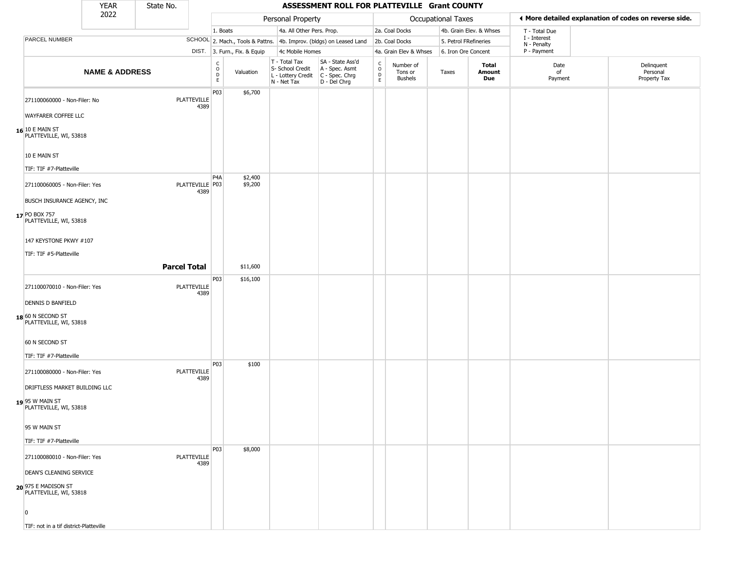# ASSESSMENT ROLL FOR PLATTEVILLE Grant COUNTY

| YEAR | State No. |
|---|---|
| 2022 | |

◄ More detailed explanation of codes on reverse side.

| | | Personal Property | | | | Occupational Taxes | | | | | | |
|---|---|---|---|---|---|---|---|---|---|---|---|---|
| PARCEL NUMBER | SCHOOL DIST. | 1. Boats / 2. Mach., Tools & Pattns. / 3. Furn., Fix. & Equip | | 4a. All Other Pers. Prop. / 4b. Improv. (bldgs) on Leased Land / 4c Mobile Homes | | 2a. Coal Docks / 2b. Coal Docks / 4a. Grain Elev & Whses | | 4b. Grain Elev. & Whses / 5. Petrol FRefineries / 6. Iron Ore Concent | | T - Total Due / I - Interest / N - Penalty / P - Payment | | |
| NAME & ADDRESS | | CODE | Valuation | T - Total Tax / S- School Credit / L - Lottery Credit / N - Net Tax | SA - State Ass'd / A - Spec. Asmt / C - Spec. Chrg / D - Del Chrg | CODE | Number of Tons or Bushels | Taxes | Total Amount Due | Date of Payment | Delinquent Personal Property Tax |
| **16** 271100060000 - Non-Filer: No<br>WAYFARER COFFEE LLC<br>10 E MAIN ST<br>PLATTEVILLE, WI, 53818<br>10 E MAIN ST<br>TIF: TIF #7-Platteville | PLATTEVILLE 4389 | P03 | $6,700 | | | | | | | | |
| **17** 271100060005 - Non-Filer: Yes<br>BUSCH INSURANCE AGENCY, INC<br>PO BOX 757<br>PLATTEVILLE, WI, 53818<br>147 KEYSTONE PKWY #107<br>TIF: TIF #5-Platteville | PLATTEVILLE 4389 | P4A<br>P03 | $2,400<br>$9,200 | | | | | | | | |
| **Parcel Total** | | | $11,600 | | | | | | | | |
| **18** 271100070010 - Non-Filer: Yes<br>DENNIS D BANFIELD<br>60 N SECOND ST<br>PLATTEVILLE, WI, 53818<br>60 N SECOND ST<br>TIF: TIF #7-Platteville | PLATTEVILLE 4389 | P03 | $16,100 | | | | | | | | |
| **19** 271100080000 - Non-Filer: Yes<br>DRIFTLESS MARKET BUILDING LLC<br>95 W MAIN ST<br>PLATTEVILLE, WI, 53818<br>95 W MAIN ST<br>TIF: TIF #7-Platteville | PLATTEVILLE 4389 | P03 | $100 | | | | | | | | |
| **20** 271100080010 - Non-Filer: Yes<br>DEAN'S CLEANING SERVICE<br>975 E MADISON ST<br>PLATTEVILLE, WI, 53818<br>0<br>TIF: not in a tif district-Platteville | PLATTEVILLE 4389 | P03 | $8,000 | | | | | | | | |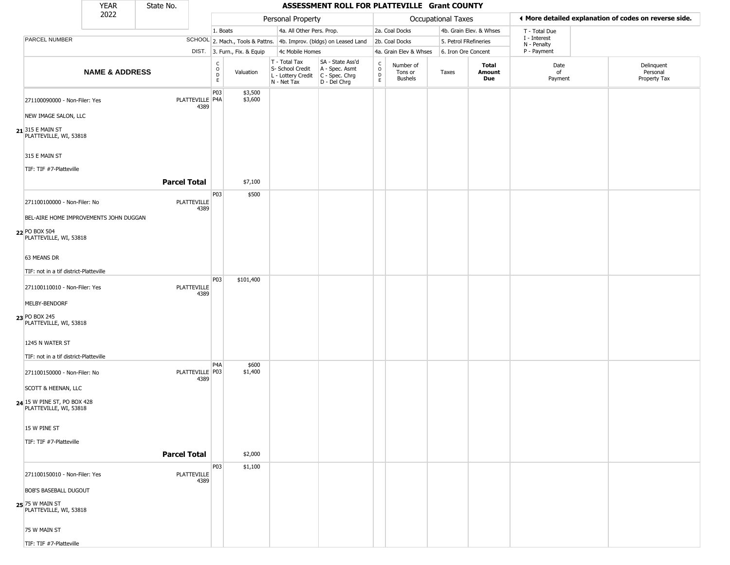# ASSESSMENT ROLL FOR PLATTEVILLE Grant COUNTY

| YEAR | State No. |
|---|---|
| 2022 | |

**Personal Property:** 1. Boats; 2. Mach., Tools & Pattns.; 3. Furn., Fix. & Equip; 4a. All Other Pers. Prop.; 4b. Improv. (bldgs) on Leased Land; 4c Mobile Homes

**Occupational Taxes:** 2a. Coal Docks; 2b. Coal Docks; 4a. Grain Elev & Whses; 4b. Grain Elev. & Whses; 5. Petrol FRefineries; 6. Iron Ore Concent

◄ More detailed explanation of codes on reverse side.

T - Total Due; I - Interest; N - Penalty; P - Payment

| | NAME & ADDRESS | SCHOOL DIST. | CODE | Valuation | T - Total Tax S- School Credit L - Lottery Credit N - Net Tax | SA - State Ass'd A - Spec. Asmt C - Spec. Chrg D - Del Chrg | CODE | Number of Tons or Bushels | Taxes | Total Amount Due | Date of Payment | Delinquent Personal Property Tax |
|---|---|---|---|---|---|---|---|---|---|---|---|---|
| 21 | 271100090000 - Non-Filer: Yes<br>NEW IMAGE SALON, LLC<br>315 E MAIN ST<br>PLATTEVILLE, WI, 53818<br>315 E MAIN ST<br>TIF: TIF #7-Platteville | PLATTEVILLE 4389 | P03<br>P4A | $3,500<br>$3,600 | | | | | | | | |
| | **Parcel Total** | | | $7,100 | | | | | | | | |
| 22 | 271100100000 - Non-Filer: No<br>BEL-AIRE HOME IMPROVEMENTS JOHN DUGGAN<br>PO BOX 504<br>PLATTEVILLE, WI, 53818<br>63 MEANS DR<br>TIF: not in a tif district-Platteville | PLATTEVILLE 4389 | P03 | $500 | | | | | | | | |
| 23 | 271100110010 - Non-Filer: Yes<br>MELBY-BENDORF<br>PO BOX 245<br>PLATTEVILLE, WI, 53818<br>1245 N WATER ST<br>TIF: not in a tif district-Platteville | PLATTEVILLE 4389 | P03 | $101,400 | | | | | | | | |
| 24 | 271100150000 - Non-Filer: No<br>SCOTT & HEENAN, LLC<br>15 W PINE ST, PO BOX 428<br>PLATTEVILLE, WI, 53818<br>15 W PINE ST<br>TIF: TIF #7-Platteville | PLATTEVILLE 4389 | P4A<br>P03 | $600<br>$1,400 | | | | | | | | |
| | **Parcel Total** | | | $2,000 | | | | | | | | |
| 25 | 271100150010 - Non-Filer: Yes<br>BOB'S BASEBALL DUGOUT<br>75 W MAIN ST<br>PLATTEVILLE, WI, 53818<br>75 W MAIN ST<br>TIF: TIF #7-Platteville | PLATTEVILLE 4389 | P03 | $1,100 | | | | | | | | |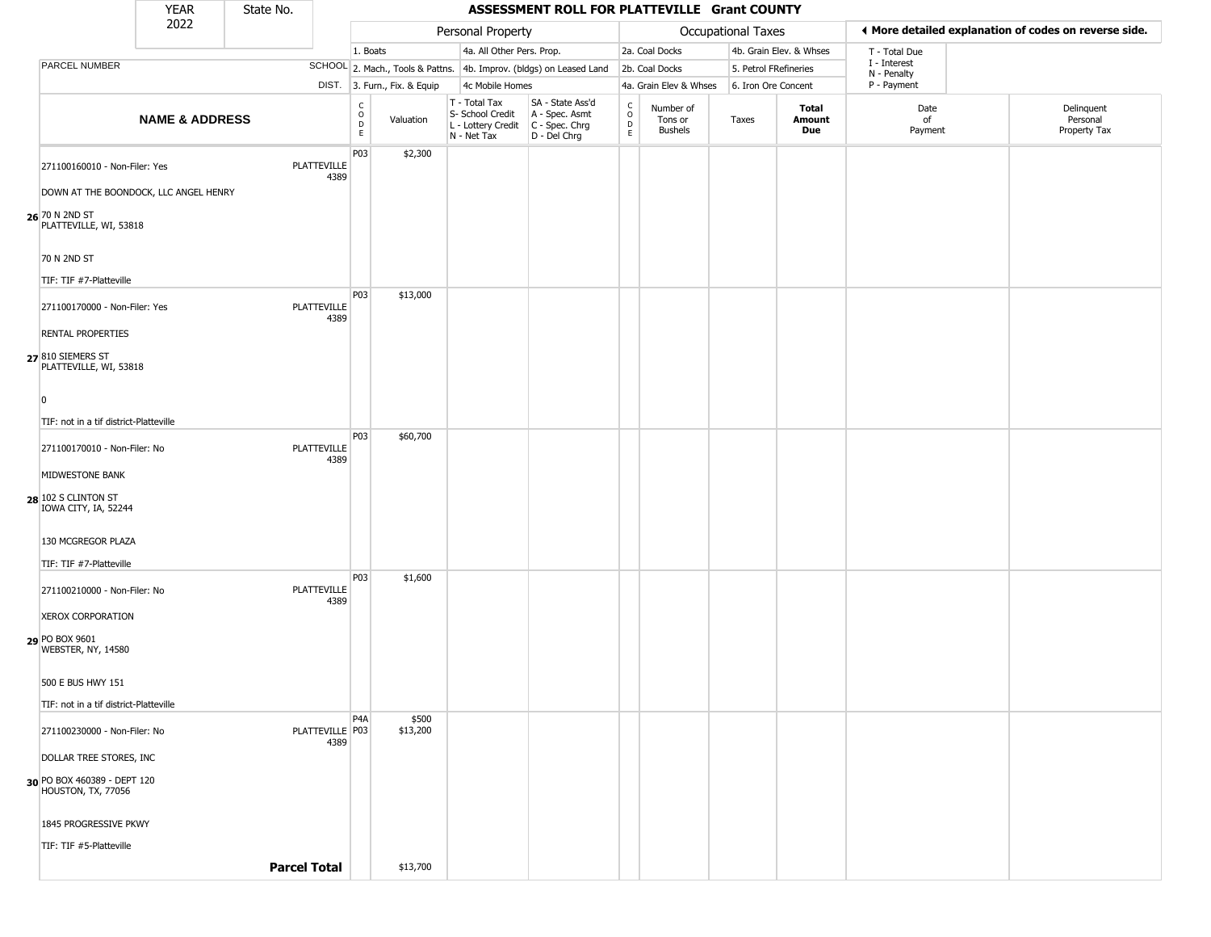| YEAR | State No. | ASSESSMENT ROLL FOR PLATTEVILLE Grant COUNTY | | | | | | | | | |
|---|---|---|---|---|---|---|---|---|---|---|---|
| 2022 | | | | | | | | | | | |

| | | Personal Property | | | | Occupational Taxes | | | | ◀ More detailed explanation of codes on reverse side. | |
|---|---|---|---|---|---|---|---|---|---|---|---|
| PARCEL NUMBER | SCHOOL DIST. | 1. Boats<br>2. Mach., Tools & Pattns.<br>3. Furn., Fix. & Equip | | 4a. All Other Pers. Prop.<br>4b. Improv. (bldgs) on Leased Land<br>4c Mobile Homes | | 2a. Coal Docks<br>2b. Coal Docks<br>4a. Grain Elev & Whses | | 4b. Grain Elev. & Whses<br>5. Petrol FRefineries<br>6. Iron Ore Concent | | T - Total Due<br>I - Interest<br>N - Penalty<br>P - Payment | |
| **NAME & ADDRESS** | | CODE | Valuation | T - Total Tax<br>S- School Credit<br>L - Lottery Credit<br>N - Net Tax | SA - State Ass'd<br>A - Spec. Asmt<br>C - Spec. Chrg<br>D - Del Chrg | CODE | Number of Tons or Bushels | Taxes | **Total Amount Due** | Date of Payment | Delinquent Personal Property Tax |
| 26 271100160010 - Non-Filer: Yes<br>DOWN AT THE BOONDOCK, LLC ANGEL HENRY<br>70 N 2ND ST<br>PLATTEVILLE, WI, 53818<br>70 N 2ND ST<br>TIF: TIF #7-Platteville | PLATTEVILLE 4389 | P03 | $2,300 | | | | | | | | |
| 27 271100170000 - Non-Filer: Yes<br>RENTAL PROPERTIES<br>810 SIEMERS ST<br>PLATTEVILLE, WI, 53818<br>0<br>TIF: not in a tif district-Platteville | PLATTEVILLE 4389 | P03 | $13,000 | | | | | | | | |
| 28 271100170010 - Non-Filer: No<br>MIDWESTONE BANK<br>102 S CLINTON ST<br>IOWA CITY, IA, 52244<br>130 MCGREGOR PLAZA<br>TIF: TIF #7-Platteville | PLATTEVILLE 4389 | P03 | $60,700 | | | | | | | | |
| 29 271100210000 - Non-Filer: No<br>XEROX CORPORATION<br>PO BOX 9601<br>WEBSTER, NY, 14580<br>500 E BUS HWY 151<br>TIF: not in a tif district-Platteville | PLATTEVILLE 4389 | P03 | $1,600 | | | | | | | | |
| 30 271100230000 - Non-Filer: No<br>DOLLAR TREE STORES, INC<br>PO BOX 460389 - DEPT 120<br>HOUSTON, TX, 77056<br>1845 PROGRESSIVE PKWY<br>TIF: TIF #5-Platteville | PLATTEVILLE 4389 | P4A<br>P03 | $500<br>$13,200 | | | | | | | | |
| | **Parcel Total** | | $13,700 | | | | | | | | |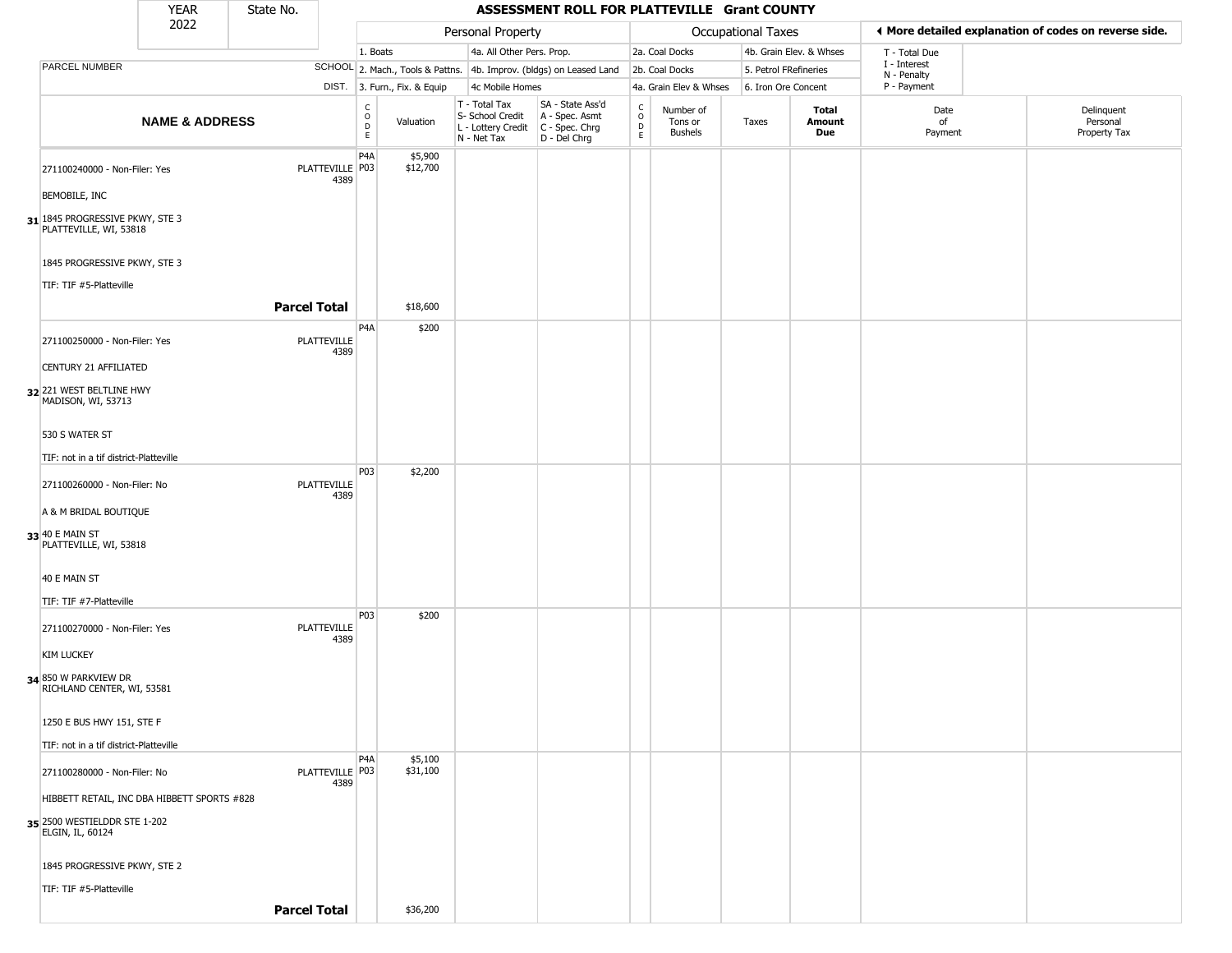| YEAR | State No. |
|---|---|
| 2022 | |

# ASSESSMENT ROLL FOR PLATTEVILLE Grant COUNTY

| | | Personal Property | | | | Occupational Taxes | | | | ◀ More detailed explanation of codes on reverse side. | |
|---|---|---|---|---|---|---|---|---|---|---|---|
| PARCEL NUMBER | SCHOOL | 1. Boats | | 4a. All Other Pers. Prop. | | 2a. Coal Docks | | 4b. Grain Elev. & Whses | | T - Total Due | |
| | | 2. Mach., Tools & Pattns. | | 4b. Improv. (bldgs) on Leased Land | | 2b. Coal Docks | | 5. Petrol FRefineries | | I - Interest | |
| | DIST. | 3. Furn., Fix. & Equip | | 4c Mobile Homes | | 4a. Grain Elev & Whses | | 6. Iron Ore Concent | | N - Penalty / P - Payment | |

| | NAME & ADDRESS | | CODE | Valuation | T - Total Tax / S- School Credit / L - Lottery Credit / N - Net Tax | SA - State Ass'd / A - Spec. Asmt / C - Spec. Chrg / D - Del Chrg | CODE | Number of Tons or Bushels | Taxes | Total Amount Due | Date of Payment | Delinquent Personal Property Tax |
|---|---|---|---|---|---|---|---|---|---|---|---|---|
| 31 | 271100240000 - Non-Filer: Yes<br>BEMOBILE, INC<br>1845 PROGRESSIVE PKWY, STE 3<br>PLATTEVILLE, WI, 53818<br>1845 PROGRESSIVE PKWY, STE 3<br>TIF: TIF #5-Platteville | PLATTEVILLE 4389 | P4A<br>P03 | $5,900<br>$12,700 | | | | | | | | |
| | | **Parcel Total** | | $18,600 | | | | | | | | |
| 32 | 271100250000 - Non-Filer: Yes<br>CENTURY 21 AFFILIATED<br>221 WEST BELTLINE HWY<br>MADISON, WI, 53713<br>530 S WATER ST<br>TIF: not in a tif district-Platteville | PLATTEVILLE 4389 | P4A | $200 | | | | | | | | |
| 33 | 271100260000 - Non-Filer: No<br>A & M BRIDAL BOUTIQUE<br>40 E MAIN ST<br>PLATTEVILLE, WI, 53818<br>40 E MAIN ST<br>TIF: TIF #7-Platteville | PLATTEVILLE 4389 | P03 | $2,200 | | | | | | | | |
| 34 | 271100270000 - Non-Filer: Yes<br>KIM LUCKEY<br>850 W PARKVIEW DR<br>RICHLAND CENTER, WI, 53581<br>1250 E BUS HWY 151, STE F<br>TIF: not in a tif district-Platteville | PLATTEVILLE 4389 | P03 | $200 | | | | | | | | |
| 35 | 271100280000 - Non-Filer: No<br>HIBBETT RETAIL, INC DBA HIBBETT SPORTS #828<br>2500 WESTIELDDR STE 1-202<br>ELGIN, IL, 60124<br>1845 PROGRESSIVE PKWY, STE 2<br>TIF: TIF #5-Platteville | PLATTEVILLE 4389 | P4A<br>P03 | $5,100<br>$31,100 | | | | | | | | |
| | | **Parcel Total** | | $36,200 | | | | | | | | |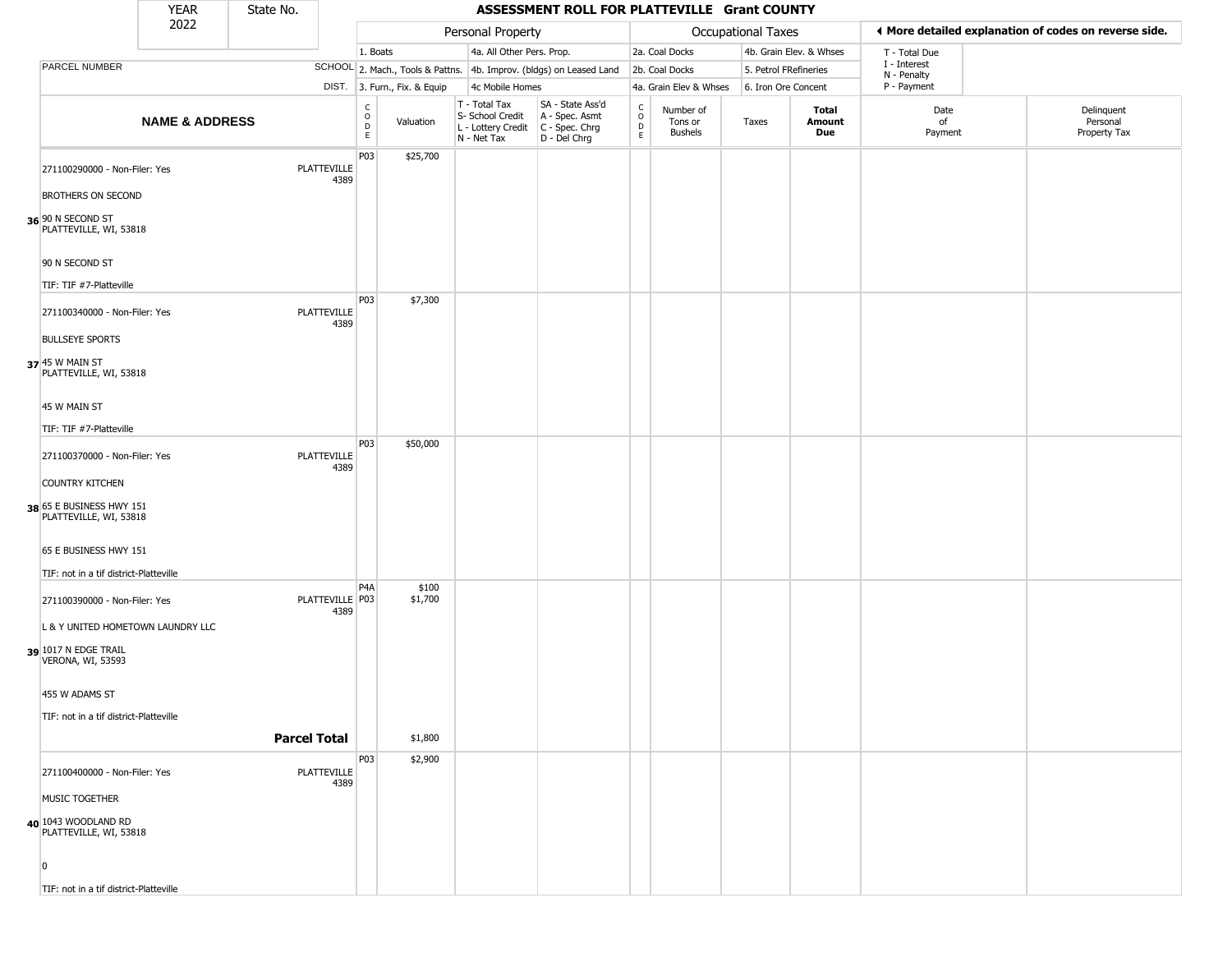| YEAR | State No. |
|---|---|
| 2022 | |

# ASSESSMENT ROLL FOR PLATTEVILLE Grant COUNTY

| | | Personal Property | | | | | Occupational Taxes | | | | ◄ More detailed explanation of codes on reverse side. | |
|---|---|---|---|---|---|---|---|---|---|---|---|---|
| | | 1. Boats | | 4a. All Other Pers. Prop. | | | 2a. Coal Docks | | 4b. Grain Elev. & Whses | | T - Total Due | |
| PARCEL NUMBER | SCHOOL | 2. Mach., Tools & Pattns. | | 4b. Improv. (bldgs) on Leased Land | | | 2b. Coal Docks | | 5. Petrol FRefineries | | I - Interest<br>N - Penalty | |
| | DIST. | 3. Furn., Fix. & Equip | | 4c Mobile Homes | | | 4a. Grain Elev & Whses | | 6. Iron Ore Concent | | P - Payment | |
| **NAME & ADDRESS** | | CODE | Valuation | T - Total Tax<br>S- School Credit<br>L - Lottery Credit<br>N - Net Tax | SA - State Ass'd<br>A - Spec. Asmt<br>C - Spec. Chrg<br>D - Del Chrg | CODE | Number of Tons or Bushels | Taxes | **Total Amount Due** | Date of Payment | Delinquent Personal Property Tax |
| 36 271100290000 - Non-Filer: Yes<br>BROTHERS ON SECOND<br>90 N SECOND ST<br>PLATTEVILLE, WI, 53818<br>90 N SECOND ST<br>TIF: TIF #7-Platteville | PLATTEVILLE 4389 | P03 | $25,700 | | | | | | | | |
| 37 271100340000 - Non-Filer: Yes<br>BULLSEYE SPORTS<br>45 W MAIN ST<br>PLATTEVILLE, WI, 53818<br>45 W MAIN ST<br>TIF: TIF #7-Platteville | PLATTEVILLE 4389 | P03 | $7,300 | | | | | | | | |
| 38 271100370000 - Non-Filer: Yes<br>COUNTRY KITCHEN<br>65 E BUSINESS HWY 151<br>PLATTEVILLE, WI, 53818<br>65 E BUSINESS HWY 151<br>TIF: not in a tif district-Platteville | PLATTEVILLE 4389 | P03 | $50,000 | | | | | | | | |
| 39 271100390000 - Non-Filer: Yes<br>L & Y UNITED HOMETOWN LAUNDRY LLC<br>1017 N EDGE TRAIL<br>VERONA, WI, 53593<br>455 W ADAMS ST<br>TIF: not in a tif district-Platteville | PLATTEVILLE 4389 | P4A<br>P03 | $100<br>$1,700 | | | | | | | | |
| **Parcel Total** | | | $1,800 | | | | | | | | |
| 40 271100400000 - Non-Filer: Yes<br>MUSIC TOGETHER<br>1043 WOODLAND RD<br>PLATTEVILLE, WI, 53818<br>0<br>TIF: not in a tif district-Platteville | PLATTEVILLE 4389 | P03 | $2,900 | | | | | | | | |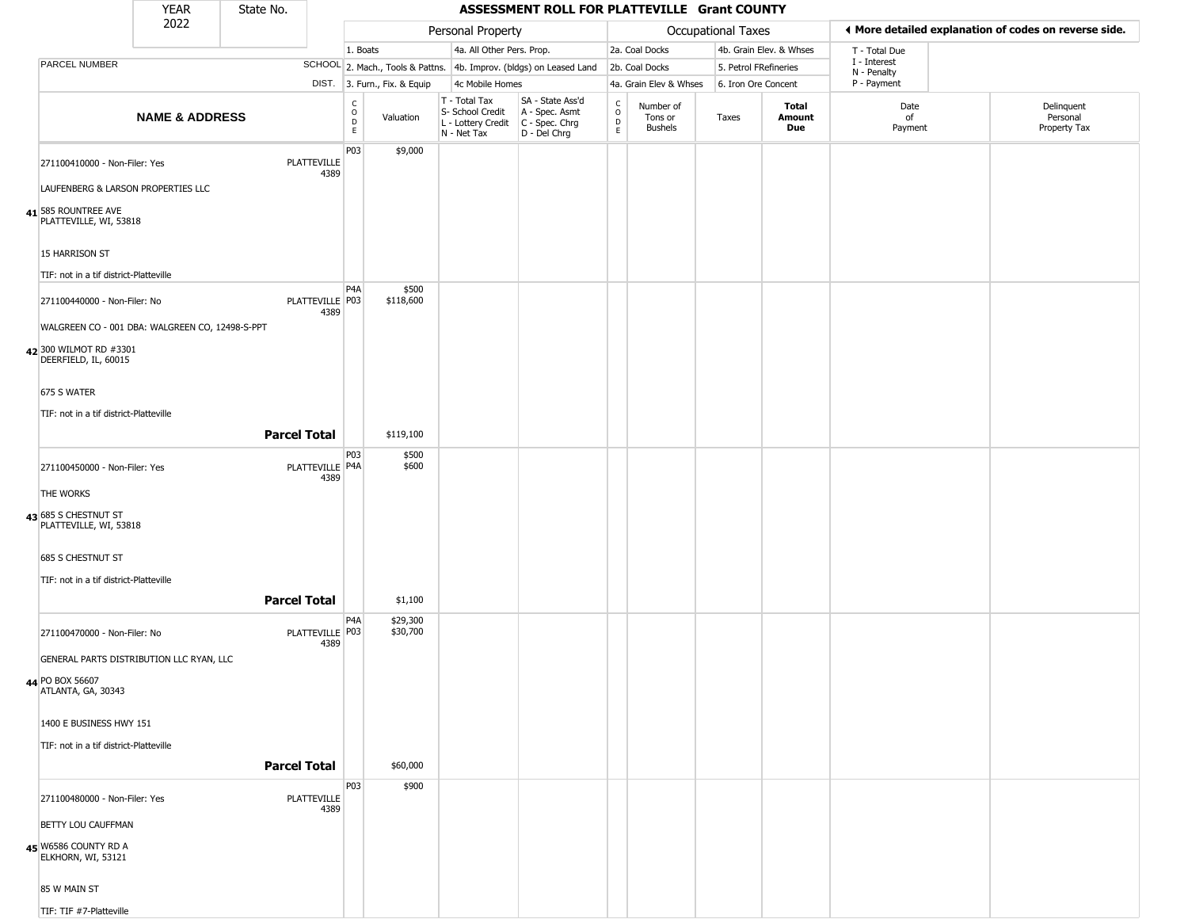| YEAR 2022 | State No. |
|---|---|

# ASSESSMENT ROLL FOR PLATTEVILLE Grant COUNTY

**◄ More detailed explanation of codes on reverse side.**

| | | Personal Property | | | | Occupational Taxes | | | | | |
|---|---|---|---|---|---|---|---|---|---|---|---|
| PARCEL NUMBER | SCHOOL DIST. | 1. Boats<br>2. Mach., Tools & Pattns.<br>3. Furn., Fix. & Equip | | 4a. All Other Pers. Prop.<br>4b. Improv. (bldgs) on Leased Land<br>4c Mobile Homes | | 2a. Coal Docks<br>2b. Coal Docks<br>4a. Grain Elev & Whses | | 4b. Grain Elev. & Whses<br>5. Petrol FRefineries<br>6. Iron Ore Concent | | T - Total Due<br>I - Interest<br>N - Penalty<br>P - Payment | |
| **NAME & ADDRESS** | | CODE | Valuation | T - Total Tax<br>S- School Credit<br>L - Lottery Credit<br>N - Net Tax | SA - State Ass'd<br>A - Spec. Asmt<br>C - Spec. Chrg<br>D - Del Chrg | CODE | Number of Tons or Bushels | Taxes | **Total Amount Due** | Date of Payment | Delinquent Personal Property Tax |
| 41 271100410000 - Non-Filer: Yes<br>LAUFENBERG & LARSON PROPERTIES LLC<br>585 ROUNTREE AVE<br>PLATTEVILLE, WI, 53818<br>15 HARRISON ST<br>TIF: not in a tif district-Platteville | PLATTEVILLE 4389 | P03 | $9,000 | | | | | | | | |
| 42 271100440000 - Non-Filer: No<br>WALGREEN CO - 001 DBA: WALGREEN CO, 12498-S-PPT<br>300 WILMOT RD #3301<br>DEERFIELD, IL, 60015<br>675 S WATER<br>TIF: not in a tif district-Platteville | PLATTEVILLE 4389 | P4A<br>P03 | $500<br>$118,600 | | | | | | | | |
| **Parcel Total** | | | $119,100 | | | | | | | | |
| 43 271100450000 - Non-Filer: Yes<br>THE WORKS<br>685 S CHESTNUT ST<br>PLATTEVILLE, WI, 53818<br>685 S CHESTNUT ST<br>TIF: not in a tif district-Platteville | PLATTEVILLE 4389 | P03<br>P4A | $500<br>$600 | | | | | | | | |
| **Parcel Total** | | | $1,100 | | | | | | | | |
| 44 271100470000 - Non-Filer: No<br>GENERAL PARTS DISTRIBUTION LLC RYAN, LLC<br>PO BOX 56607<br>ATLANTA, GA, 30343<br>1400 E BUSINESS HWY 151<br>TIF: not in a tif district-Platteville | PLATTEVILLE 4389 | P4A<br>P03 | $29,300<br>$30,700 | | | | | | | | |
| **Parcel Total** | | | $60,000 | | | | | | | | |
| 45 271100480000 - Non-Filer: Yes<br>BETTY LOU CAUFFMAN<br>W6586 COUNTY RD A<br>ELKHORN, WI, 53121<br>85 W MAIN ST<br>TIF: TIF #7-Platteville | PLATTEVILLE 4389 | P03 | $900 | | | | | | | | |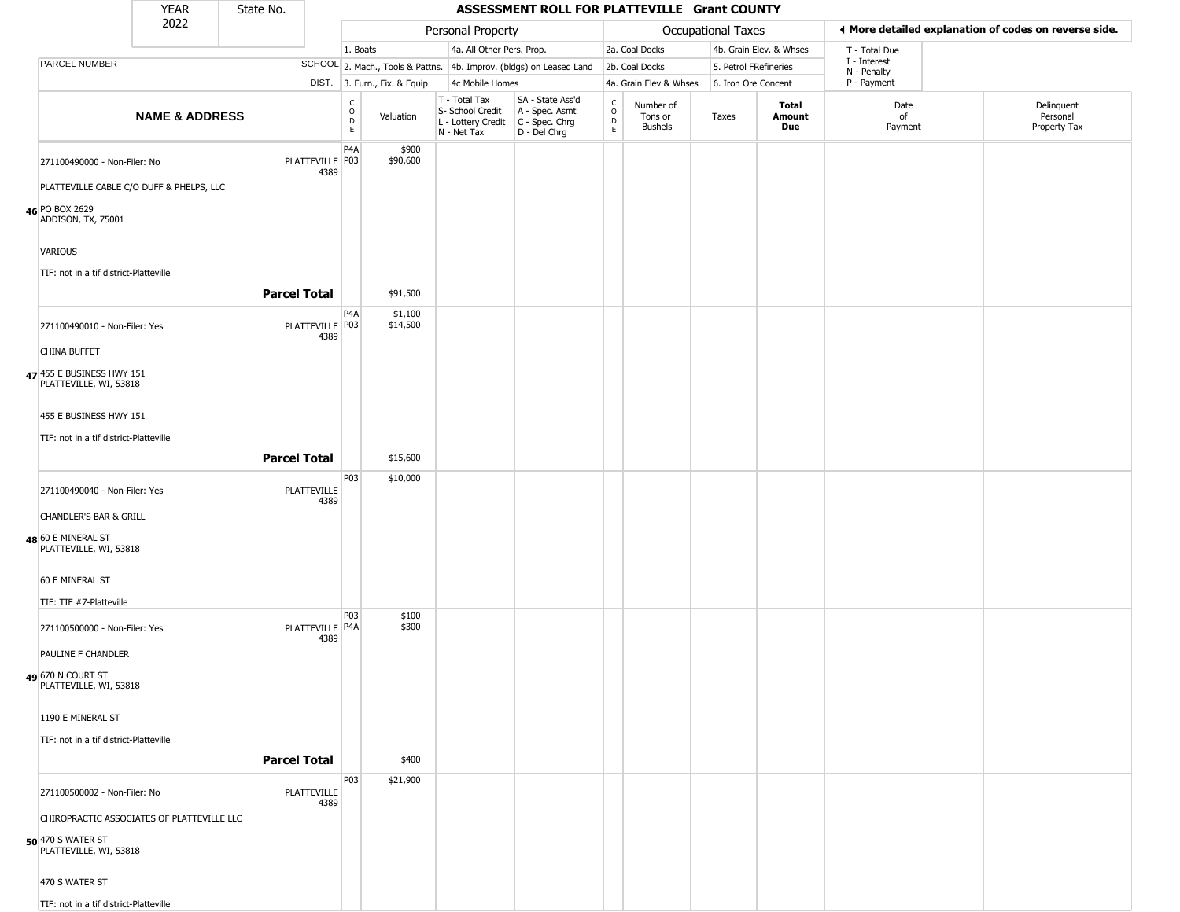# ASSESSMENT ROLL FOR PLATTEVILLE Grant COUNTY

| YEAR | State No. |
|---|---|
| 2022 | |

Personal Property: 1. Boats; 2. Mach., Tools & Pattns.; 3. Furn., Fix. & Equip; 4a. All Other Pers. Prop.; 4b. Improv. (bldgs) on Leased Land; 4c Mobile Homes

Occupational Taxes: 2a. Coal Docks; 2b. Coal Docks; 4a. Grain Elev & Whses; 4b. Grain Elev. & Whses; 5. Petrol FRefineries; 6. Iron Ore Concent

◄ More detailed explanation of codes on reverse side.

T - Total Due; I - Interest; N - Penalty; P - Payment

| | NAME & ADDRESS | SCHOOL DIST. | CODE | Valuation | T - Total Tax S- School Credit L - Lottery Credit N - Net Tax | SA - State Ass'd A - Spec. Asmt C - Spec. Chrg D - Del Chrg | CODE | Number of Tons or Bushels | Taxes | Total Amount Due | Date of Payment | Delinquent Personal Property Tax |
|---|---|---|---|---|---|---|---|---|---|---|---|---|
| 46 | 271100490000 - Non-Filer: No<br>PLATTEVILLE CABLE C/O DUFF & PHELPS, LLC<br>PO BOX 2629<br>ADDISON, TX, 75001<br>VARIOUS<br>TIF: not in a tif district-Platteville | PLATTEVILLE 4389 | P4A<br>P03 | $900<br>$90,600 | | | | | | | | |
| | **Parcel Total** | | | $91,500 | | | | | | | | |
| 47 | 271100490010 - Non-Filer: Yes<br>CHINA BUFFET<br>455 E BUSINESS HWY 151<br>PLATTEVILLE, WI, 53818<br>455 E BUSINESS HWY 151<br>TIF: not in a tif district-Platteville | PLATTEVILLE 4389 | P4A<br>P03 | $1,100<br>$14,500 | | | | | | | | |
| | **Parcel Total** | | | $15,600 | | | | | | | | |
| 48 | 271100490040 - Non-Filer: Yes<br>CHANDLER'S BAR & GRILL<br>60 E MINERAL ST<br>PLATTEVILLE, WI, 53818<br>60 E MINERAL ST<br>TIF: TIF #7-Platteville | PLATTEVILLE 4389 | P03 | $10,000 | | | | | | | | |
| 49 | 271100500000 - Non-Filer: Yes<br>PAULINE F CHANDLER<br>670 N COURT ST<br>PLATTEVILLE, WI, 53818<br>1190 E MINERAL ST<br>TIF: not in a tif district-Platteville | PLATTEVILLE 4389 | P03<br>P4A | $100<br>$300 | | | | | | | | |
| | **Parcel Total** | | | $400 | | | | | | | | |
| 50 | 271100500002 - Non-Filer: No<br>CHIROPRACTIC ASSOCIATES OF PLATTEVILLE LLC<br>470 S WATER ST<br>PLATTEVILLE, WI, 53818<br>470 S WATER ST<br>TIF: not in a tif district-Platteville | PLATTEVILLE 4389 | P03 | $21,900 | | | | | | | | |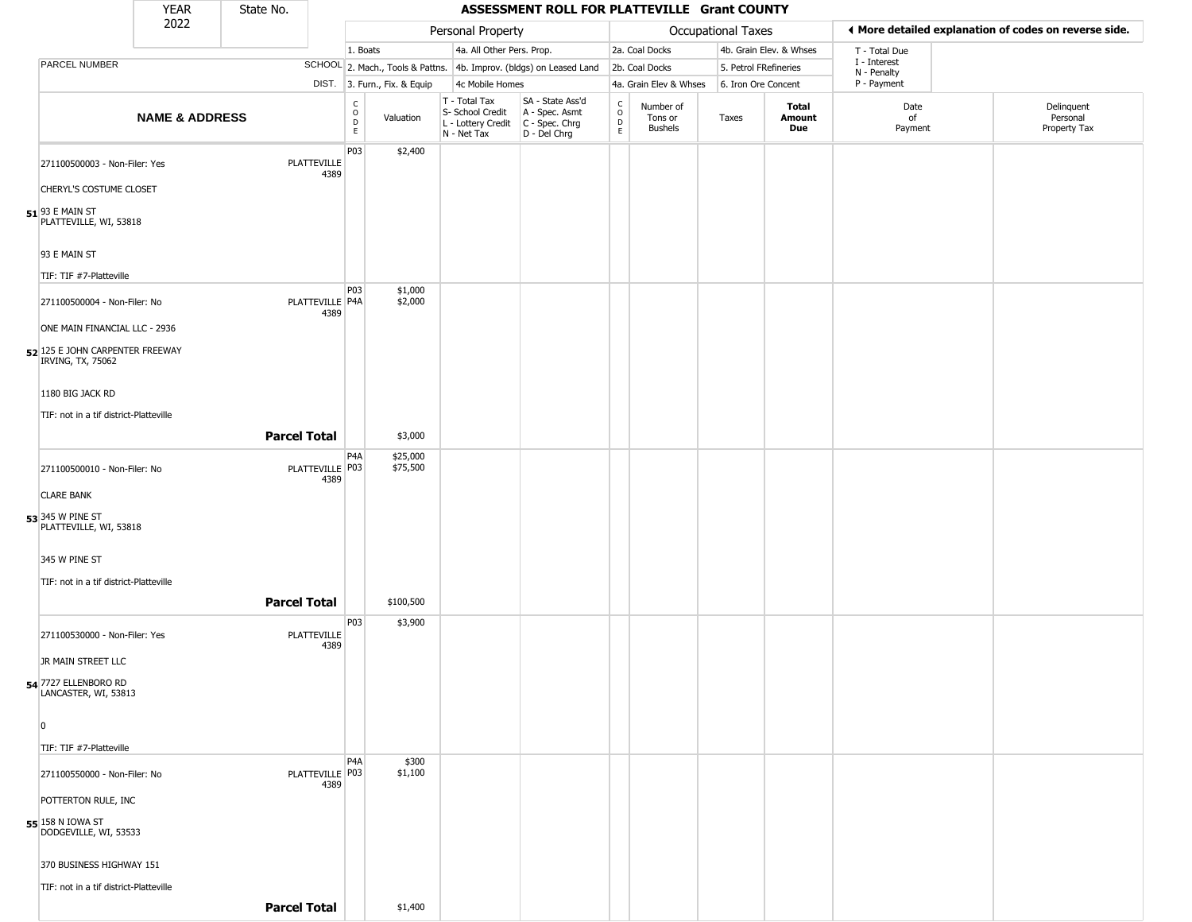| YEAR 2022 | State No. | **ASSESSMENT ROLL FOR PLATTEVILLE Grant COUNTY** | | | | | | | | | | |
|---|---|---|---|---|---|---|---|---|---|---|---|---|

**Personal Property:** 1. Boats; 2. Mach., Tools & Pattns.; 3. Furn., Fix. & Equip; 4a. All Other Pers. Prop.; 4b. Improv. (bldgs) on Leased Land; 4c Mobile Homes

**Occupational Taxes:** 2a. Coal Docks; 2b. Coal Docks; 4a. Grain Elev & Whses; 4b. Grain Elev. & Whses; 5. Petrol FRefineries; 6. Iron Ore Concent

◄ More detailed explanation of codes on reverse side. T - Total Due; I - Interest; N - Penalty; P - Payment

| | NAME & ADDRESS | PARCEL NUMBER / SCHOOL DIST. | CODE | Valuation | T - Total Tax / S- School Credit / L - Lottery Credit / N - Net Tax | SA - State Ass'd / A - Spec. Asmt / C - Spec. Chrg / D - Del Chrg | CODE | Number of Tons or Bushels | Taxes | Total Amount Due | Date of Payment | Delinquent Personal Property Tax |
|---|---|---|---|---|---|---|---|---|---|---|---|---|
| 51 | 271100500003 - Non-Filer: Yes<br>CHERYL'S COSTUME CLOSET<br>93 E MAIN ST<br>PLATTEVILLE, WI, 53818<br><br>93 E MAIN ST<br>TIF: TIF #7-Platteville | PLATTEVILLE 4389 | P03 | $2,400 | | | | | | | | |
| 52 | 271100500004 - Non-Filer: No<br>ONE MAIN FINANCIAL LLC - 2936<br>125 E JOHN CARPENTER FREEWAY<br>IRVING, TX, 75062<br><br>1180 BIG JACK RD<br>TIF: not in a tif district-Platteville | PLATTEVILLE 4389 | P03<br>P4A | $1,000<br>$2,000 | | | | | | | | |
| | | **Parcel Total** | | $3,000 | | | | | | | | |
| 53 | 271100500010 - Non-Filer: No<br>CLARE BANK<br>345 W PINE ST<br>PLATTEVILLE, WI, 53818<br><br>345 W PINE ST<br>TIF: not in a tif district-Platteville | PLATTEVILLE 4389 | P4A<br>P03 | $25,000<br>$75,500 | | | | | | | | |
| | | **Parcel Total** | | $100,500 | | | | | | | | |
| 54 | 271100530000 - Non-Filer: Yes<br>JR MAIN STREET LLC<br>7727 ELLENBORO RD<br>LANCASTER, WI, 53813<br><br>0<br>TIF: TIF #7-Platteville | PLATTEVILLE 4389 | P03 | $3,900 | | | | | | | | |
| 55 | 271100550000 - Non-Filer: No<br>POTTERTON RULE, INC<br>158 N IOWA ST<br>DODGEVILLE, WI, 53533<br><br>370 BUSINESS HIGHWAY 151<br>TIF: not in a tif district-Platteville | PLATTEVILLE 4389 | P4A<br>P03 | $300<br>$1,100 | | | | | | | | |
| | | **Parcel Total** | | $1,400 | | | | | | | | |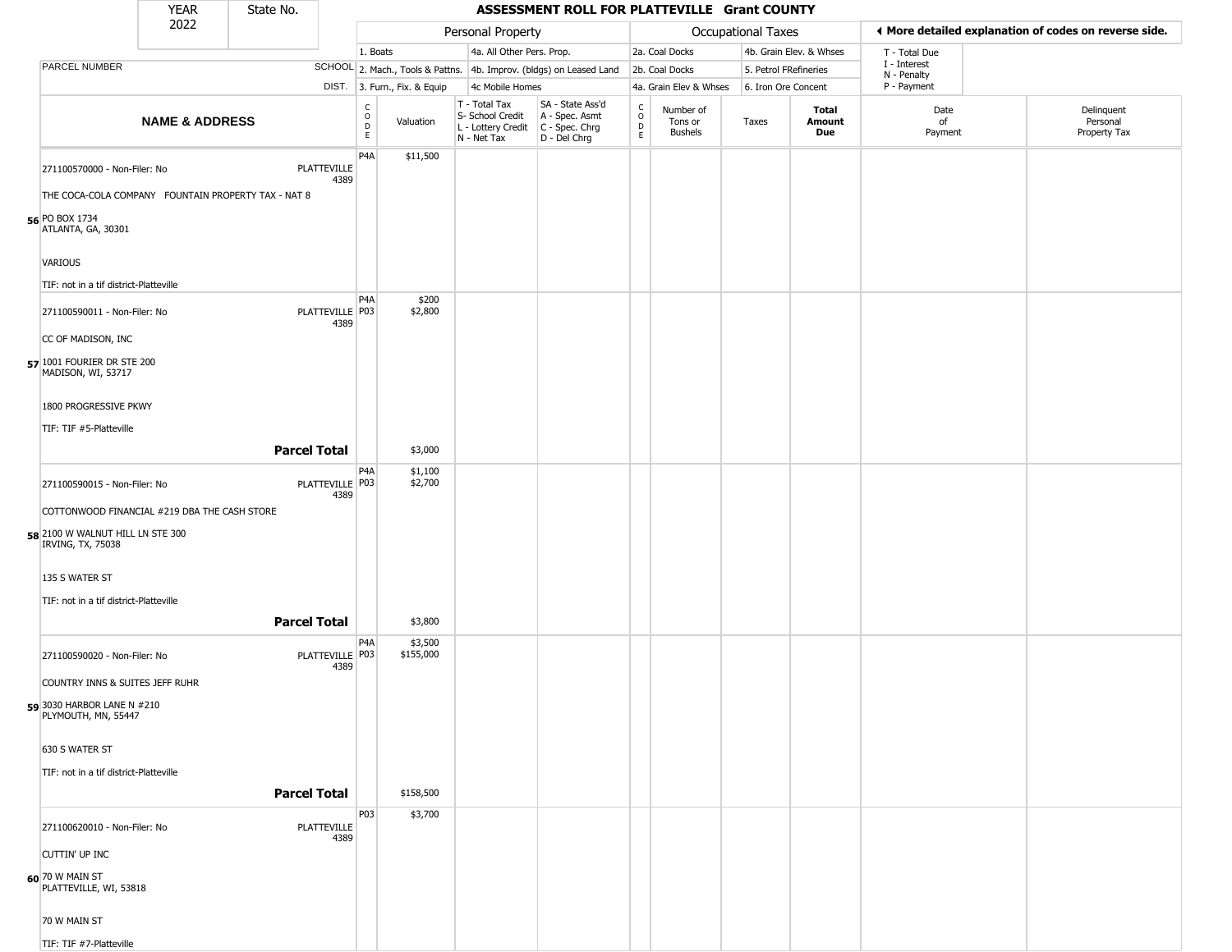# ASSESSMENT ROLL FOR PLATTEVILLE Grant COUNTY

| YEAR | State No. |
|---|---|
| 2022 | |

| PARCEL NUMBER | SCHOOL DIST. | Personal Property | | | | Occupational Taxes | | | | ◄ More detailed explanation of codes on reverse side. | |
|---|---|---|---|---|---|---|---|---|---|---|---|
| | | 1. Boats | | 4a. All Other Pers. Prop. | | 2a. Coal Docks | | 4b. Grain Elev. & Whses | | T - Total Due | |
| | | 2. Mach., Tools & Pattns. | | 4b. Improv. (bldgs) on Leased Land | | 2b. Coal Docks | | 5. Petrol FRefineries | | I - Interest, N - Penalty | |
| | | 3. Furn., Fix. & Equip | | 4c Mobile Homes | | 4a. Grain Elev & Whses | | 6. Iron Ore Concent | | P - Payment | |

| | NAME & ADDRESS | | CODE | Valuation | T - Total Tax, S- School Credit, L - Lottery Credit, N - Net Tax | SA - State Ass'd, A - Spec. Asmt, C - Spec. Chrg, D - Del Chrg | CODE | Number of Tons or Bushels | Taxes | Total Amount Due | Date of Payment | Delinquent Personal Property Tax |
|---|---|---|---|---|---|---|---|---|---|---|---|---|
| 56 | 271100570000 - Non-Filer: No<br>THE COCA-COLA COMPANY FOUNTAIN PROPERTY TAX - NAT 8<br>PO BOX 1734<br>ATLANTA, GA, 30301<br>VARIOUS<br>TIF: not in a tif district-Platteville | PLATTEVILLE 4389 | P4A | $11,500 | | | | | | | | |
| 57 | 271100590011 - Non-Filer: No<br>CC OF MADISON, INC<br>1001 FOURIER DR STE 200<br>MADISON, WI, 53717<br>1800 PROGRESSIVE PKWY<br>TIF: TIF #5-Platteville | PLATTEVILLE 4389 | P4A<br>P03 | $200<br>$2,800 | | | | | | | | |
| | **Parcel Total** | | | $3,000 | | | | | | | | |
| 58 | 271100590015 - Non-Filer: No<br>COTTONWOOD FINANCIAL #219 DBA THE CASH STORE<br>2100 W WALNUT HILL LN STE 300<br>IRVING, TX, 75038<br>135 S WATER ST<br>TIF: not in a tif district-Platteville | PLATTEVILLE 4389 | P4A<br>P03 | $1,100<br>$2,700 | | | | | | | | |
| | **Parcel Total** | | | $3,800 | | | | | | | | |
| 59 | 271100590020 - Non-Filer: No<br>COUNTRY INNS & SUITES JEFF RUHR<br>3030 HARBOR LANE N #210<br>PLYMOUTH, MN, 55447<br>630 S WATER ST<br>TIF: not in a tif district-Platteville | PLATTEVILLE 4389 | P4A<br>P03 | $3,500<br>$155,000 | | | | | | | | |
| | **Parcel Total** | | | $158,500 | | | | | | | | |
| 60 | 271100620010 - Non-Filer: No<br>CUTTIN' UP INC<br>70 W MAIN ST<br>PLATTEVILLE, WI, 53818<br>70 W MAIN ST<br>TIF: TIF #7-Platteville | PLATTEVILLE 4389 | P03 | $3,700 | | | | | | | | |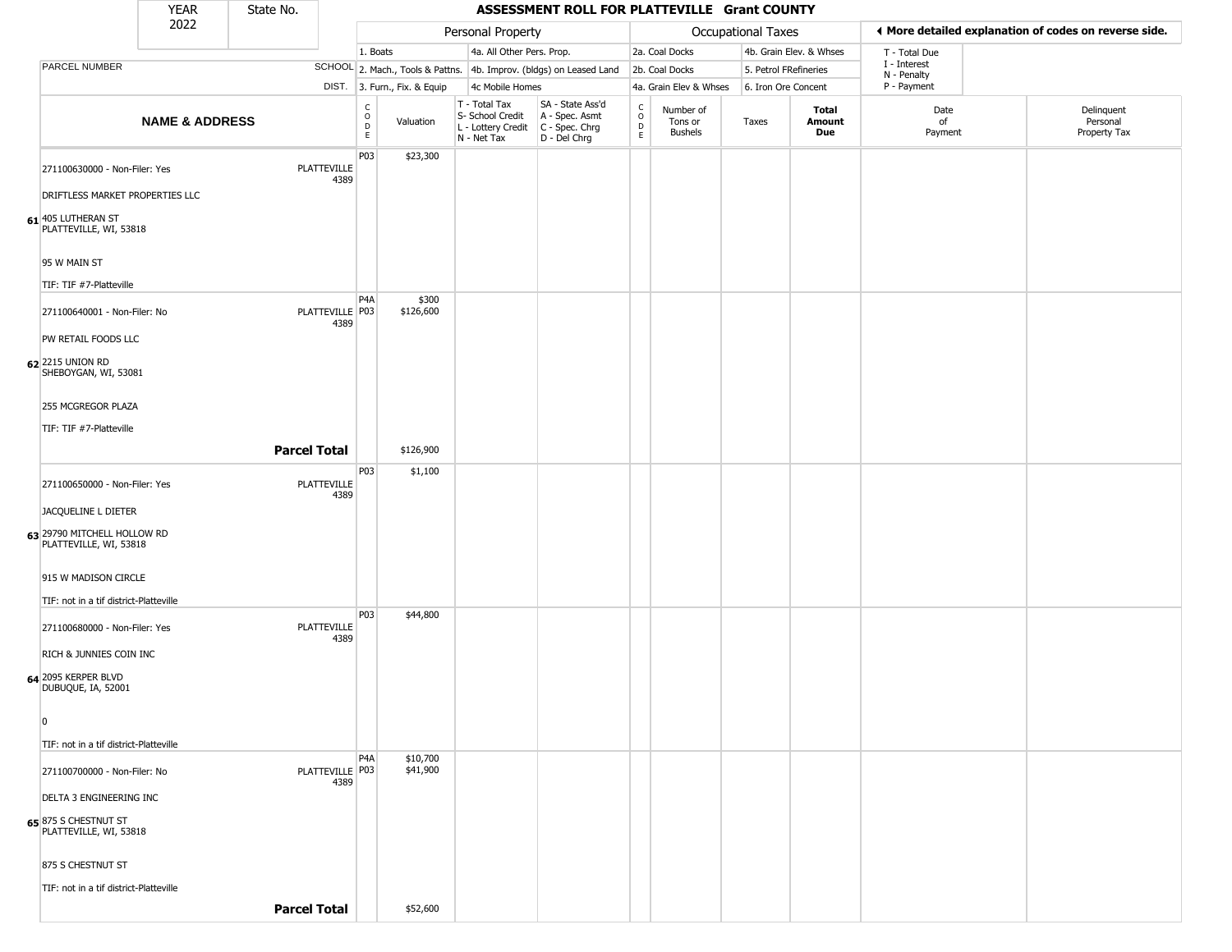# ASSESSMENT ROLL FOR PLATTEVILLE Grant COUNTY

YEAR 2022 | State No.

| | | Personal Property | | | | Occupational Taxes | | | | ◄ More detailed explanation of codes on reverse side. | |
|---|---|---|---|---|---|---|---|---|---|---|---|
| | | 1. Boats | | 4a. All Other Pers. Prop. | | 2a. Coal Docks | | 4b. Grain Elev. & Whses | | T - Total Due | |
| PARCEL NUMBER | SCHOOL | 2. Mach., Tools & Pattns. | | 4b. Improv. (bldgs) on Leased Land | | 2b. Coal Docks | | 5. Petrol FRefineries | | I - Interest, N - Penalty | |
| | DIST. | 3. Furn., Fix. & Equip | | 4c Mobile Homes | | 4a. Grain Elev & Whses | | 6. Iron Ore Concent | | P - Payment | |
| **NAME & ADDRESS** | | CODE | Valuation | T - Total Tax, S- School Credit, L - Lottery Credit, N - Net Tax | SA - State Ass'd, A - Spec. Asmt, C - Spec. Chrg, D - Del Chrg | CODE | Number of Tons or Bushels | Taxes | **Total Amount Due** | Date of Payment | Delinquent Personal Property Tax |
| 271100630000 - Non-Filer: Yes<br>DRIFTLESS MARKET PROPERTIES LLC<br>**61** 405 LUTHERAN ST<br>PLATTEVILLE, WI, 53818<br>95 W MAIN ST<br>TIF: TIF #7-Platteville | PLATTEVILLE 4389 | P03 | $23,300 | | | | | | | | |
| 271100640001 - Non-Filer: No<br>PW RETAIL FOODS LLC<br>**62** 2215 UNION RD<br>SHEBOYGAN, WI, 53081<br>255 MCGREGOR PLAZA<br>TIF: TIF #7-Platteville | PLATTEVILLE 4389 | P4A<br>P03 | $300<br>$126,600 | | | | | | | | |
| **Parcel Total** | | | $126,900 | | | | | | | | |
| 271100650000 - Non-Filer: Yes<br>JACQUELINE L DIETER<br>**63** 29790 MITCHELL HOLLOW RD<br>PLATTEVILLE, WI, 53818<br>915 W MADISON CIRCLE<br>TIF: not in a tif district-Platteville | PLATTEVILLE 4389 | P03 | $1,100 | | | | | | | | |
| 271100680000 - Non-Filer: Yes<br>RICH & JUNNIES COIN INC<br>**64** 2095 KERPER BLVD<br>DUBUQUE, IA, 52001<br>0<br>TIF: not in a tif district-Platteville | PLATTEVILLE 4389 | P03 | $44,800 | | | | | | | | |
| 271100700000 - Non-Filer: No<br>DELTA 3 ENGINEERING INC<br>**65** 875 S CHESTNUT ST<br>PLATTEVILLE, WI, 53818<br>875 S CHESTNUT ST<br>TIF: not in a tif district-Platteville | PLATTEVILLE 4389 | P4A<br>P03 | $10,700<br>$41,900 | | | | | | | | |
| **Parcel Total** | | | $52,600 | | | | | | | | |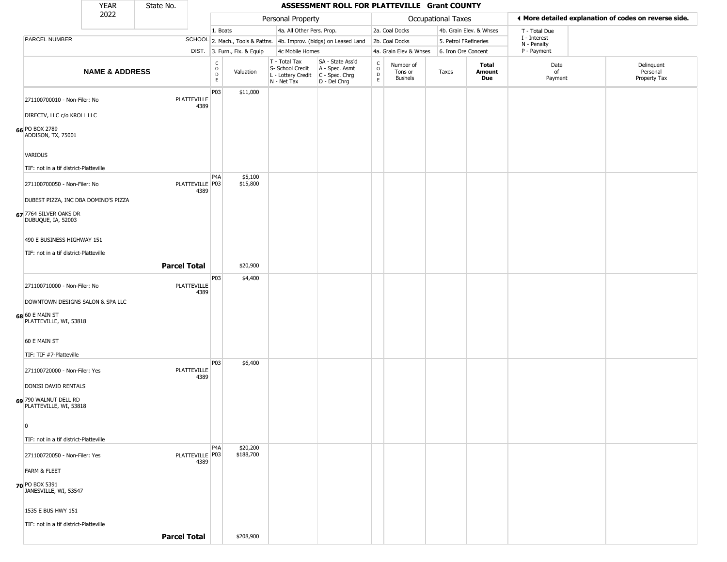| YEAR 2022 | State No. | ASSESSMENT ROLL FOR PLATTEVILLE Grant COUNTY | | | | | | | | | | |
|---|---|---|---|---|---|---|---|---|---|---|---|---|

| | | Personal Property | | | | Occupational Taxes | | | | ◄ More detailed explanation of codes on reverse side. | | |
|---|---|---|---|---|---|---|---|---|---|---|---|---|
| PARCEL NUMBER | SCHOOL DIST. | 1. Boats<br>2. Mach., Tools & Pattns.<br>3. Furn., Fix. & Equip | | 4a. All Other Pers. Prop.<br>4b. Improv. (bldgs) on Leased Land<br>4c Mobile Homes | | 2a. Coal Docks<br>2b. Coal Docks<br>4a. Grain Elev & Whses | | 4b. Grain Elev. & Whses<br>5. Petrol FRefineries<br>6. Iron Ore Concent | | T - Total Due<br>I - Interest<br>N - Penalty<br>P - Payment | | |
| NAME & ADDRESS | | CODE | Valuation | T - Total Tax<br>S- School Credit<br>L - Lottery Credit<br>N - Net Tax | SA - State Ass'd<br>A - Spec. Asmt<br>C - Spec. Chrg<br>D - Del Chrg | CODE | Number of Tons or Bushels | Taxes | Total Amount Due | Date of Payment | Delinquent Personal Property Tax | |
| 271100700010 - Non-Filer: No<br>DIRECTV, LLC c/o KROLL LLC<br>66 PO BOX 2789<br>ADDISON, TX, 75001<br>VARIOUS<br>TIF: not in a tif district-Platteville | PLATTEVILLE 4389 | P03 | $11,000 | | | | | | | | | |
| 271100700050 - Non-Filer: No<br>DUBEST PIZZA, INC DBA DOMINO'S PIZZA<br>67 7764 SILVER OAKS DR<br>DUBUQUE, IA, 52003<br>490 E BUSINESS HIGHWAY 151<br>TIF: not in a tif district-Platteville | PLATTEVILLE 4389 | P4A<br>P03 | $5,100<br>$15,800 | | | | | | | | | |
| | **Parcel Total** | | $20,900 | | | | | | | | | |
| 271100710000 - Non-Filer: No<br>DOWNTOWN DESIGNS SALON & SPA LLC<br>68 60 E MAIN ST<br>PLATTEVILLE, WI, 53818<br>60 E MAIN ST<br>TIF: TIF #7-Platteville | PLATTEVILLE 4389 | P03 | $4,400 | | | | | | | | | |
| 271100720000 - Non-Filer: Yes<br>DONISI DAVID RENTALS<br>69 790 WALNUT DELL RD<br>PLATTEVILLE, WI, 53818<br>0<br>TIF: not in a tif district-Platteville | PLATTEVILLE 4389 | P03 | $6,400 | | | | | | | | | |
| 271100720050 - Non-Filer: Yes<br>FARM & FLEET<br>70 PO BOX 5391<br>JANESVILLE, WI, 53547<br>1535 E BUS HWY 151<br>TIF: not in a tif district-Platteville | PLATTEVILLE 4389 | P4A<br>P03 | $20,200<br>$188,700 | | | | | | | | | |
| | **Parcel Total** | | $208,900 | | | | | | | | | |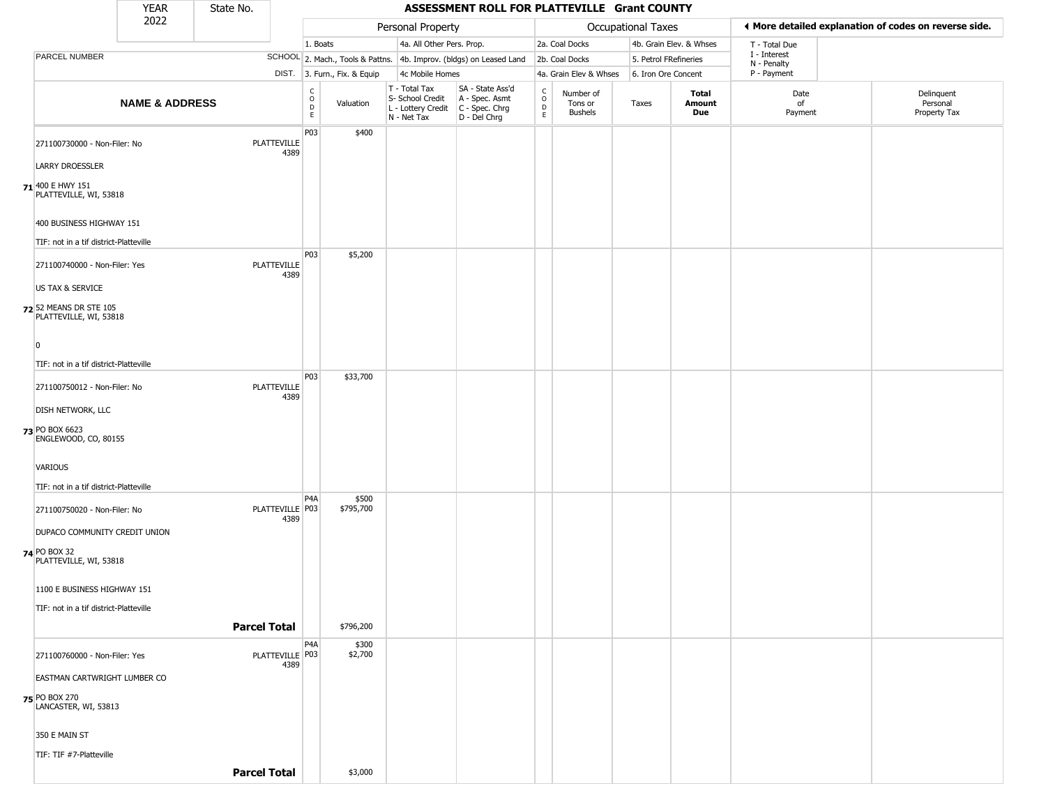| YEAR | State No. |
|---|---|
| 2022 | |

# ASSESSMENT ROLL FOR PLATTEVILLE Grant COUNTY

| | | Personal Property | | | | Occupational Taxes | | | | ◄ More detailed explanation of codes on reverse side. | |
|---|---|---|---|---|---|---|---|---|---|---|---|
| | | 1. Boats | | 4a. All Other Pers. Prop. | | 2a. Coal Docks | | 4b. Grain Elev. & Whses | | T - Total Due | |
| PARCEL NUMBER | SCHOOL | 2. Mach., Tools & Pattns. | | 4b. Improv. (bldgs) on Leased Land | | 2b. Coal Docks | | 5. Petrol FRefineries | | I - Interest N - Penalty | |
| | DIST. | 3. Furn., Fix. & Equip | | 4c Mobile Homes | | 4a. Grain Elev & Whses | | 6. Iron Ore Concent | | P - Payment | |

| | NAME & ADDRESS | | CODE | Valuation | T - Total Tax S- School Credit L - Lottery Credit N - Net Tax | SA - State Ass'd A - Spec. Asmt C - Spec. Chrg D - Del Chrg | CODE | Number of Tons or Bushels | Taxes | Total Amount Due | Date of Payment | Delinquent Personal Property Tax |
|---|---|---|---|---|---|---|---|---|---|---|---|---|
| 71 | 271100730000 - Non-Filer: No<br>LARRY DROESSLER<br>400 E HWY 151<br>PLATTEVILLE, WI, 53818<br>400 BUSINESS HIGHWAY 151<br>TIF: not in a tif district-Platteville | PLATTEVILLE 4389 | P03 | $400 | | | | | | | | |
| 72 | 271100740000 - Non-Filer: Yes<br>US TAX & SERVICE<br>52 MEANS DR STE 105<br>PLATTEVILLE, WI, 53818<br>0<br>TIF: not in a tif district-Platteville | PLATTEVILLE 4389 | P03 | $5,200 | | | | | | | | |
| 73 | 271100750012 - Non-Filer: No<br>DISH NETWORK, LLC<br>PO BOX 6623<br>ENGLEWOOD, CO, 80155<br>VARIOUS<br>TIF: not in a tif district-Platteville | PLATTEVILLE 4389 | P03 | $33,700 | | | | | | | | |
| 74 | 271100750020 - Non-Filer: No<br>DUPACO COMMUNITY CREDIT UNION<br>PO BOX 32<br>PLATTEVILLE, WI, 53818<br>1100 E BUSINESS HIGHWAY 151<br>TIF: not in a tif district-Platteville | PLATTEVILLE 4389 | P4A<br>P03 | $500<br>$795,700 | | | | | | | | |
| | | **Parcel Total** | | $796,200 | | | | | | | | |
| 75 | 271100760000 - Non-Filer: Yes<br>EASTMAN CARTWRIGHT LUMBER CO<br>PO BOX 270<br>LANCASTER, WI, 53813<br>350 E MAIN ST<br>TIF: TIF #7-Platteville | PLATTEVILLE 4389 | P4A<br>P03 | $300<br>$2,700 | | | | | | | | |
| | | **Parcel Total** | | $3,000 | | | | | | | | |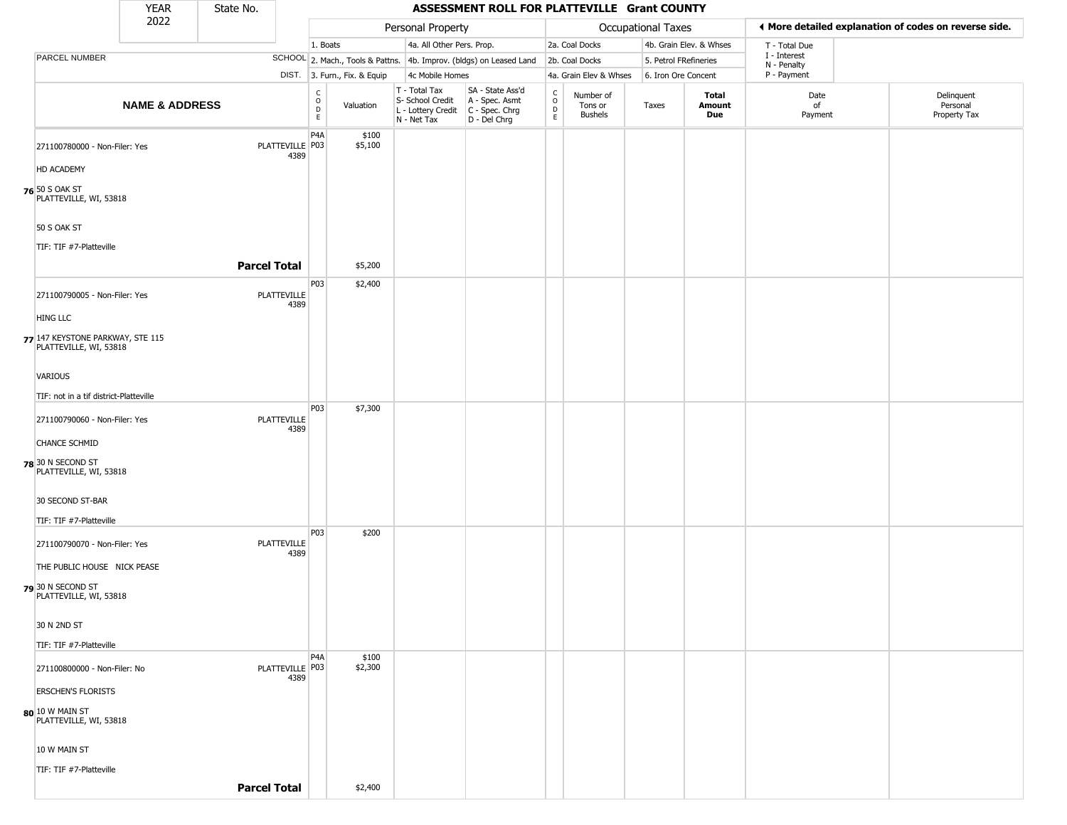| YEAR 2022 | State No. | ASSESSMENT ROLL FOR PLATTEVILLE Grant COUNTY | | | | | | | | | | |
|---|---|---|---|---|---|---|---|---|---|---|---|---|

| | | Personal Property | | | | Occupational Taxes | | | | ◄ More detailed explanation of codes on reverse side. | |
|---|---|---|---|---|---|---|---|---|---|---|---|
| PARCEL NUMBER | SCHOOL DIST. | 1. Boats<br>2. Mach., Tools & Pattns.<br>3. Furn., Fix. & Equip | | 4a. All Other Pers. Prop.<br>4b. Improv. (bldgs) on Leased Land<br>4c Mobile Homes | | 2a. Coal Docks<br>2b. Coal Docks<br>4a. Grain Elev & Whses | | 4b. Grain Elev. & Whses<br>5. Petrol FRefineries<br>6. Iron Ore Concent | | T - Total Due<br>I - Interest<br>N - Penalty<br>P - Payment | |
| **NAME & ADDRESS** | | CODE | Valuation | T - Total Tax<br>S- School Credit<br>L - Lottery Credit<br>N - Net Tax | SA - State Ass'd<br>A - Spec. Asmt<br>C - Spec. Chrg<br>D - Del Chrg | CODE | Number of Tons or Bushels | Taxes | **Total Amount Due** | Date of Payment | Delinquent Personal Property Tax |
| **76** 271100780000 - Non-Filer: Yes<br>HD ACADEMY<br>50 S OAK ST<br>PLATTEVILLE, WI, 53818<br>50 S OAK ST<br>TIF: TIF #7-Platteville | PLATTEVILLE 4389 | P4A<br>P03 | $100<br>$5,100 | | | | | | | | |
| **Parcel Total** | | | $5,200 | | | | | | | | |
| **77** 271100790005 - Non-Filer: Yes<br>HING LLC<br>147 KEYSTONE PARKWAY, STE 115<br>PLATTEVILLE, WI, 53818<br>VARIOUS<br>TIF: not in a tif district-Platteville | PLATTEVILLE 4389 | P03 | $2,400 | | | | | | | | |
| **78** 271100790060 - Non-Filer: Yes<br>CHANCE SCHMID<br>30 N SECOND ST<br>PLATTEVILLE, WI, 53818<br>30 SECOND ST-BAR<br>TIF: TIF #7-Platteville | PLATTEVILLE 4389 | P03 | $7,300 | | | | | | | | |
| **79** 271100790070 - Non-Filer: Yes<br>THE PUBLIC HOUSE NICK PEASE<br>30 N SECOND ST<br>PLATTEVILLE, WI, 53818<br>30 N 2ND ST<br>TIF: TIF #7-Platteville | PLATTEVILLE 4389 | P03 | $200 | | | | | | | | |
| **80** 271100800000 - Non-Filer: No<br>ERSCHEN'S FLORISTS<br>10 W MAIN ST<br>PLATTEVILLE, WI, 53818<br>10 W MAIN ST<br>TIF: TIF #7-Platteville | PLATTEVILLE 4389 | P4A<br>P03 | $100<br>$2,300 | | | | | | | | |
| **Parcel Total** | | | $2,400 | | | | | | | | |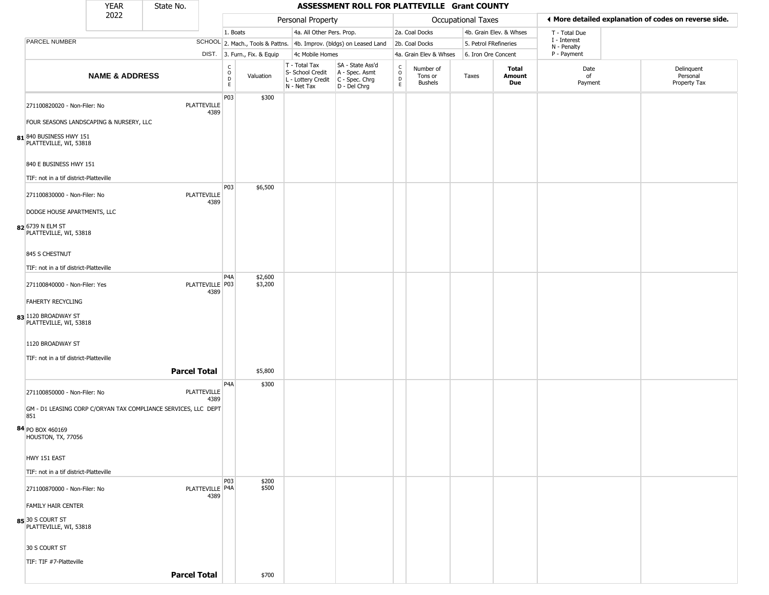| YEAR 2022 | State No. | ASSESSMENT ROLL FOR PLATTEVILLE Grant COUNTY |
|---|---|---|

| | | Personal Property | | | | Occupational Taxes | | | | ◄ More detailed explanation of codes on reverse side. | |
|---|---|---|---|---|---|---|---|---|---|---|---|
| PARCEL NUMBER | SCHOOL DIST. | 1. Boats<br>2. Mach., Tools & Pattns.<br>3. Furn., Fix. & Equip | | 4a. All Other Pers. Prop.<br>4b. Improv. (bldgs) on Leased Land<br>4c Mobile Homes | | 2a. Coal Docks<br>2b. Coal Docks<br>4a. Grain Elev & Whses | | 4b. Grain Elev. & Whses<br>5. Petrol FRefineries<br>6. Iron Ore Concent | | T - Total Due<br>I - Interest<br>N - Penalty<br>P - Payment | |
| **NAME & ADDRESS** | | CODE | Valuation | T - Total Tax<br>S- School Credit<br>L - Lottery Credit<br>N - Net Tax | SA - State Ass'd<br>A - Spec. Asmt<br>C - Spec. Chrg<br>D - Del Chrg | CODE | Number of Tons or Bushels | Taxes | **Total Amount Due** | Date of Payment | Delinquent Personal Property Tax |
| **81** 271100820020 - Non-Filer: No<br>FOUR SEASONS LANDSCAPING & NURSERY, LLC<br>840 BUSINESS HWY 151<br>PLATTEVILLE, WI, 53818<br>840 E BUSINESS HWY 151<br>TIF: not in a tif district-Platteville | PLATTEVILLE 4389 | P03 | $300 | | | | | | | | |
| **82** 271100830000 - Non-Filer: No<br>DODGE HOUSE APARTMENTS, LLC<br>6739 N ELM ST<br>PLATTEVILLE, WI, 53818<br>845 S CHESTNUT<br>TIF: not in a tif district-Platteville | PLATTEVILLE 4389 | P03 | $6,500 | | | | | | | | |
| **83** 271100840000 - Non-Filer: Yes<br>FAHERTY RECYCLING<br>1120 BROADWAY ST<br>PLATTEVILLE, WI, 53818<br>1120 BROADWAY ST<br>TIF: not in a tif district-Platteville | PLATTEVILLE 4389 | P4A<br>P03 | $2,600<br>$3,200 | | | | | | | | |
| **Parcel Total** | | | $5,800 | | | | | | | | |
| **84** 271100850000 - Non-Filer: No<br>GM - D1 LEASING CORP C/ORYAN TAX COMPLIANCE SERVICES, LLC DEPT 851<br>PO BOX 460169<br>HOUSTON, TX, 77056<br>HWY 151 EAST<br>TIF: not in a tif district-Platteville | PLATTEVILLE 4389 | P4A | $300 | | | | | | | | |
| **85** 271100870000 - Non-Filer: No<br>FAMILY HAIR CENTER<br>30 S COURT ST<br>PLATTEVILLE, WI, 53818<br>30 S COURT ST<br>TIF: TIF #7-Platteville | PLATTEVILLE 4389 | P03<br>P4A | $200<br>$500 | | | | | | | | |
| **Parcel Total** | | | $700 | | | | | | | | |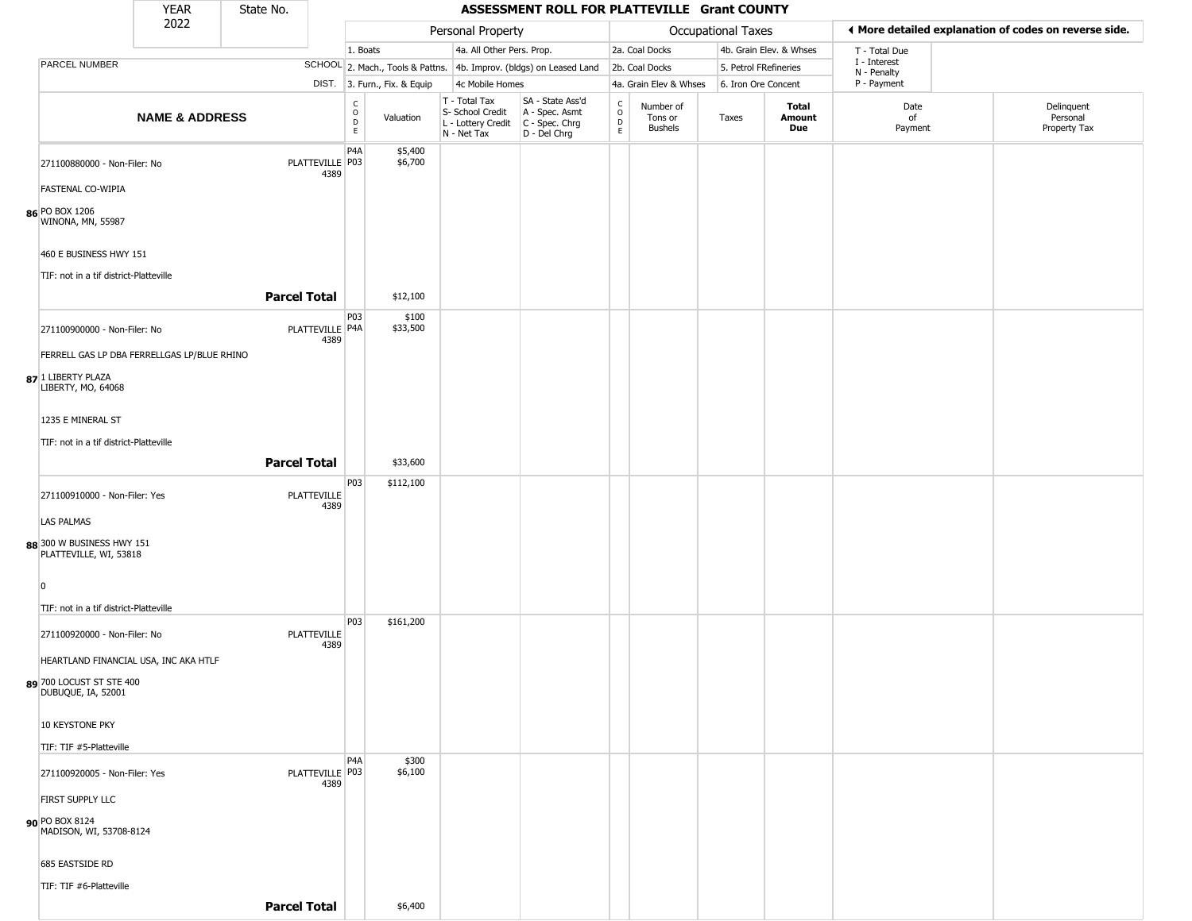# ASSESSMENT ROLL FOR PLATTEVILLE Grant COUNTY

| YEAR | State No. |
|---|---|
| 2022 | |

| | | Personal Property | | | | Occupational Taxes | | | | ◄ More detailed explanation of codes on reverse side. | |
|---|---|---|---|---|---|---|---|---|---|---|---|
| | | 1. Boats | | 4a. All Other Pers. Prop. | | 2a. Coal Docks | | 4b. Grain Elev. & Whses | | T - Total Due | |
| PARCEL NUMBER | SCHOOL | 2. Mach., Tools & Pattns. | | 4b. Improv. (bldgs) on Leased Land | | 2b. Coal Docks | | 5. Petrol FRefineries | | I - Interest / N - Penalty | |
| | DIST. | 3. Furn., Fix. & Equip | | 4c Mobile Homes | | 4a. Grain Elev & Whses | | 6. Iron Ore Concent | | P - Payment | |

| NAME & ADDRESS | SCHOOL DIST. | CODE | Valuation | T - Total Tax / S- School Credit / L - Lottery Credit / N - Net Tax | SA - State Ass'd / A - Spec. Asmt / C - Spec. Chrg / D - Del Chrg | CODE | Number of Tons or Bushels | Taxes | Total Amount Due | Date of Payment | Delinquent Personal Property Tax |
|---|---|---|---|---|---|---|---|---|---|---|---|
| **86** 271100880000 - Non-Filer: No<br>FASTENAL CO-WIPIA<br>PO BOX 1206<br>WINONA, MN, 55987<br>460 E BUSINESS HWY 151<br>TIF: not in a tif district-Platteville | PLATTEVILLE 4389 | P4A<br>P03 | $5,400<br>$6,700 | | | | | | | | |
| **Parcel Total** | | | $12,100 | | | | | | | | |
| **87** 271100900000 - Non-Filer: No<br>FERRELL GAS LP DBA FERRELLGAS LP/BLUE RHINO<br>1 LIBERTY PLAZA<br>LIBERTY, MO, 64068<br>1235 E MINERAL ST<br>TIF: not in a tif district-Platteville | PLATTEVILLE 4389 | P03<br>P4A | $100<br>$33,500 | | | | | | | | |
| **Parcel Total** | | | $33,600 | | | | | | | | |
| **88** 271100910000 - Non-Filer: Yes<br>LAS PALMAS<br>300 W BUSINESS HWY 151<br>PLATTEVILLE, WI, 53818<br>0<br>TIF: not in a tif district-Platteville | PLATTEVILLE 4389 | P03 | $112,100 | | | | | | | | |
| **89** 271100920000 - Non-Filer: No<br>HEARTLAND FINANCIAL USA, INC AKA HTLF<br>700 LOCUST ST STE 400<br>DUBUQUE, IA, 52001<br>10 KEYSTONE PKY<br>TIF: TIF #5-Platteville | PLATTEVILLE 4389 | P03 | $161,200 | | | | | | | | |
| **90** 271100920005 - Non-Filer: Yes<br>FIRST SUPPLY LLC<br>PO BOX 8124<br>MADISON, WI, 53708-8124<br>685 EASTSIDE RD<br>TIF: TIF #6-Platteville | PLATTEVILLE 4389 | P4A<br>P03 | $300<br>$6,100 | | | | | | | | |
| **Parcel Total** | | | $6,400 | | | | | | | | |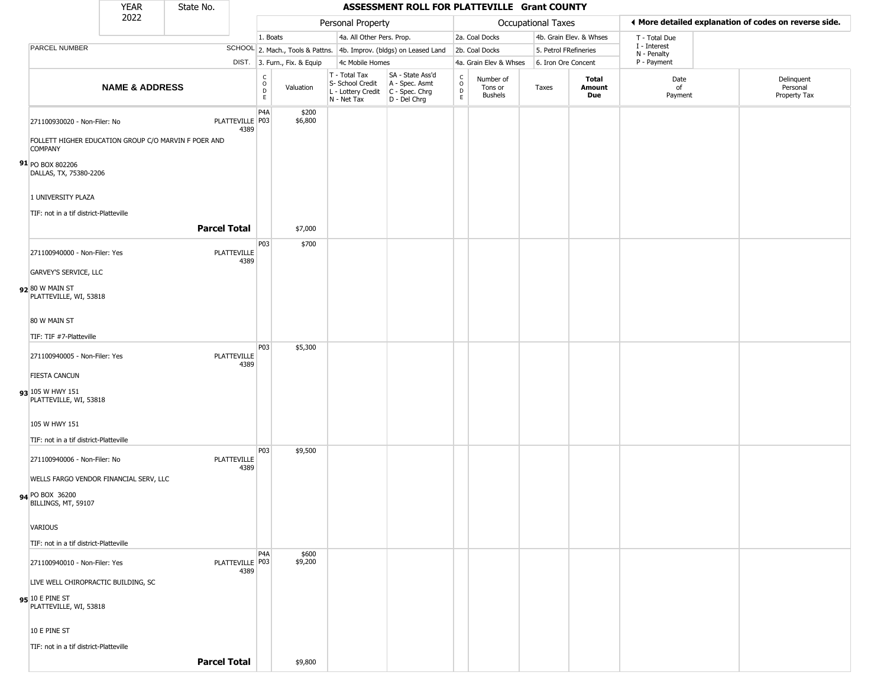# ASSESSMENT ROLL FOR PLATTEVILLE Grant COUNTY

YEAR 2022 | State No.

| | | Personal Property | | | | Occupational Taxes | | | | ◄ More detailed explanation of codes on reverse side. | |
|---|---|---|---|---|---|---|---|---|---|---|---|
| PARCEL NUMBER | SCHOOL DIST. | 1. Boats<br>2. Mach., Tools & Pattns.<br>3. Furn., Fix. & Equip | | 4a. All Other Pers. Prop.<br>4b. Improv. (bldgs) on Leased Land<br>4c Mobile Homes | | 2a. Coal Docks<br>2b. Coal Docks<br>4a. Grain Elev & Whses | | 4b. Grain Elev. & Whses<br>5. Petrol FRefineries<br>6. Iron Ore Concent | | T - Total Due<br>I - Interest<br>N - Penalty<br>P - Payment | |
| **NAME & ADDRESS** | | CODE | Valuation | T - Total Tax<br>S- School Credit<br>L - Lottery Credit<br>N - Net Tax | SA - State Ass'd<br>A - Spec. Asmt<br>C - Spec. Chrg<br>D - Del Chrg | CODE | Number of Tons or Bushels | Taxes | **Total Amount Due** | Date of Payment | Delinquent Personal Property Tax |
| 91 271100930020 - Non-Filer: No<br>FOLLETT HIGHER EDUCATION GROUP C/O MARVIN F POER AND COMPANY<br>PO BOX 802206<br>DALLAS, TX, 75380-2206<br>1 UNIVERSITY PLAZA<br>TIF: not in a tif district-Platteville | PLATTEVILLE 4389 | P4A<br>P03 | \$200<br>\$6,800 | | | | | | | | |
| **Parcel Total** | | | \$7,000 | | | | | | | | |
| 92 271100940000 - Non-Filer: Yes<br>GARVEY'S SERVICE, LLC<br>80 W MAIN ST<br>PLATTEVILLE, WI, 53818<br>80 W MAIN ST<br>TIF: TIF #7-Platteville | PLATTEVILLE 4389 | P03 | \$700 | | | | | | | | |
| 93 271100940005 - Non-Filer: Yes<br>FIESTA CANCUN<br>105 W HWY 151<br>PLATTEVILLE, WI, 53818<br>105 W HWY 151<br>TIF: not in a tif district-Platteville | PLATTEVILLE 4389 | P03 | \$5,300 | | | | | | | | |
| 94 271100940006 - Non-Filer: No<br>WELLS FARGO VENDOR FINANCIAL SERV, LLC<br>PO BOX 36200<br>BILLINGS, MT, 59107<br>VARIOUS<br>TIF: not in a tif district-Platteville | PLATTEVILLE 4389 | P03 | \$9,500 | | | | | | | | |
| 95 271100940010 - Non-Filer: Yes<br>LIVE WELL CHIROPRACTIC BUILDING, SC<br>10 E PINE ST<br>PLATTEVILLE, WI, 53818<br>10 E PINE ST<br>TIF: not in a tif district-Platteville | PLATTEVILLE 4389 | P4A<br>P03 | \$600<br>\$9,200 | | | | | | | | |
| **Parcel Total** | | | \$9,800 | | | | | | | | |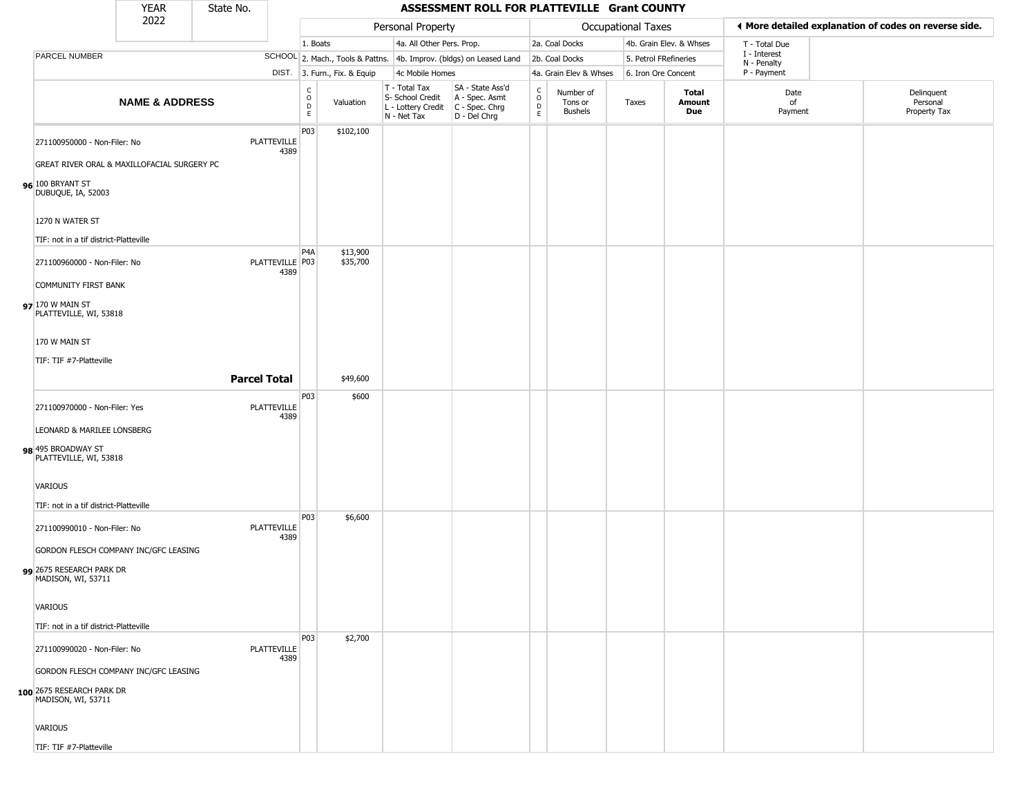# ASSESSMENT ROLL FOR PLATTEVILLE Grant COUNTY

YEAR 2022 | State No.

◄ More detailed explanation of codes on reverse side.

| | | Personal Property | | | | | Occupational Taxes | | | | | | |
|---|---|---|---|---|---|---|---|---|---|---|---|---|---|
| PARCEL NUMBER | SCHOOL DIST. | 1. Boats / 2. Mach., Tools & Pattns. / 3. Furn., Fix. & Equip | | 4a. All Other Pers. Prop. / 4b. Improv. (bldgs) on Leased Land / 4c Mobile Homes | | | 2a. Coal Docks / 2b. Coal Docks / 4a. Grain Elev & Whses | | 4b. Grain Elev. & Whses / 5. Petrol FRefineries / 6. Iron Ore Concent | | T - Total Due / I - Interest / N - Penalty / P - Payment | | |
| **NAME & ADDRESS** | | CODE | Valuation | T - Total Tax / S- School Credit / L - Lottery Credit / N - Net Tax | SA - State Ass'd / A - Spec. Asmt / C - Spec. Chrg / D - Del Chrg | CODE | Number of Tons or Bushels | Taxes | **Total Amount Due** | Date of Payment | Delinquent Personal Property Tax | | |
| **96** 271100950000 - Non-Filer: No<br>GREAT RIVER ORAL & MAXILLOFACIAL SURGERY PC<br>100 BRYANT ST<br>DUBUQUE, IA, 52003<br>1270 N WATER ST<br>TIF: not in a tif district-Platteville | PLATTEVILLE 4389 | P03 | $102,100 | | | | | | | | | | |
| **97** 271100960000 - Non-Filer: No<br>COMMUNITY FIRST BANK<br>170 W MAIN ST<br>PLATTEVILLE, WI, 53818<br>170 W MAIN ST<br>TIF: TIF #7-Platteville | PLATTEVILLE 4389 | P4A<br>P03 | $13,900<br>$35,700 | | | | | | | | | | |
| **Parcel Total** | | | $49,600 | | | | | | | | | | |
| **98** 271100970000 - Non-Filer: Yes<br>LEONARD & MARILEE LONSBERG<br>495 BROADWAY ST<br>PLATTEVILLE, WI, 53818<br>VARIOUS<br>TIF: not in a tif district-Platteville | PLATTEVILLE 4389 | P03 | $600 | | | | | | | | | | |
| **99** 271100990010 - Non-Filer: No<br>GORDON FLESCH COMPANY INC/GFC LEASING<br>2675 RESEARCH PARK DR<br>MADISON, WI, 53711<br>VARIOUS<br>TIF: not in a tif district-Platteville | PLATTEVILLE 4389 | P03 | $6,600 | | | | | | | | | | |
| **100** 271100990020 - Non-Filer: No<br>GORDON FLESCH COMPANY INC/GFC LEASING<br>2675 RESEARCH PARK DR<br>MADISON, WI, 53711<br>VARIOUS<br>TIF: TIF #7-Platteville | PLATTEVILLE 4389 | P03 | $2,700 | | | | | | | | | | |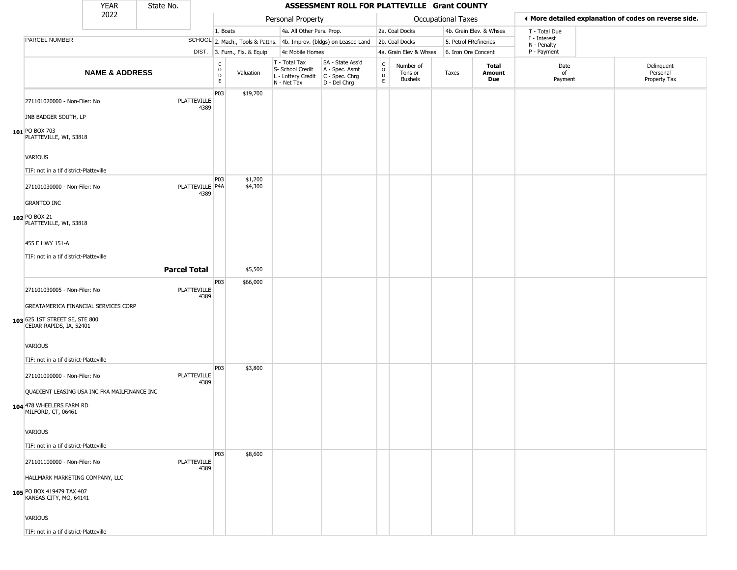# ASSESSMENT ROLL FOR PLATTEVILLE Grant COUNTY

| YEAR | State No. |
|---|---|
| 2022 | |

| PARCEL NUMBER | SCHOOL DIST. | Personal Property | | | | Occupational Taxes | | | | ◀ More detailed explanation of codes on reverse side. | |
|---|---|---|---|---|---|---|---|---|---|---|---|
| | | 1. Boats | | 4a. All Other Pers. Prop. | | 2a. Coal Docks | | 4b. Grain Elev. & Whses | | T - Total Due | |
| | | 2. Mach., Tools & Pattns. | | 4b. Improv. (bldgs) on Leased Land | | 2b. Coal Docks | | 5. Petrol FRefineries | | I - Interest, N - Penalty | |
| | | 3. Furn., Fix. & Equip | | 4c Mobile Homes | | 4a. Grain Elev & Whses | | 6. Iron Ore Concent | | P - Payment | |
| **NAME & ADDRESS** | | CODE | Valuation | T - Total Tax, S- School Credit, L - Lottery Credit, N - Net Tax | SA - State Ass'd, A - Spec. Asmt, C - Spec. Chrg, D - Del Chrg | CODE | Number of Tons or Bushels | Taxes | **Total Amount Due** | Date of Payment | Delinquent Personal Property Tax |
| 101 271101020000 - Non-Filer: No<br>JNB BADGER SOUTH, LP<br>PO BOX 703<br>PLATTEVILLE, WI, 53818<br>VARIOUS<br>TIF: not in a tif district-Platteville | PLATTEVILLE 4389 | P03 | $19,700 | | | | | | | | |
| 102 271101030000 - Non-Filer: No<br>GRANTCO INC<br>PO BOX 21<br>PLATTEVILLE, WI, 53818<br>455 E HWY 151-A<br>TIF: not in a tif district-Platteville | PLATTEVILLE 4389 | P03<br>P4A | $1,200<br>$4,300 | | | | | | | | |
| | **Parcel Total** | | $5,500 | | | | | | | | |
| 103 271101030005 - Non-Filer: No<br>GREATAMERICA FINANCIAL SERVICES CORP<br>625 1ST STREET SE, STE 800<br>CEDAR RAPIDS, IA, 52401<br>VARIOUS<br>TIF: not in a tif district-Platteville | PLATTEVILLE 4389 | P03 | $66,000 | | | | | | | | |
| 104 271101090000 - Non-Filer: No<br>QUADIENT LEASING USA INC FKA MAILFINANCE INC<br>478 WHEELERS FARM RD<br>MILFORD, CT, 06461<br>VARIOUS<br>TIF: not in a tif district-Platteville | PLATTEVILLE 4389 | P03 | $3,800 | | | | | | | | |
| 105 271101100000 - Non-Filer: No<br>HALLMARK MARKETING COMPANY, LLC<br>PO BOX 419479 TAX 407<br>KANSAS CITY, MO, 64141<br>VARIOUS<br>TIF: not in a tif district-Platteville | PLATTEVILLE 4389 | P03 | $8,600 | | | | | | | | |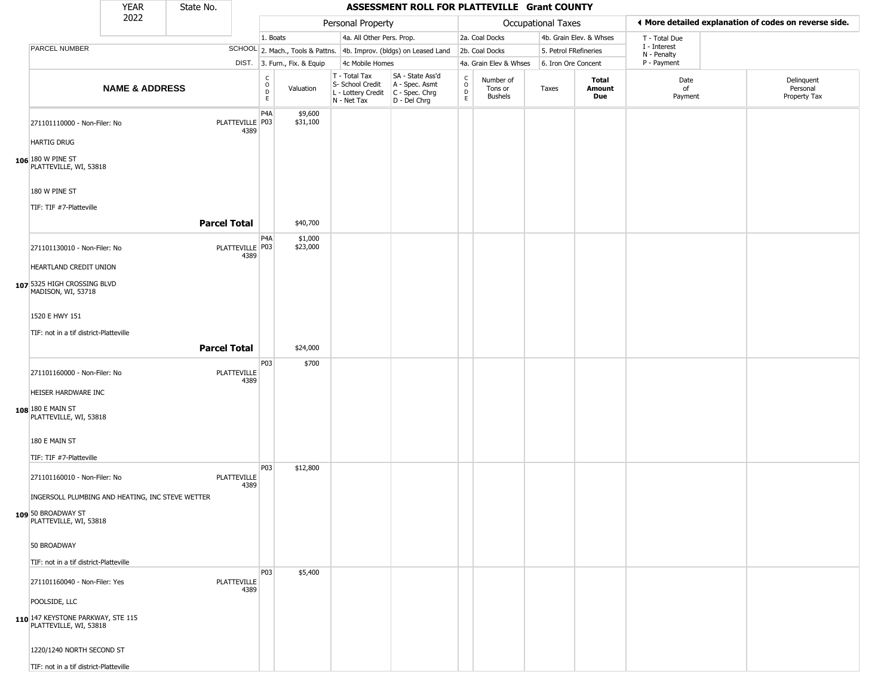| YEAR 2022 | State No. | ASSESSMENT ROLL FOR PLATTEVILLE Grant COUNTY | | | | | | | | | | |
|---|---|---|---|---|---|---|---|---|---|---|---|---|
| | | Personal Property | | | | Occupational Taxes | | | | ◄ More detailed explanation of codes on reverse side. | | |
| | | 1. Boats | | 4a. All Other Pers. Prop. | | 2a. Coal Docks | | 4b. Grain Elev. & Whses | | T - Total Due | | |
| PARCEL NUMBER | SCHOOL | 2. Mach., Tools & Pattns. | | 4b. Improv. (bldgs) on Leased Land | | 2b. Coal Docks | | 5. Petrol FRefineries | | I - Interest N - Penalty | | |
| | DIST. | 3. Furn., Fix. & Equip | | 4c Mobile Homes | | 4a. Grain Elev & Whses | | 6. Iron Ore Concent | | P - Payment | | |
| NAME & ADDRESS | | CODE | Valuation | T - Total Tax S- School Credit L - Lottery Credit N - Net Tax | SA - State Ass'd A - Spec. Asmt C - Spec. Chrg D - Del Chrg | CODE | Number of Tons or Bushels | Taxes | Total Amount Due | Date of Payment | Delinquent Personal Property Tax | |
| **106** 271101110000 - Non-Filer: No<br>HARTIG DRUG<br>180 W PINE ST<br>PLATTEVILLE, WI, 53818<br>180 W PINE ST<br>TIF: TIF #7-Platteville | PLATTEVILLE 4389 | P4A<br>P03 | $9,600<br>$31,100 | | | | | | | | | |
| **Parcel Total** | | | $40,700 | | | | | | | | | |
| **107** 271101130010 - Non-Filer: No<br>HEARTLAND CREDIT UNION<br>5325 HIGH CROSSING BLVD<br>MADISON, WI, 53718<br>1520 E HWY 151<br>TIF: not in a tif district-Platteville | PLATTEVILLE 4389 | P4A<br>P03 | $1,000<br>$23,000 | | | | | | | | | |
| **Parcel Total** | | | $24,000 | | | | | | | | | |
| **108** 271101160000 - Non-Filer: No<br>HEISER HARDWARE INC<br>180 E MAIN ST<br>PLATTEVILLE, WI, 53818<br>180 E MAIN ST<br>TIF: TIF #7-Platteville | PLATTEVILLE 4389 | P03 | $700 | | | | | | | | | |
| **109** 271101160010 - Non-Filer: No<br>INGERSOLL PLUMBING AND HEATING, INC STEVE WETTER<br>50 BROADWAY ST<br>PLATTEVILLE, WI, 53818<br>50 BROADWAY<br>TIF: not in a tif district-Platteville | PLATTEVILLE 4389 | P03 | $12,800 | | | | | | | | | |
| **110** 271101160040 - Non-Filer: Yes<br>POOLSIDE, LLC<br>147 KEYSTONE PARKWAY, STE 115<br>PLATTEVILLE, WI, 53818<br>1220/1240 NORTH SECOND ST<br>TIF: not in a tif district-Platteville | PLATTEVILLE 4389 | P03 | $5,400 | | | | | | | | | |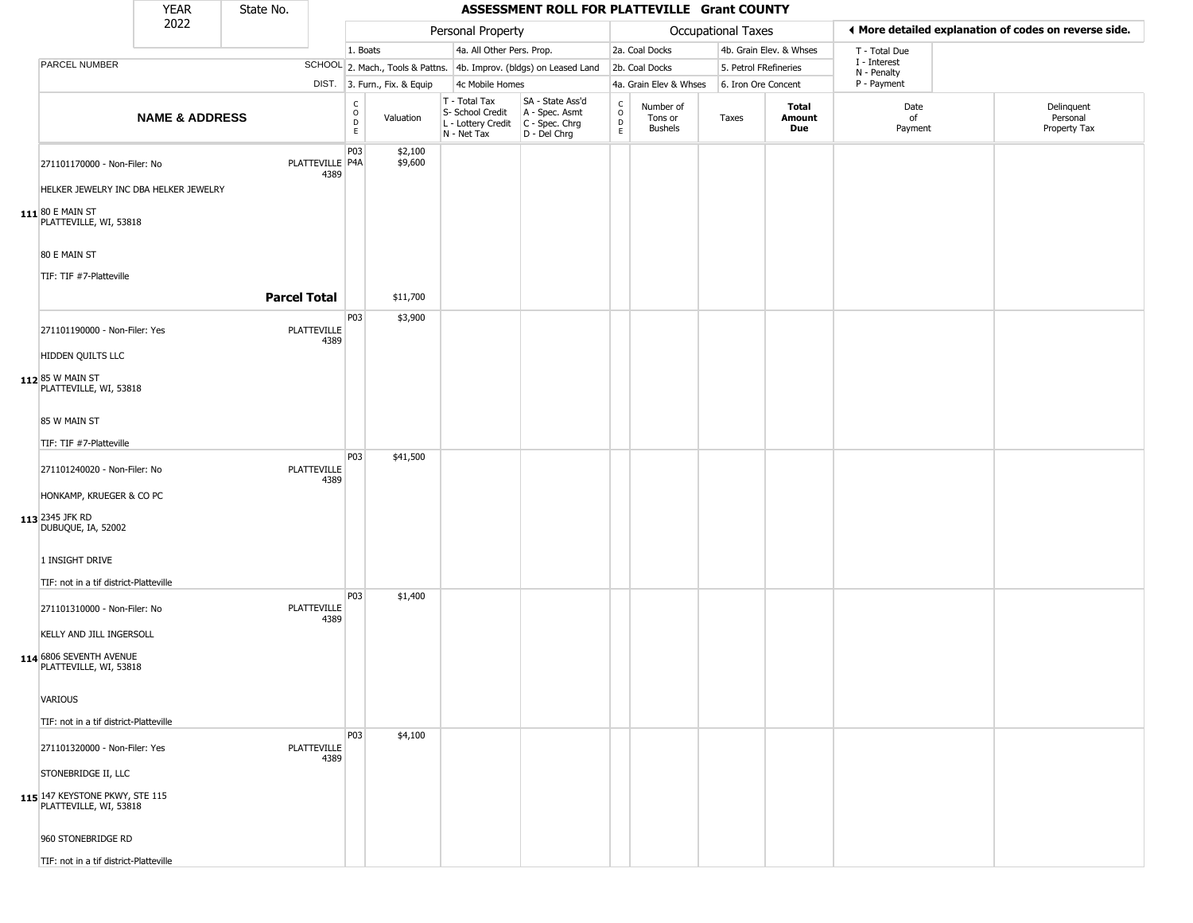# ASSESSMENT ROLL FOR PLATTEVILLE Grant COUNTY

| YEAR | State No. |
|---|---|
| 2022 | |

| Personal Property | | | |
|---|---|---|---|
| 1. Boats | 4a. All Other Pers. Prop. | | |
| 2. Mach., Tools & Pattns. | 4b. Improv. (bldgs) on Leased Land | | |
| 3. Furn., Fix. & Equip | 4c Mobile Homes | | |

| Occupational Taxes | |
|---|---|
| 2a. Coal Docks | 4b. Grain Elev. & Whses |
| 2b. Coal Docks | 5. Petrol FRefineries |
| 4a. Grain Elev & Whses | 6. Iron Ore Concent |

◄ More detailed explanation of codes on reverse side.

T - Total Due
I - Interest
N - Penalty
P - Payment

| | PARCEL NUMBER / NAME & ADDRESS | SCHOOL DIST. | CODE | Valuation | T - Total Tax S- School Credit L - Lottery Credit N - Net Tax | SA - State Ass'd A - Spec. Asmt C - Spec. Chrg D - Del Chrg | CODE | Number of Tons or Bushels | Taxes | Total Amount Due | Date of Payment | Delinquent Personal Property Tax |
|---|---|---|---|---|---|---|---|---|---|---|---|---|
| 111 | 271101170000 - Non-Filer: No<br>HELKER JEWELRY INC DBA HELKER JEWELRY<br>80 E MAIN ST<br>PLATTEVILLE, WI, 53818<br>80 E MAIN ST<br>TIF: TIF #7-Platteville | PLATTEVILLE 4389 | P03<br>P4A | $2,100<br>$9,600 | | | | | | | | |
| | **Parcel Total** | | | $11,700 | | | | | | | | |
| 112 | 271101190000 - Non-Filer: Yes<br>HIDDEN QUILTS LLC<br>85 W MAIN ST<br>PLATTEVILLE, WI, 53818<br>85 W MAIN ST<br>TIF: TIF #7-Platteville | PLATTEVILLE 4389 | P03 | $3,900 | | | | | | | | |
| 113 | 271101240020 - Non-Filer: No<br>HONKAMP, KRUEGER & CO PC<br>2345 JFK RD<br>DUBUQUE, IA, 52002<br>1 INSIGHT DRIVE<br>TIF: not in a tif district-Platteville | PLATTEVILLE 4389 | P03 | $41,500 | | | | | | | | |
| 114 | 271101310000 - Non-Filer: No<br>KELLY AND JILL INGERSOLL<br>6806 SEVENTH AVENUE<br>PLATTEVILLE, WI, 53818<br>VARIOUS<br>TIF: not in a tif district-Platteville | PLATTEVILLE 4389 | P03 | $1,400 | | | | | | | | |
| 115 | 271101320000 - Non-Filer: Yes<br>STONEBRIDGE II, LLC<br>147 KEYSTONE PKWY, STE 115<br>PLATTEVILLE, WI, 53818<br>960 STONEBRIDGE RD<br>TIF: not in a tif district-Platteville | PLATTEVILLE 4389 | P03 | $4,100 | | | | | | | | |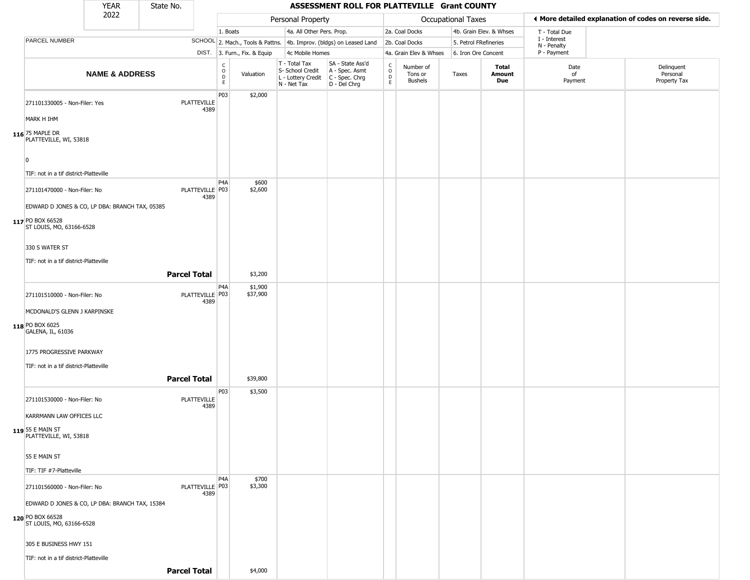| YEAR 2022 | State No. | ASSESSMENT ROLL FOR PLATTEVILLE Grant COUNTY |
|---|---|---|

| | | Personal Property | | | | Occupational Taxes | | | | ◄ More detailed explanation of codes on reverse side. | |
|---|---|---|---|---|---|---|---|---|---|---|---|
| PARCEL NUMBER | SCHOOL DIST. | 1. Boats<br>2. Mach., Tools & Pattns.<br>3. Furn., Fix. & Equip | | 4a. All Other Pers. Prop.<br>4b. Improv. (bldgs) on Leased Land<br>4c Mobile Homes | | 2a. Coal Docks<br>2b. Coal Docks<br>4a. Grain Elev & Whses | | 4b. Grain Elev. & Whses<br>5. Petrol FRefineries<br>6. Iron Ore Concent | | T - Total Due<br>I - Interest<br>N - Penalty<br>P - Payment | |
| **NAME & ADDRESS** | | CODE | Valuation | T - Total Tax<br>S- School Credit<br>L - Lottery Credit<br>N - Net Tax | SA - State Ass'd<br>A - Spec. Asmt<br>C - Spec. Chrg<br>D - Del Chrg | CODE | Number of Tons or Bushels | Taxes | **Total Amount Due** | Date of Payment | Delinquent Personal Property Tax |
| 116 271101330005 - Non-Filer: Yes<br>MARK H IHM<br>75 MAPLE DR<br>PLATTEVILLE, WI, 53818<br>0<br>TIF: not in a tif district-Platteville | PLATTEVILLE 4389 | P03 | $2,000 | | | | | | | | |
| 117 271101470000 - Non-Filer: No<br>EDWARD D JONES & CO, LP DBA: BRANCH TAX, 05385<br>PO BOX 66528<br>ST LOUIS, MO, 63166-6528<br>330 S WATER ST<br>TIF: not in a tif district-Platteville | PLATTEVILLE 4389 | P4A<br>P03 | $600<br>$2,600 | | | | | | | | |
| | **Parcel Total** | | $3,200 | | | | | | | | |
| 118 271101510000 - Non-Filer: No<br>MCDONALD'S GLENN J KARPINSKE<br>PO BOX 6025<br>GALENA, IL, 61036<br>1775 PROGRESSIVE PARKWAY<br>TIF: not in a tif district-Platteville | PLATTEVILLE 4389 | P4A<br>P03 | $1,900<br>$37,900 | | | | | | | | |
| | **Parcel Total** | | $39,800 | | | | | | | | |
| 119 271101530000 - Non-Filer: No<br>KARRMANN LAW OFFICES LLC<br>55 E MAIN ST<br>PLATTEVILLE, WI, 53818<br>55 E MAIN ST<br>TIF: TIF #7-Platteville | PLATTEVILLE 4389 | P03 | $3,500 | | | | | | | | |
| 120 271101560000 - Non-Filer: No<br>EDWARD D JONES & CO, LP DBA: BRANCH TAX, 15384<br>PO BOX 66528<br>ST LOUIS, MO, 63166-6528<br>305 E BUSINESS HWY 151<br>TIF: not in a tif district-Platteville | PLATTEVILLE 4389 | P4A<br>P03 | $700<br>$3,300 | | | | | | | | |
| | **Parcel Total** | | $4,000 | | | | | | | | |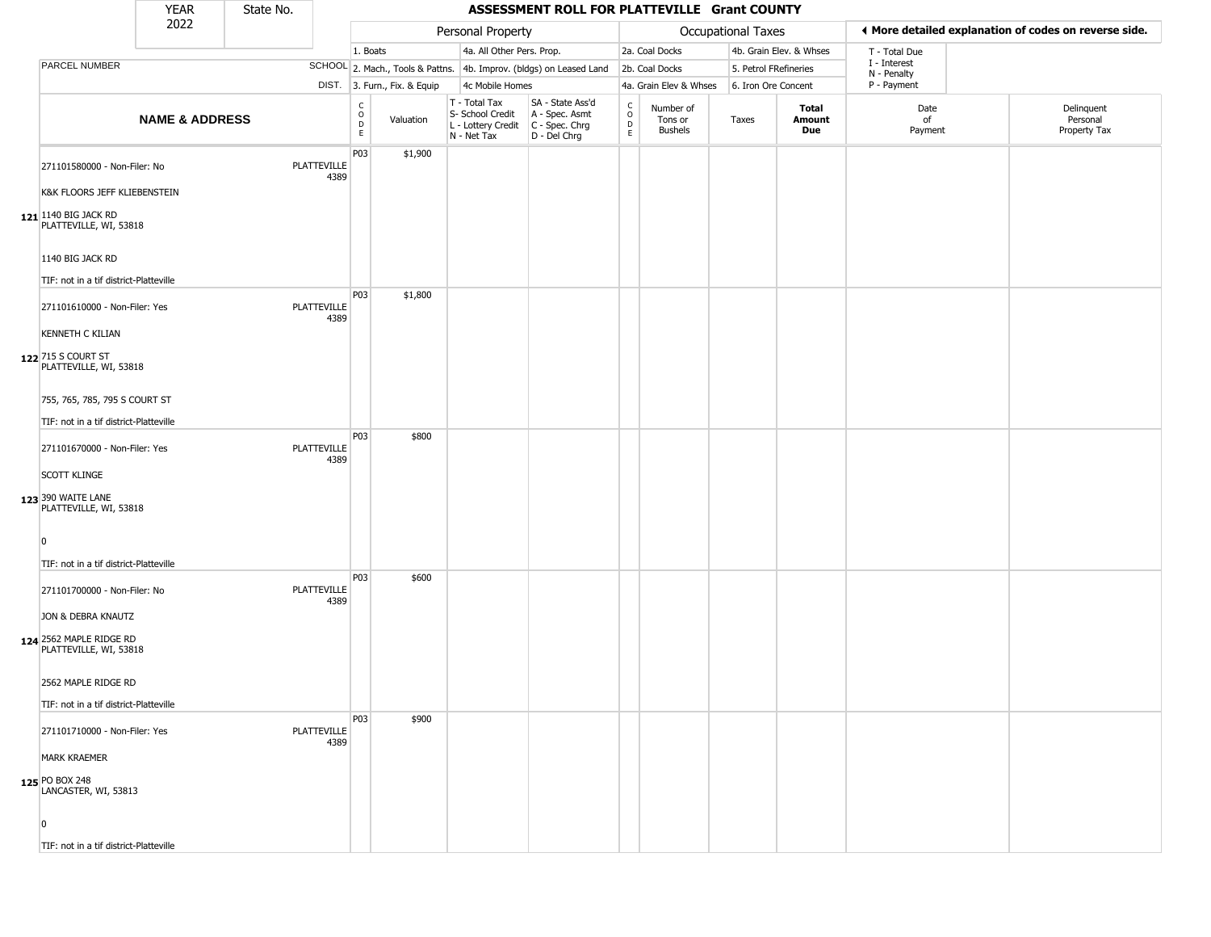# ASSESSMENT ROLL FOR PLATTEVILLE Grant COUNTY

| YEAR | State No. |
|---|---|
| 2022 | |

| | | Personal Property | | | | Occupational Taxes | | | | ◄ More detailed explanation of codes on reverse side. | |
|---|---|---|---|---|---|---|---|---|---|---|---|
| | | 1. Boats | | 4a. All Other Pers. Prop. | | 2a. Coal Docks | | 4b. Grain Elev. & Whses | | T - Total Due | |
| PARCEL NUMBER | SCHOOL | 2. Mach., Tools & Pattns. | | 4b. Improv. (bldgs) on Leased Land | | 2b. Coal Docks | | 5. Petrol FRefineries | | I - Interest N - Penalty | |
| | DIST. | 3. Furn., Fix. & Equip | | 4c Mobile Homes | | 4a. Grain Elev & Whses | | 6. Iron Ore Concent | | P - Payment | |
| **NAME & ADDRESS** | | CODE | Valuation | T - Total Tax S- School Credit L - Lottery Credit N - Net Tax | SA - State Ass'd A - Spec. Asmt C - Spec. Chrg D - Del Chrg | CODE | Number of Tons or Bushels | Taxes | **Total Amount Due** | Date of Payment | Delinquent Personal Property Tax |
| 271101580000 - Non-Filer: No<br>K&K FLOORS JEFF KLIEBENSTEIN<br>**121** 1140 BIG JACK RD<br>PLATTEVILLE, WI, 53818<br><br>1140 BIG JACK RD<br><br>TIF: not in a tif district-Platteville | PLATTEVILLE 4389 | P03 | $1,900 | | | | | | | | |
| 271101610000 - Non-Filer: Yes<br>KENNETH C KILIAN<br>**122** 715 S COURT ST<br>PLATTEVILLE, WI, 53818<br><br>755, 765, 785, 795 S COURT ST<br><br>TIF: not in a tif district-Platteville | PLATTEVILLE 4389 | P03 | $1,800 | | | | | | | | |
| 271101670000 - Non-Filer: Yes<br>SCOTT KLINGE<br>**123** 390 WAITE LANE<br>PLATTEVILLE, WI, 53818<br><br>0<br><br>TIF: not in a tif district-Platteville | PLATTEVILLE 4389 | P03 | $800 | | | | | | | | |
| 271101700000 - Non-Filer: No<br>JON & DEBRA KNAUTZ<br>**124** 2562 MAPLE RIDGE RD<br>PLATTEVILLE, WI, 53818<br><br>2562 MAPLE RIDGE RD<br><br>TIF: not in a tif district-Platteville | PLATTEVILLE 4389 | P03 | $600 | | | | | | | | |
| 271101710000 - Non-Filer: Yes<br>MARK KRAEMER<br>**125** PO BOX 248<br>LANCASTER, WI, 53813<br><br>0<br><br>TIF: not in a tif district-Platteville | PLATTEVILLE 4389 | P03 | $900 | | | | | | | | |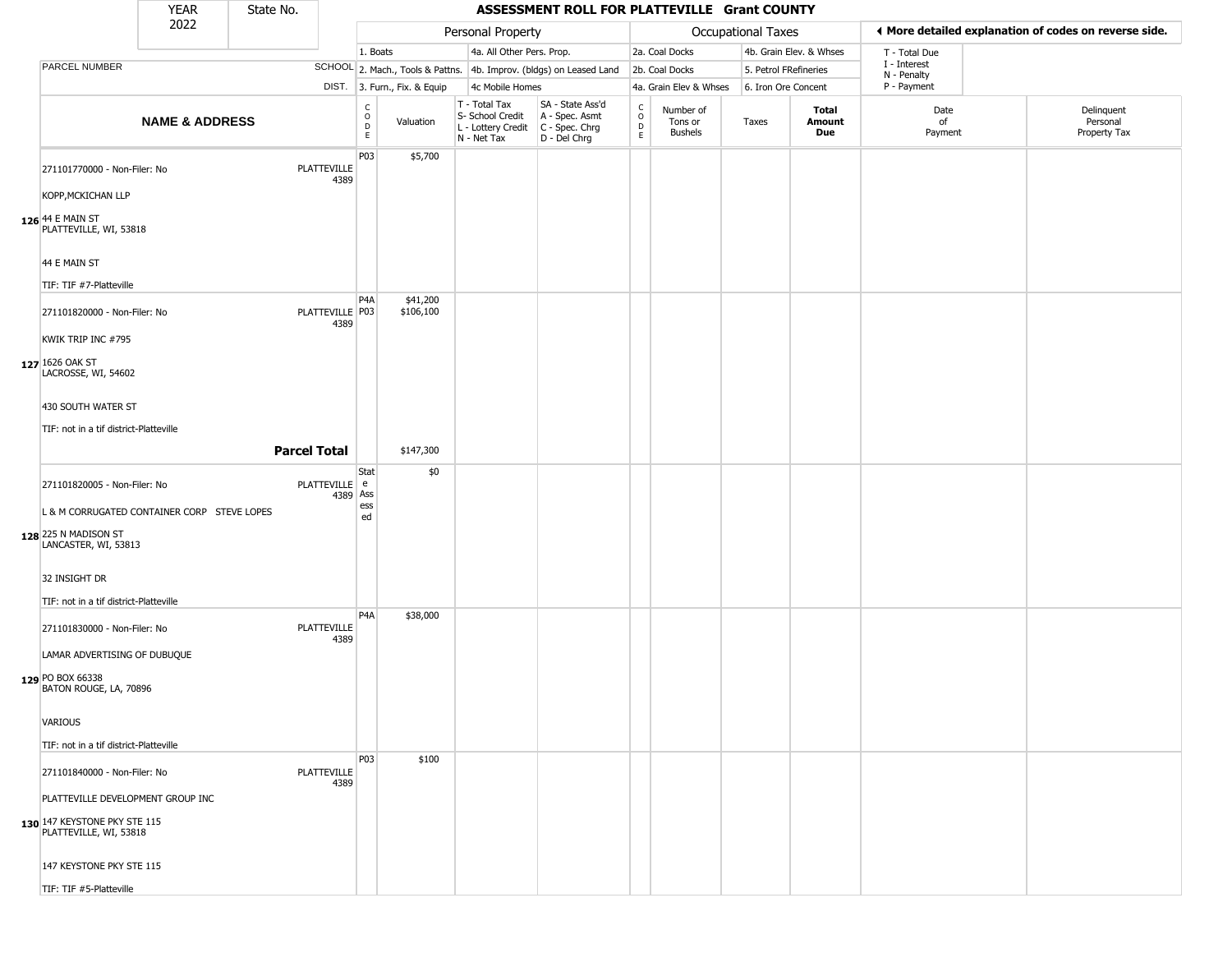# ASSESSMENT ROLL FOR PLATTEVILLE Grant COUNTY

| YEAR | State No. |
|---|---|
| 2022 | |

| | | Personal Property | | | | Occupational Taxes | | | | ◄ More detailed explanation of codes on reverse side. | |
|---|---|---|---|---|---|---|---|---|---|---|---|
| PARCEL NUMBER | SCHOOL DIST. | 1. Boats<br>2. Mach., Tools & Pattns.<br>3. Furn., Fix. & Equip | | 4a. All Other Pers. Prop.<br>4b. Improv. (bldgs) on Leased Land<br>4c Mobile Homes | | 2a. Coal Docks<br>2b. Coal Docks<br>4a. Grain Elev & Whses | | 4b. Grain Elev. & Whses<br>5. Petrol FRefineries<br>6. Iron Ore Concent | | T - Total Due<br>I - Interest<br>N - Penalty<br>P - Payment | |
| **NAME & ADDRESS** | | CODE | Valuation | T - Total Tax<br>S- School Credit<br>L - Lottery Credit<br>N - Net Tax | SA - State Ass'd<br>A - Spec. Asmt<br>C - Spec. Chrg<br>D - Del Chrg | CODE | Number of Tons or Bushels | Taxes | **Total Amount Due** | Date of Payment | Delinquent Personal Property Tax |
| 126 271101770000 - Non-Filer: No<br>KOPP,MCKICHAN LLP<br>44 E MAIN ST<br>PLATTEVILLE, WI, 53818<br>44 E MAIN ST<br>TIF: TIF #7-Platteville | PLATTEVILLE 4389 | P03 | $5,700 | | | | | | | | |
| 127 271101820000 - Non-Filer: No<br>KWIK TRIP INC #795<br>1626 OAK ST<br>LACROSSE, WI, 54602<br>430 SOUTH WATER ST<br>TIF: not in a tif district-Platteville | PLATTEVILLE 4389 | P4A<br>P03 | $41,200<br>$106,100 | | | | | | | | |
| | **Parcel Total** | | $147,300 | | | | | | | | |
| 128 271101820005 - Non-Filer: No<br>L & M CORRUGATED CONTAINER CORP STEVE LOPES<br>225 N MADISON ST<br>LANCASTER, WI, 53813<br>32 INSIGHT DR<br>TIF: not in a tif district-Platteville | PLATTEVILLE 4389 | State Assessed | $0 | | | | | | | | |
| 129 271101830000 - Non-Filer: No<br>LAMAR ADVERTISING OF DUBUQUE<br>PO BOX 66338<br>BATON ROUGE, LA, 70896<br>VARIOUS<br>TIF: not in a tif district-Platteville | PLATTEVILLE 4389 | P4A | $38,000 | | | | | | | | |
| 130 271101840000 - Non-Filer: No<br>PLATTEVILLE DEVELOPMENT GROUP INC<br>147 KEYSTONE PKY STE 115<br>PLATTEVILLE, WI, 53818<br>147 KEYSTONE PKY STE 115<br>TIF: TIF #5-Platteville | PLATTEVILLE 4389 | P03 | $100 | | | | | | | | |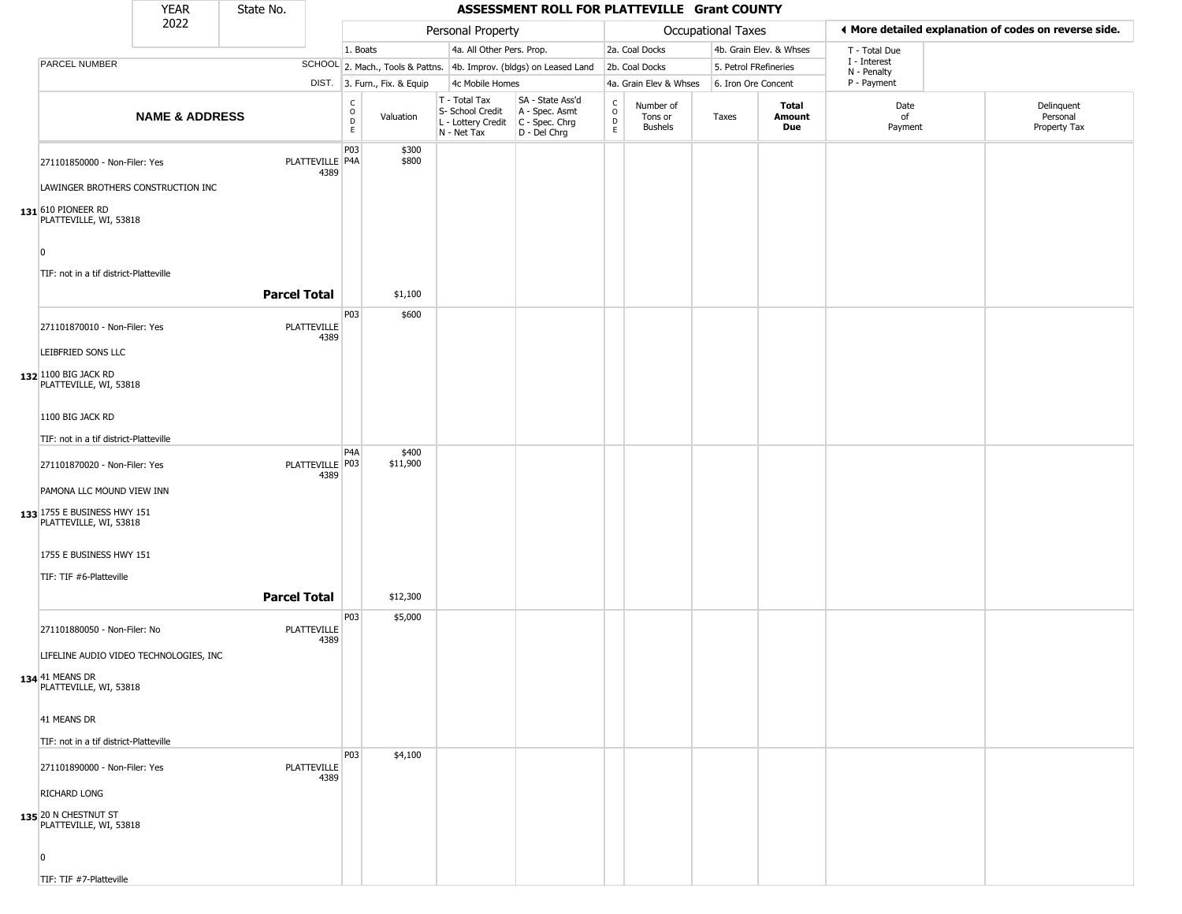# ASSESSMENT ROLL FOR PLATTEVILLE Grant COUNTY

YEAR 2022 | State No.

| | | Personal Property | | | | Occupational Taxes | | | | ◄ More detailed explanation of codes on reverse side. | |
|---|---|---|---|---|---|---|---|---|---|---|---|
| PARCEL NUMBER | SCHOOL DIST. | 1. Boats<br>2. Mach., Tools & Pattns.<br>3. Furn., Fix. & Equip | | 4a. All Other Pers. Prop.<br>4b. Improv. (bldgs) on Leased Land<br>4c Mobile Homes | | 2a. Coal Docks<br>2b. Coal Docks<br>4a. Grain Elev & Whses | | 4b. Grain Elev. & Whses<br>5. Petrol FRefineries<br>6. Iron Ore Concent | | T - Total Due<br>I - Interest<br>N - Penalty<br>P - Payment | |
| **NAME & ADDRESS** | | CODE | Valuation | T - Total Tax<br>S- School Credit<br>L - Lottery Credit<br>N - Net Tax | SA - State Ass'd<br>A - Spec. Asmt<br>C - Spec. Chrg<br>D - Del Chrg | CODE | Number of Tons or Bushels | Taxes | **Total Amount Due** | Date of Payment | Delinquent Personal Property Tax |
| 131 271101850000 - Non-Filer: Yes<br>LAWINGER BROTHERS CONSTRUCTION INC<br>610 PIONEER RD<br>PLATTEVILLE, WI, 53818<br>0<br>TIF: not in a tif district-Platteville | PLATTEVILLE 4389 | P03<br>P4A | $300<br>$800 | | | | | | | | |
| | **Parcel Total** | | $1,100 | | | | | | | | |
| 132 271101870010 - Non-Filer: Yes<br>LEIBFRIED SONS LLC<br>1100 BIG JACK RD<br>PLATTEVILLE, WI, 53818<br>1100 BIG JACK RD<br>TIF: not in a tif district-Platteville | PLATTEVILLE 4389 | P03 | $600 | | | | | | | | |
| 133 271101870020 - Non-Filer: Yes<br>PAMONA LLC MOUND VIEW INN<br>1755 E BUSINESS HWY 151<br>PLATTEVILLE, WI, 53818<br>1755 E BUSINESS HWY 151<br>TIF: TIF #6-Platteville | PLATTEVILLE 4389 | P4A<br>P03 | $400<br>$11,900 | | | | | | | | |
| | **Parcel Total** | | $12,300 | | | | | | | | |
| 134 271101880050 - Non-Filer: No<br>LIFELINE AUDIO VIDEO TECHNOLOGIES, INC<br>41 MEANS DR<br>PLATTEVILLE, WI, 53818<br>41 MEANS DR<br>TIF: not in a tif district-Platteville | PLATTEVILLE 4389 | P03 | $5,000 | | | | | | | | |
| 135 271101890000 - Non-Filer: Yes<br>RICHARD LONG<br>20 N CHESTNUT ST<br>PLATTEVILLE, WI, 53818<br>0<br>TIF: TIF #7-Platteville | PLATTEVILLE 4389 | P03 | $4,100 | | | | | | | | |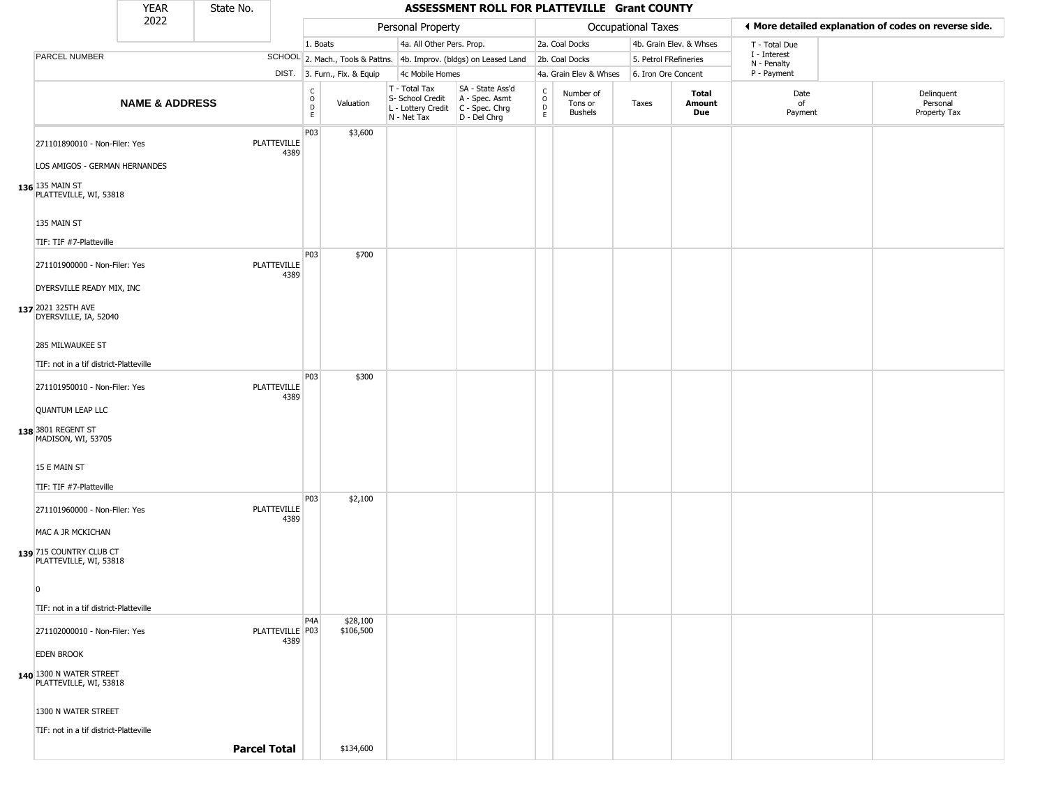# ASSESSMENT ROLL FOR PLATTEVILLE Grant COUNTY

| YEAR | State No. |
|---|---|
| 2022 | |

**Personal Property:** 1. Boats; 2. Mach., Tools & Pattns.; 3. Furn., Fix. & Equip; 4a. All Other Pers. Prop.; 4b. Improv. (bldgs) on Leased Land; 4c Mobile Homes

**Occupational Taxes:** 2a. Coal Docks; 2b. Coal Docks; 4a. Grain Elev & Whses; 4b. Grain Elev. & Whses; 5. Petrol FRefineries; 6. Iron Ore Concent

◄ More detailed explanation of codes on reverse side.

T - Total Due; I - Interest; N - Penalty; P - Payment

| | NAME & ADDRESS | SCHOOL DIST. | CODE | Valuation | T - Total Tax, S- School Credit, L - Lottery Credit, N - Net Tax | SA - State Ass'd, A - Spec. Asmt, C - Spec. Chrg, D - Del Chrg | CODE | Number of Tons or Bushels | Taxes | Total Amount Due | Date of Payment | Delinquent Personal Property Tax |
|---|---|---|---|---|---|---|---|---|---|---|---|---|
| 136 | 271101890010 - Non-Filer: Yes<br>LOS AMIGOS - GERMAN HERNANDES<br>135 MAIN ST<br>PLATTEVILLE, WI, 53818<br>135 MAIN ST<br>TIF: TIF #7-Platteville | PLATTEVILLE 4389 | P03 | $3,600 | | | | | | | | |
| 137 | 271101900000 - Non-Filer: Yes<br>DYERSVILLE READY MIX, INC<br>2021 325TH AVE<br>DYERSVILLE, IA, 52040<br>285 MILWAUKEE ST<br>TIF: not in a tif district-Platteville | PLATTEVILLE 4389 | P03 | $700 | | | | | | | | |
| 138 | 271101950010 - Non-Filer: Yes<br>QUANTUM LEAP LLC<br>3801 REGENT ST<br>MADISON, WI, 53705<br>15 E MAIN ST<br>TIF: TIF #7-Platteville | PLATTEVILLE 4389 | P03 | $300 | | | | | | | | |
| 139 | 271101960000 - Non-Filer: Yes<br>MAC A JR MCKICHAN<br>715 COUNTRY CLUB CT<br>PLATTEVILLE, WI, 53818<br>0<br>TIF: not in a tif district-Platteville | PLATTEVILLE 4389 | P03 | $2,100 | | | | | | | | |
| 140 | 271102000010 - Non-Filer: Yes<br>EDEN BROOK<br>1300 N WATER STREET<br>PLATTEVILLE, WI, 53818<br>1300 N WATER STREET<br>TIF: not in a tif district-Platteville | PLATTEVILLE 4389 | P4A<br>P03 | $28,100<br>$106,500 | | | | | | | | |
| | | **Parcel Total** | | $134,600 | | | | | | | | |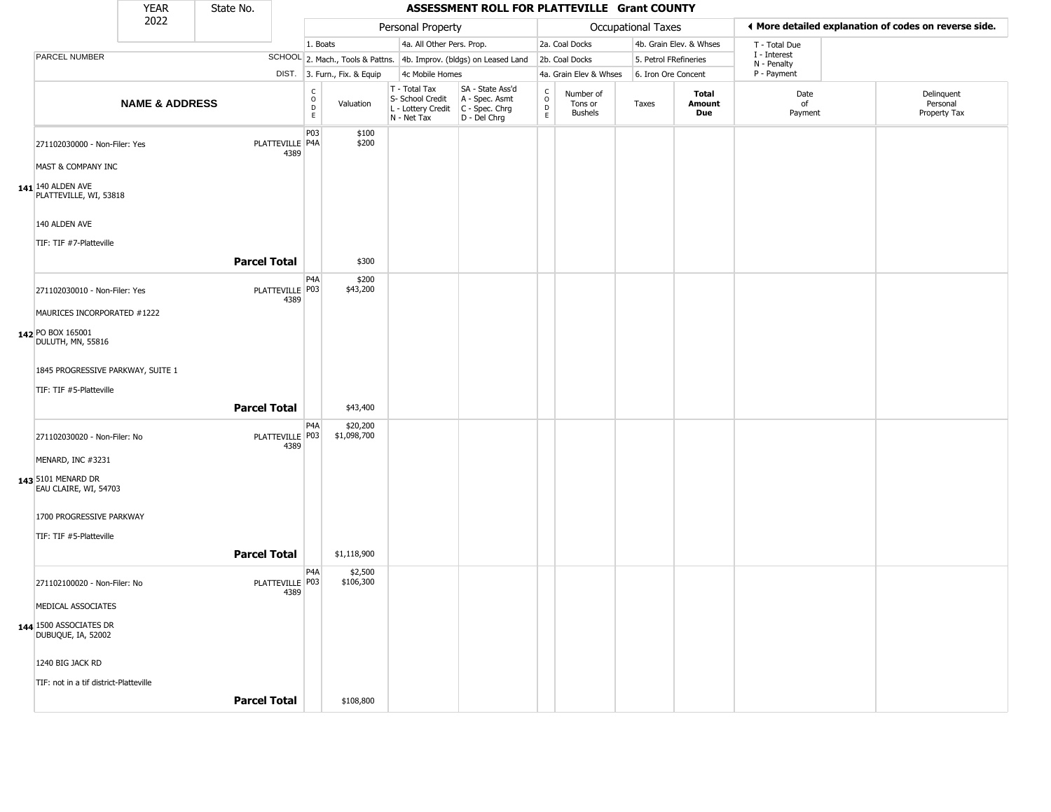# ASSESSMENT ROLL FOR PLATTEVILLE Grant COUNTY

YEAR 2022 | State No.

**Personal Property:** 1. Boats; 2. Mach., Tools & Pattns.; 3. Furn., Fix. & Equip; 4a. All Other Pers. Prop.; 4b. Improv. (bldgs) on Leased Land; 4c Mobile Homes

**Occupational Taxes:** 2a. Coal Docks; 2b. Coal Docks; 4a. Grain Elev & Whses; 4b. Grain Elev. & Whses; 5. Petrol FRefineries; 6. Iron Ore Concent

◄ More detailed explanation of codes on reverse side.

T - Total Due; I - Interest; N - Penalty; P - Payment

| | NAME & ADDRESS | SCHOOL DIST. | CODE | Valuation | T - Total Tax S- School Credit L - Lottery Credit N - Net Tax | SA - State Ass'd A - Spec. Asmt C - Spec. Chrg D - Del Chrg | CODE | Number of Tons or Bushels | Taxes | Total Amount Due | Date of Payment | Delinquent Personal Property Tax |
|---|---|---|---|---|---|---|---|---|---|---|---|---|
| 141 | 271102030000 - Non-Filer: Yes<br>MAST & COMPANY INC<br>140 ALDEN AVE<br>PLATTEVILLE, WI, 53818<br>140 ALDEN AVE<br>TIF: TIF #7-Platteville | PLATTEVILLE 4389 | P03<br>P4A | $100<br>$200 | | | | | | | | |
| | **Parcel Total** | | | $300 | | | | | | | | |
| 142 | 271102030010 - Non-Filer: Yes<br>MAURICES INCORPORATED #1222<br>PO BOX 165001<br>DULUTH, MN, 55816<br>1845 PROGRESSIVE PARKWAY, SUITE 1<br>TIF: TIF #5-Platteville | PLATTEVILLE 4389 | P4A<br>P03 | $200<br>$43,200 | | | | | | | | |
| | **Parcel Total** | | | $43,400 | | | | | | | | |
| 143 | 271102030020 - Non-Filer: No<br>MENARD, INC #3231<br>5101 MENARD DR<br>EAU CLAIRE, WI, 54703<br>1700 PROGRESSIVE PARKWAY<br>TIF: TIF #5-Platteville | PLATTEVILLE 4389 | P4A<br>P03 | $20,200<br>$1,098,700 | | | | | | | | |
| | **Parcel Total** | | | $1,118,900 | | | | | | | | |
| 144 | 271102100020 - Non-Filer: No<br>MEDICAL ASSOCIATES<br>1500 ASSOCIATES DR<br>DUBUQUE, IA, 52002<br>1240 BIG JACK RD<br>TIF: not in a tif district-Platteville | PLATTEVILLE 4389 | P4A<br>P03 | $2,500<br>$106,300 | | | | | | | | |
| | **Parcel Total** | | | $108,800 | | | | | | | | |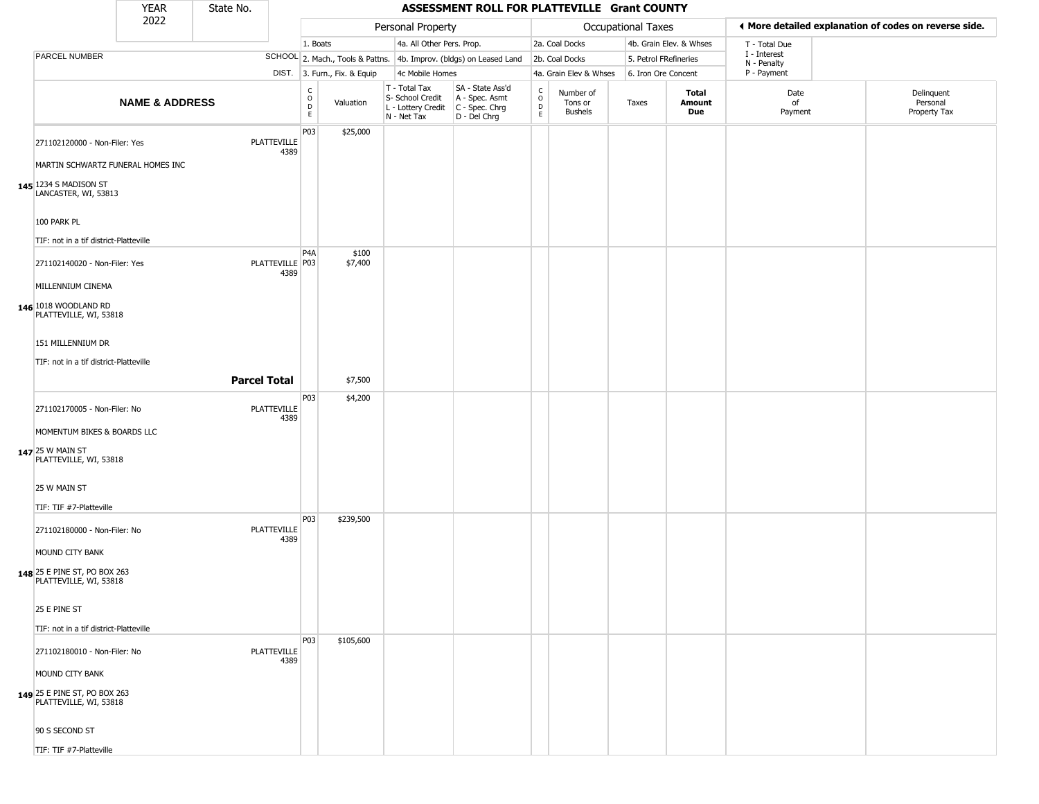| YEAR 2022 | State No. | ASSESSMENT ROLL FOR PLATTEVILLE Grant COUNTY |
|---|---|---|

| | | Personal Property | | | | Occupational Taxes | | | | ◄ More detailed explanation of codes on reverse side. | |
|---|---|---|---|---|---|---|---|---|---|---|---|
| | | 1. Boats | | 4a. All Other Pers. Prop. | | 2a. Coal Docks | | 4b. Grain Elev. & Whses | | T - Total Due | |
| PARCEL NUMBER | SCHOOL | 2. Mach., Tools & Pattns. | | 4b. Improv. (bldgs) on Leased Land | | 2b. Coal Docks | | 5. Petrol FRefineries | | I - Interest<br>N - Penalty | |
| | DIST. | 3. Furn., Fix. & Equip | | 4c Mobile Homes | | 4a. Grain Elev & Whses | | 6. Iron Ore Concent | | P - Payment | |

| | NAME & ADDRESS | | CODE | Valuation | T - Total Tax<br>S- School Credit<br>L - Lottery Credit<br>N - Net Tax | SA - State Ass'd<br>A - Spec. Asmt<br>C - Spec. Chrg<br>D - Del Chrg | CODE | Number of Tons or Bushels | Taxes | Total Amount Due | Date of Payment | Delinquent Personal Property Tax |
|---|---|---|---|---|---|---|---|---|---|---|---|---|
| 145 | 271102120000 - Non-Filer: Yes<br><br>MARTIN SCHWARTZ FUNERAL HOMES INC<br><br>1234 S MADISON ST<br>LANCASTER, WI, 53813<br><br>100 PARK PL<br><br>TIF: not in a tif district-Platteville | PLATTEVILLE 4389 | P03 | $25,000 | | | | | | | | |
| 146 | 271102140020 - Non-Filer: Yes<br><br>MILLENNIUM CINEMA<br><br>1018 WOODLAND RD<br>PLATTEVILLE, WI, 53818<br><br>151 MILLENNIUM DR<br><br>TIF: not in a tif district-Platteville | PLATTEVILLE 4389 | P4A<br>P03 | $100<br>$7,400 | | | | | | | | |
| | | **Parcel Total** | | $7,500 | | | | | | | | |
| 147 | 271102170005 - Non-Filer: No<br><br>MOMENTUM BIKES & BOARDS LLC<br><br>25 W MAIN ST<br>PLATTEVILLE, WI, 53818<br><br>25 W MAIN ST<br><br>TIF: TIF #7-Platteville | PLATTEVILLE 4389 | P03 | $4,200 | | | | | | | | |
| 148 | 271102180000 - Non-Filer: No<br><br>MOUND CITY BANK<br><br>25 E PINE ST, PO BOX 263<br>PLATTEVILLE, WI, 53818<br><br>25 E PINE ST<br><br>TIF: not in a tif district-Platteville | PLATTEVILLE 4389 | P03 | $239,500 | | | | | | | | |
| 149 | 271102180010 - Non-Filer: No<br><br>MOUND CITY BANK<br><br>25 E PINE ST, PO BOX 263<br>PLATTEVILLE, WI, 53818<br><br>90 S SECOND ST<br><br>TIF: TIF #7-Platteville | PLATTEVILLE 4389 | P03 | $105,600 | | | | | | | | |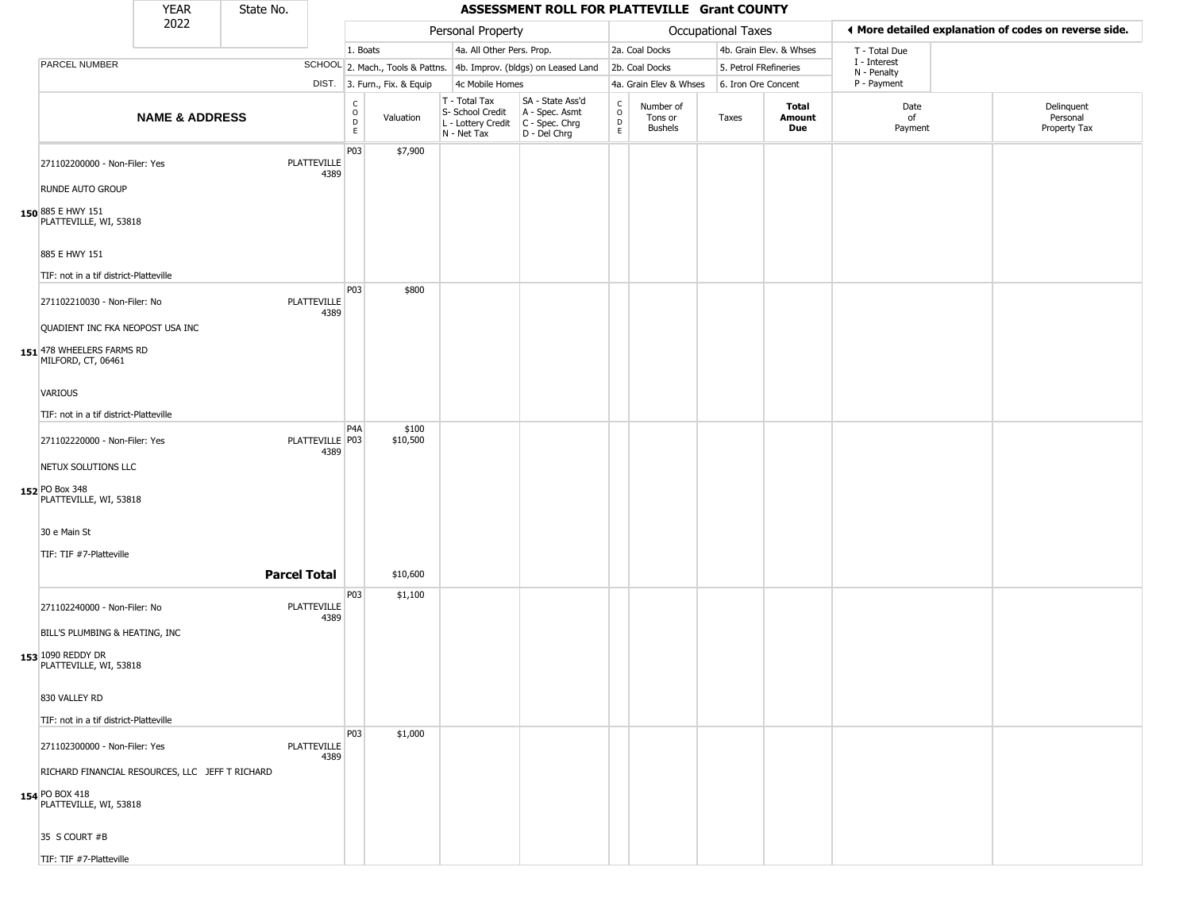| YEAR 2022 | State No. |
|---|---|

# ASSESSMENT ROLL FOR PLATTEVILLE Grant COUNTY

| | | Personal Property | | | | Occupational Taxes | | | | ◀ More detailed explanation of codes on reverse side. | |
|---|---|---|---|---|---|---|---|---|---|---|---|
| | | 1. Boats | | 4a. All Other Pers. Prop. | | 2a. Coal Docks | | 4b. Grain Elev. & Whses | | T - Total Due | |
| PARCEL NUMBER | SCHOOL | 2. Mach., Tools & Pattns. | | 4b. Improv. (bldgs) on Leased Land | | 2b. Coal Docks | | 5. Petrol FRefineries | | I - Interest<br>N - Penalty | |
| | DIST. | 3. Furn., Fix. & Equip | | 4c Mobile Homes | | 4a. Grain Elev & Whses | | 6. Iron Ore Concent | | P - Payment | |

| | NAME & ADDRESS | | CODE | Valuation | T - Total Tax<br>S- School Credit<br>L - Lottery Credit<br>N - Net Tax | SA - State Ass'd<br>A - Spec. Asmt<br>C - Spec. Chrg<br>D - Del Chrg | CODE | Number of Tons or Bushels | Taxes | Total Amount Due | Date of Payment | Delinquent Personal Property Tax |
|---|---|---|---|---|---|---|---|---|---|---|---|---|
| 150 | 271102200000 - Non-Filer: Yes<br>RUNDE AUTO GROUP<br>885 E HWY 151<br>PLATTEVILLE, WI, 53818<br>885 E HWY 151<br>TIF: not in a tif district-Platteville | PLATTEVILLE 4389 | P03 | $7,900 | | | | | | | | |
| 151 | 271102210030 - Non-Filer: No<br>QUADIENT INC FKA NEOPOST USA INC<br>478 WHEELERS FARMS RD<br>MILFORD, CT, 06461<br>VARIOUS<br>TIF: not in a tif district-Platteville | PLATTEVILLE 4389 | P03 | $800 | | | | | | | | |
| 152 | 271102220000 - Non-Filer: Yes<br>NETUX SOLUTIONS LLC<br>PO Box 348<br>PLATTEVILLE, WI, 53818<br>30 e Main St<br>TIF: TIF #7-Platteville | PLATTEVILLE 4389 | P4A<br>P03 | $100<br>$10,500 | | | | | | | | |
| | | **Parcel Total** | | $10,600 | | | | | | | | |
| 153 | 271102240000 - Non-Filer: No<br>BILL'S PLUMBING & HEATING, INC<br>1090 REDDY DR<br>PLATTEVILLE, WI, 53818<br>830 VALLEY RD<br>TIF: not in a tif district-Platteville | PLATTEVILLE 4389 | P03 | $1,100 | | | | | | | | |
| 154 | 271102300000 - Non-Filer: Yes<br>RICHARD FINANCIAL RESOURCES, LLC JEFF T RICHARD<br>PO BOX 418<br>PLATTEVILLE, WI, 53818<br>35 S COURT #B<br>TIF: TIF #7-Platteville | PLATTEVILLE 4389 | P03 | $1,000 | | | | | | | | |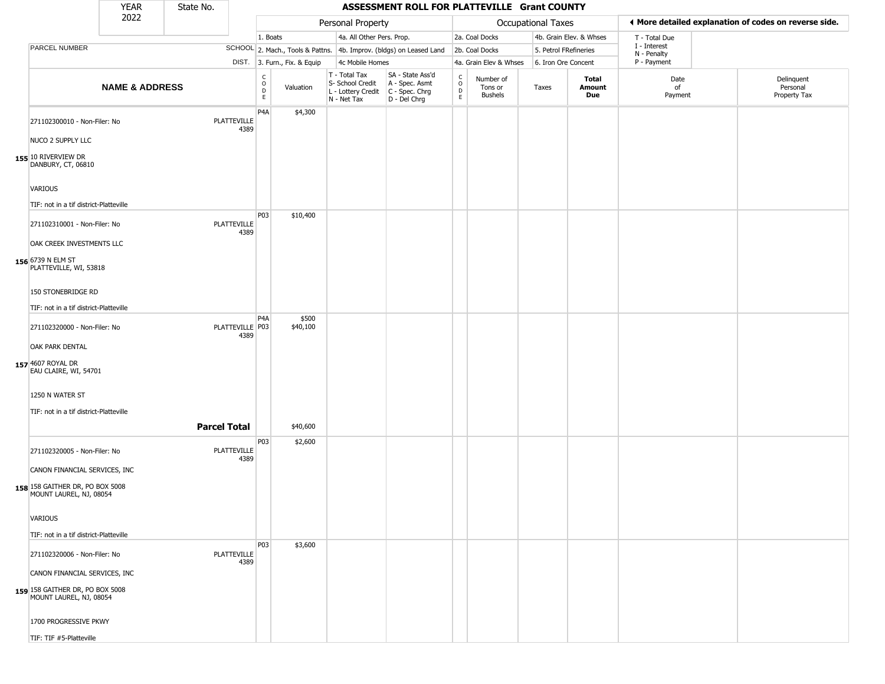# ASSESSMENT ROLL FOR PLATTEVILLE Grant COUNTY

YEAR 2022 | State No.

| | Personal Property | | Occupational Taxes | |
|---|---|---|---|---|
| 1. Boats | 4a. All Other Pers. Prop. | 2a. Coal Docks | 4b. Grain Elev. & Whses | T - Total Due |
| 2. Mach., Tools & Pattns. | 4b. Improv. (bldgs) on Leased Land | 2b. Coal Docks | 5. Petrol FRefineries | I - Interest / N - Penalty |
| 3. Furn., Fix. & Equip | 4c Mobile Homes | 4a. Grain Elev & Whses | 6. Iron Ore Concent | P - Payment |

◀ More detailed explanation of codes on reverse side.

| | NAME & ADDRESS | SCHOOL DIST. | CODE | Valuation | T - Total Tax S- School Credit L - Lottery Credit N - Net Tax | SA - State Ass'd A - Spec. Asmt C - Spec. Chrg D - Del Chrg | CODE | Number of Tons or Bushels | Taxes | Total Amount Due | Date of Payment | Delinquent Personal Property Tax |
|---|---|---|---|---|---|---|---|---|---|---|---|---|
| 155 | 271102300010 - Non-Filer: No<br>NUCO 2 SUPPLY LLC<br>10 RIVERVIEW DR<br>DANBURY, CT, 06810<br>VARIOUS<br>TIF: not in a tif district-Platteville | PLATTEVILLE 4389 | P4A | $4,300 | | | | | | | | |
| 156 | 271102310001 - Non-Filer: No<br>OAK CREEK INVESTMENTS LLC<br>6739 N ELM ST<br>PLATTEVILLE, WI, 53818<br>150 STONEBRIDGE RD<br>TIF: not in a tif district-Platteville | PLATTEVILLE 4389 | P03 | $10,400 | | | | | | | | |
| 157 | 271102320000 - Non-Filer: No<br>OAK PARK DENTAL<br>4607 ROYAL DR<br>EAU CLAIRE, WI, 54701<br>1250 N WATER ST<br>TIF: not in a tif district-Platteville | PLATTEVILLE 4389 | P4A<br>P03 | $500<br>$40,100 | | | | | | | | |
| | **Parcel Total** | | | $40,600 | | | | | | | | |
| 158 | 271102320005 - Non-Filer: No<br>CANON FINANCIAL SERVICES, INC<br>158 GAITHER DR, PO BOX 5008<br>MOUNT LAUREL, NJ, 08054<br>VARIOUS<br>TIF: not in a tif district-Platteville | PLATTEVILLE 4389 | P03 | $2,600 | | | | | | | | |
| 159 | 271102320006 - Non-Filer: No<br>CANON FINANCIAL SERVICES, INC<br>158 GAITHER DR, PO BOX 5008<br>MOUNT LAUREL, NJ, 08054<br>1700 PROGRESSIVE PKWY<br>TIF: TIF #5-Platteville | PLATTEVILLE 4389 | P03 | $3,600 | | | | | | | | |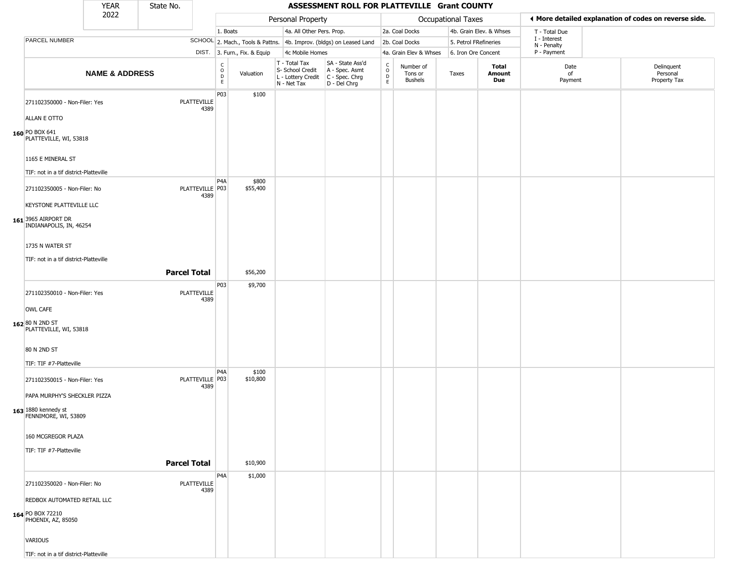| YEAR 2022 | State No. | | ASSESSMENT ROLL FOR PLATTEVILLE Grant COUNTY | | | | | | | | | |
|---|---|---|---|---|---|---|---|---|---|---|---|---|

| NAME & ADDRESS | SCHOOL DIST. | CODE | Valuation | T - Total Tax / S- School Credit / L - Lottery Credit / N - Net Tax | SA - State Ass'd / A - Spec. Asmt / C - Spec. Chrg / D - Del Chrg | CODE | Number of Tons or Bushels | Taxes | Total Amount Due | Date of Payment | Delinquent Personal Property Tax |
|---|---|---|---|---|---|---|---|---|---|---|---|
| | | | **Personal Property** | | | | **Occupational Taxes** | | | ◄ More detailed explanation of codes on reverse side. | |
| PARCEL NUMBER | | | 1. Boats / 2. Mach., Tools & Pattns. / 3. Furn., Fix. & Equip | 4a. All Other Pers. Prop. / 4b. Improv. (bldgs) on Leased Land / 4c Mobile Homes | | | 2a. Coal Docks / 2b. Coal Docks / 4a. Grain Elev & Whses | 4b. Grain Elev. & Whses / 5. Petrol FRefineries / 6. Iron Ore Concent | | T - Total Due / I - Interest / N - Penalty / P - Payment | |
| **160** 271102350000 - Non-Filer: Yes<br>ALLAN E OTTO<br>PO BOX 641<br>PLATTEVILLE, WI, 53818<br><br>1165 E MINERAL ST<br><br>TIF: not in a tif district-Platteville | PLATTEVILLE 4389 | P03 | $100 | | | | | | | | |
| **161** 271102350005 - Non-Filer: No<br>KEYSTONE PLATTEVILLE LLC<br>3965 AIRPORT DR<br>INDIANAPOLIS, IN, 46254<br><br>1735 N WATER ST<br><br>TIF: not in a tif district-Platteville | PLATTEVILLE 4389 | P4A<br>P03 | $800<br>$55,400 | | | | | | | | |
| | **Parcel Total** | | $56,200 | | | | | | | | |
| **162** 271102350010 - Non-Filer: Yes<br>OWL CAFE<br>80 N 2ND ST<br>PLATTEVILLE, WI, 53818<br><br>80 N 2ND ST<br><br>TIF: TIF #7-Platteville | PLATTEVILLE 4389 | P03 | $9,700 | | | | | | | | |
| **163** 271102350015 - Non-Filer: Yes<br>PAPA MURPHY'S SHECKLER PIZZA<br>1880 kennedy st<br>FENNIMORE, WI, 53809<br><br>160 MCGREGOR PLAZA<br><br>TIF: TIF #7-Platteville | PLATTEVILLE 4389 | P4A<br>P03 | $100<br>$10,800 | | | | | | | | |
| | **Parcel Total** | | $10,900 | | | | | | | | |
| **164** 271102350020 - Non-Filer: No<br>REDBOX AUTOMATED RETAIL LLC<br>PO BOX 72210<br>PHOENIX, AZ, 85050<br><br>VARIOUS<br><br>TIF: not in a tif district-Platteville | PLATTEVILLE 4389 | P4A | $1,000 | | | | | | | | |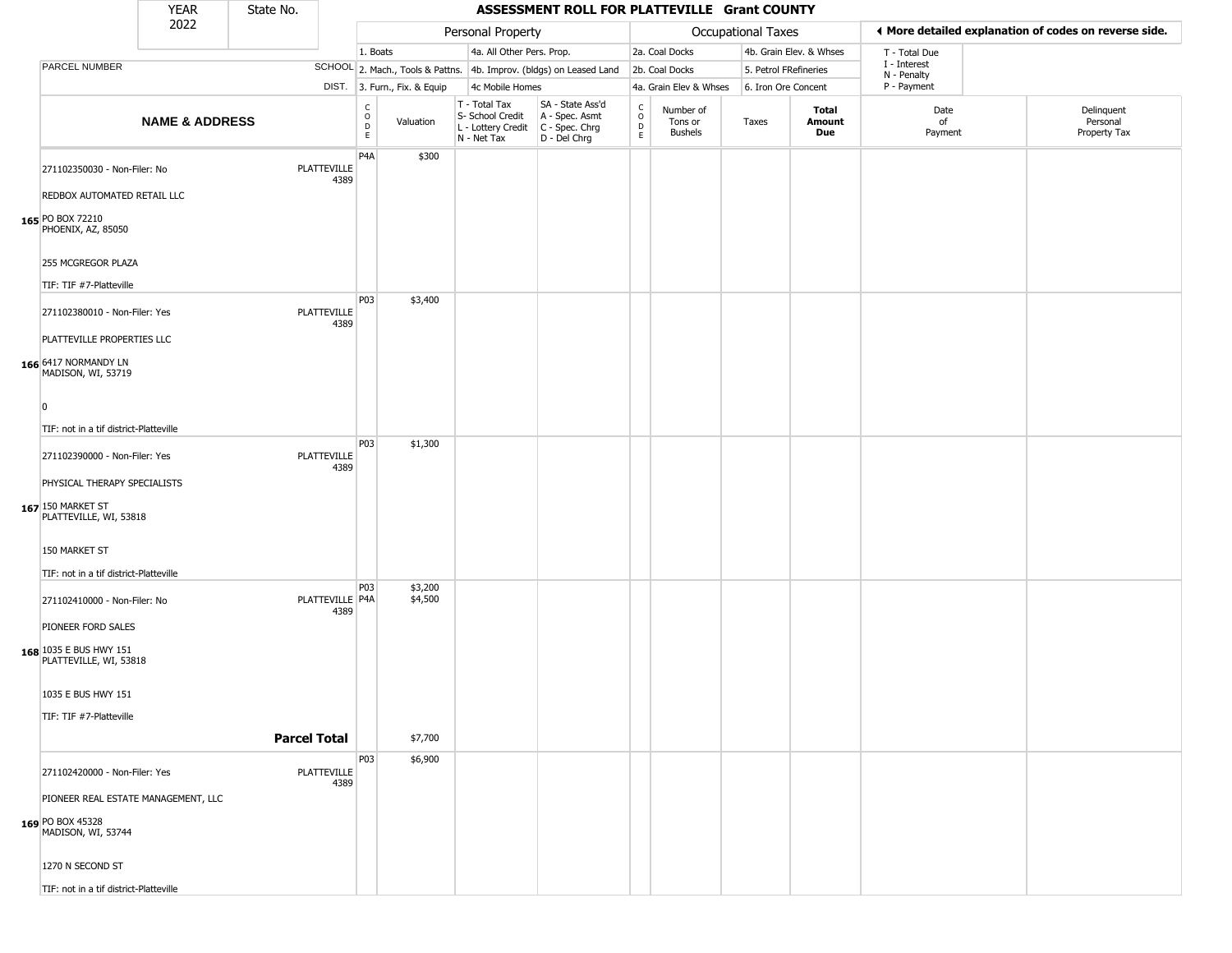| YEAR 2022 | State No. | | | | | | | | | | | |
|---|---|---|---|---|---|---|---|---|---|---|---|---|

# ASSESSMENT ROLL FOR PLATTEVILLE Grant COUNTY

| | | Personal Property | | | | | Occupational Taxes | | | | ◀ More detailed explanation of codes on reverse side. | |
|---|---|---|---|---|---|---|---|---|---|---|---|---|
| PARCEL NUMBER | SCHOOL DIST. | 1. Boats<br>2. Mach., Tools & Pattns.<br>3. Furn., Fix. & Equip | | 4a. All Other Pers. Prop.<br>4b. Improv. (bldgs) on Leased Land<br>4c Mobile Homes | | | 2a. Coal Docks<br>2b. Coal Docks<br>4a. Grain Elev & Whses | | 4b. Grain Elev. & Whses<br>5. Petrol FRefineries<br>6. Iron Ore Concent | | T - Total Due<br>I - Interest<br>N - Penalty<br>P - Payment | |
| **NAME & ADDRESS** | | CODE | Valuation | T - Total Tax<br>S- School Credit<br>L - Lottery Credit<br>N - Net Tax | SA - State Ass'd<br>A - Spec. Asmt<br>C - Spec. Chrg<br>D - Del Chrg | CODE | Number of Tons or Bushels | Taxes | **Total Amount Due** | Date of Payment | Delinquent Personal Property Tax |
| 165 271102350030 - Non-Filer: No<br>REDBOX AUTOMATED RETAIL LLC<br>PO BOX 72210<br>PHOENIX, AZ, 85050<br>255 MCGREGOR PLAZA<br>TIF: TIF #7-Platteville | PLATTEVILLE 4389 | P4A | $300 | | | | | | | | |
| 166 271102380010 - Non-Filer: Yes<br>PLATTEVILLE PROPERTIES LLC<br>6417 NORMANDY LN<br>MADISON, WI, 53719<br>0<br>TIF: not in a tif district-Platteville | PLATTEVILLE 4389 | P03 | $3,400 | | | | | | | | |
| 167 271102390000 - Non-Filer: Yes<br>PHYSICAL THERAPY SPECIALISTS<br>150 MARKET ST<br>PLATTEVILLE, WI, 53818<br>150 MARKET ST<br>TIF: not in a tif district-Platteville | PLATTEVILLE 4389 | P03 | $1,300 | | | | | | | | |
| 168 271102410000 - Non-Filer: No<br>PIONEER FORD SALES<br>1035 E BUS HWY 151<br>PLATTEVILLE, WI, 53818<br>1035 E BUS HWY 151<br>TIF: TIF #7-Platteville | PLATTEVILLE 4389 | P03<br>P4A | $3,200<br>$4,500 | | | | | | | | |
| **Parcel Total** | | | $7,700 | | | | | | | | |
| 169 271102420000 - Non-Filer: Yes<br>PIONEER REAL ESTATE MANAGEMENT, LLC<br>PO BOX 45328<br>MADISON, WI, 53744<br>1270 N SECOND ST<br>TIF: not in a tif district-Platteville | PLATTEVILLE 4389 | P03 | $6,900 | | | | | | | | |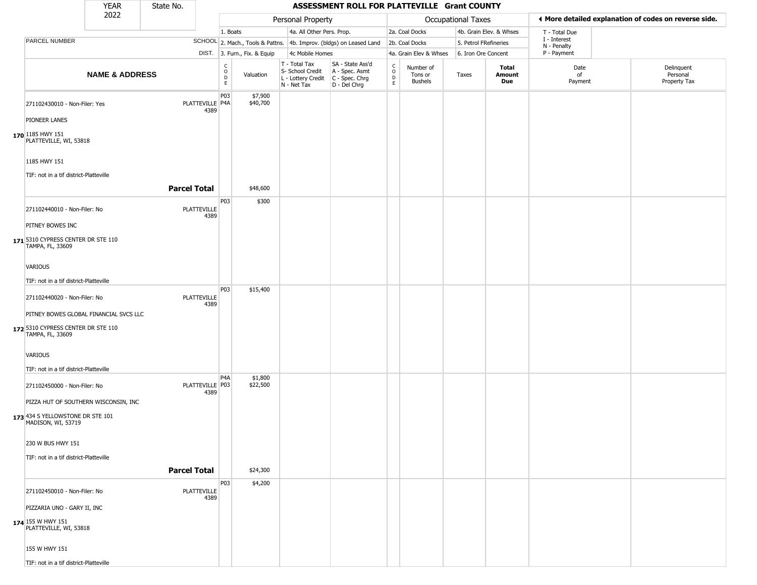| YEAR 2022 | State No. | | **ASSESSMENT ROLL FOR PLATTEVILLE Grant COUNTY** | | | | | | | | | | |
|---|---|---|---|---|---|---|---|---|---|---|---|---|---|
| | | | Personal Property | | | | Occupational Taxes | | | | ◀ More detailed explanation of codes on reverse side. | | |
| PARCEL NUMBER | SCHOOL DIST. | | 1. Boats / 2. Mach., Tools & Pattns. / 3. Furn., Fix. & Equip | | 4a. All Other Pers. Prop. / 4b. Improv. (bldgs) on Leased Land / 4c Mobile Homes | | 2a. Coal Docks / 2b. Coal Docks / 4a. Grain Elev & Whses | | 4b. Grain Elev. & Whses / 5. Petrol FRefineries / 6. Iron Ore Concent | | T - Total Due / I - Interest / N - Penalty / P - Payment | | |
| **NAME & ADDRESS** | | CODE | Valuation | T - Total Tax / S- School Credit / L - Lottery Credit / N - Net Tax | SA - State Ass'd / A - Spec. Asmt / C - Spec. Chrg / D - Del Chrg | CODE | Number of Tons or Bushels | Taxes | **Total Amount Due** | Date of Payment | Delinquent Personal Property Tax | | |
| **170** 271102430010 - Non-Filer: Yes<br>PIONEER LANES<br>1185 HWY 151<br>PLATTEVILLE, WI, 53818<br><br>1185 HWY 151<br><br>TIF: not in a tif district-Platteville | PLATTEVILLE 4389 | P03<br>P4A | $7,900<br>$40,700 | | | | | | | | | | |
| | **Parcel Total** | | $48,600 | | | | | | | | | | |
| **171** 271102440010 - Non-Filer: No<br>PITNEY BOWES INC<br>5310 CYPRESS CENTER DR STE 110<br>TAMPA, FL, 33609<br><br>VARIOUS<br><br>TIF: not in a tif district-Platteville | PLATTEVILLE 4389 | P03 | $300 | | | | | | | | | | |
| **172** 271102440020 - Non-Filer: No<br>PITNEY BOWES GLOBAL FINANCIAL SVCS LLC<br>5310 CYPRESS CENTER DR STE 110<br>TAMPA, FL, 33609<br><br>VARIOUS<br><br>TIF: not in a tif district-Platteville | PLATTEVILLE 4389 | P03 | $15,400 | | | | | | | | | | |
| **173** 271102450000 - Non-Filer: No<br>PIZZA HUT OF SOUTHERN WISCONSIN, INC<br>434 S YELLOWSTONE DR STE 101<br>MADISON, WI, 53719<br><br>230 W BUS HWY 151<br><br>TIF: not in a tif district-Platteville | PLATTEVILLE 4389 | P4A<br>P03 | $1,800<br>$22,500 | | | | | | | | | | |
| | **Parcel Total** | | $24,300 | | | | | | | | | | |
| **174** 271102450010 - Non-Filer: No<br>PIZZARIA UNO - GARY II, INC<br>155 W HWY 151<br>PLATTEVILLE, WI, 53818<br><br>155 W HWY 151<br><br>TIF: not in a tif district-Platteville | PLATTEVILLE 4389 | P03 | $4,200 | | | | | | | | | | |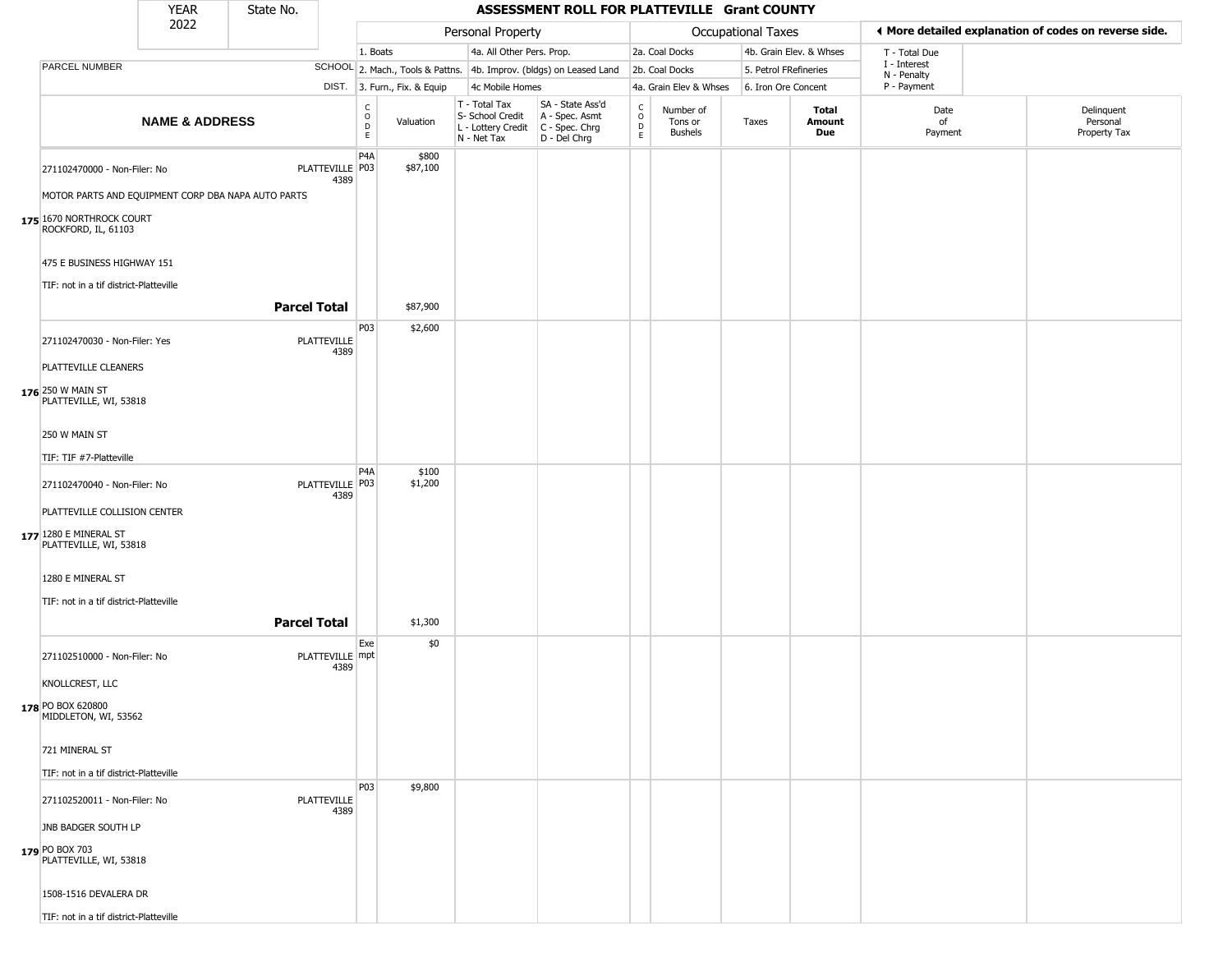# ASSESSMENT ROLL FOR PLATTEVILLE Grant COUNTY

| YEAR 2022 | State No. |
|---|---|

| PARCEL NUMBER | SCHOOL DIST. | Personal Property | | | | Occupational Taxes | | | | ◄ More detailed explanation of codes on reverse side. | |
|---|---|---|---|---|---|---|---|---|---|---|---|
| | | 1. Boats | 4a. All Other Pers. Prop. | | | 2a. Coal Docks | 4b. Grain Elev. & Whses | | | T - Total Due | |
| | | 2. Mach., Tools & Pattns. | 4b. Improv. (bldgs) on Leased Land | | | 2b. Coal Docks | 5. Petrol FRefineries | | | I - Interest N - Penalty | |
| | | 3. Furn., Fix. & Equip | 4c Mobile Homes | | | 4a. Grain Elev & Whses | 6. Iron Ore Concent | | | P - Payment | |
| **NAME & ADDRESS** | | CODE | Valuation | T - Total Tax S- School Credit L - Lottery Credit N - Net Tax | SA - State Ass'd A - Spec. Asmt C - Spec. Chrg D - Del Chrg | CODE | Number of Tons or Bushels | Taxes | **Total Amount Due** | Date of Payment | Delinquent Personal Property Tax |
| **175** 271102470000 - Non-Filer: No<br>MOTOR PARTS AND EQUIPMENT CORP DBA NAPA AUTO PARTS<br>1670 NORTHROCK COURT<br>ROCKFORD, IL, 61103<br>475 E BUSINESS HIGHWAY 151<br>TIF: not in a tif district-Platteville | PLATTEVILLE 4389 | P4A<br>P03 | \$800<br>\$87,100 | | | | | | | | |
| **Parcel Total** | | | \$87,900 | | | | | | | | |
| **176** 271102470030 - Non-Filer: Yes<br>PLATTEVILLE CLEANERS<br>250 W MAIN ST<br>PLATTEVILLE, WI, 53818<br>250 W MAIN ST<br>TIF: TIF #7-Platteville | PLATTEVILLE 4389 | P03 | \$2,600 | | | | | | | | |
| **177** 271102470040 - Non-Filer: No<br>PLATTEVILLE COLLISION CENTER<br>1280 E MINERAL ST<br>PLATTEVILLE, WI, 53818<br>1280 E MINERAL ST<br>TIF: not in a tif district-Platteville | PLATTEVILLE 4389 | P4A<br>P03 | \$100<br>\$1,200 | | | | | | | | |
| **Parcel Total** | | | \$1,300 | | | | | | | | |
| **178** 271102510000 - Non-Filer: No<br>KNOLLCREST, LLC<br>PO BOX 620800<br>MIDDLETON, WI, 53562<br>721 MINERAL ST<br>TIF: not in a tif district-Platteville | PLATTEVILLE 4389 | Exempt | \$0 | | | | | | | | |
| **179** 271102520011 - Non-Filer: No<br>JNB BADGER SOUTH LP<br>PO BOX 703<br>PLATTEVILLE, WI, 53818<br>1508-1516 DEVALERA DR<br>TIF: not in a tif district-Platteville | PLATTEVILLE 4389 | P03 | \$9,800 | | | | | | | | |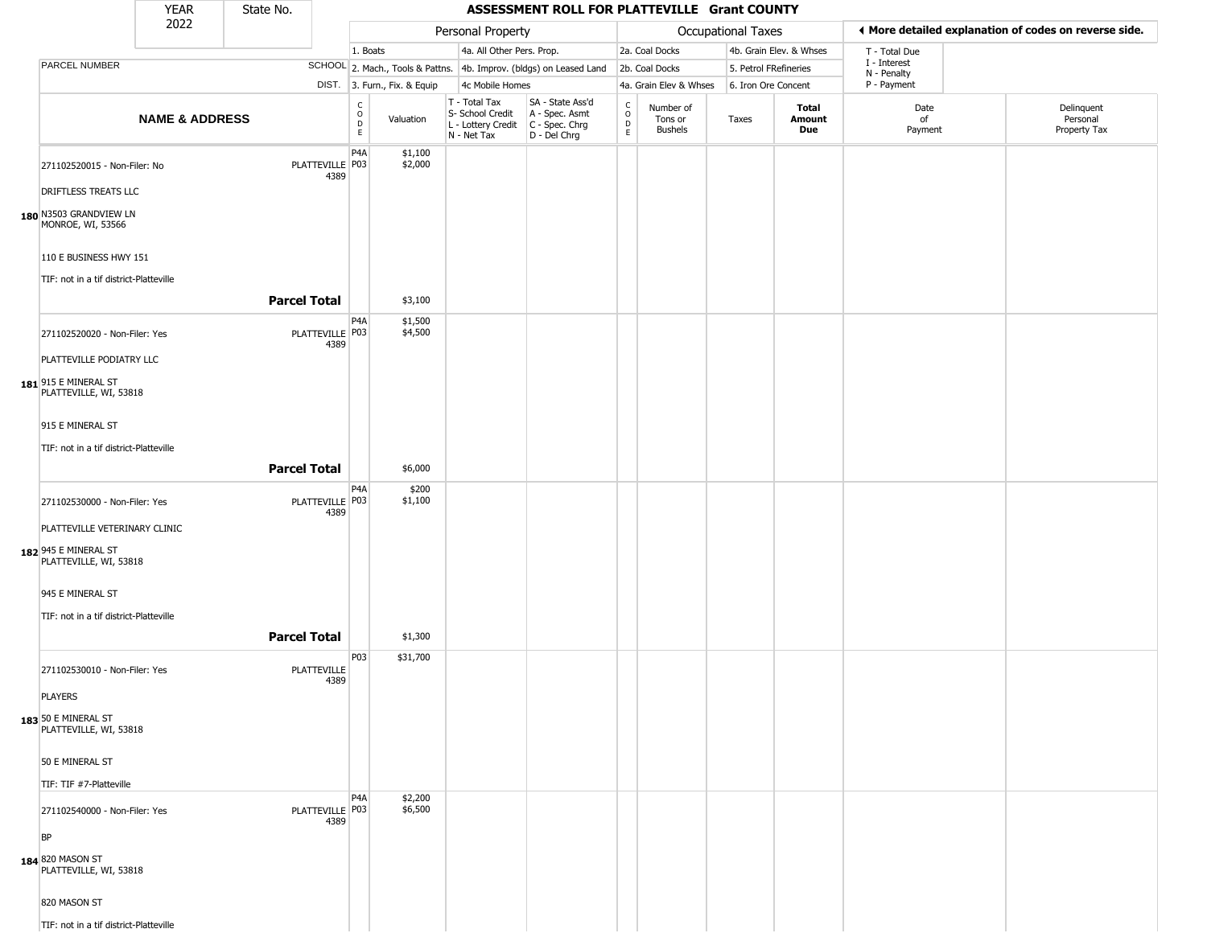# ASSESSMENT ROLL FOR PLATTEVILLE Grant COUNTY

YEAR 2022 | State No.

| PARCEL NUMBER / NAME & ADDRESS | SCHOOL DIST. | CODE | Valuation | T - Total Tax / S- School Credit / L - Lottery Credit / N - Net Tax | SA - State Ass'd / A - Spec. Asmt / C - Spec. Chrg / D - Del Chrg | CODE | Number of Tons or Bushels | Taxes | Total Amount Due | Date of Payment | Delinquent Personal Property Tax |
|---|---|---|---|---|---|---|---|---|---|---|---|
| 180 271102520015 - Non-Filer: No<br>DRIFTLESS TREATS LLC<br>N3503 GRANDVIEW LN<br>MONROE, WI, 53566<br>110 E BUSINESS HWY 151<br>TIF: not in a tif district-Platteville | PLATTEVILLE 4389 | P4A<br>P03 | $1,100<br>$2,000 | | | | | | | | |
| **Parcel Total** | | | $3,100 | | | | | | | | |
| 181 271102520020 - Non-Filer: Yes<br>PLATTEVILLE PODIATRY LLC<br>915 E MINERAL ST<br>PLATTEVILLE, WI, 53818<br>915 E MINERAL ST<br>TIF: not in a tif district-Platteville | PLATTEVILLE 4389 | P4A<br>P03 | $1,500<br>$4,500 | | | | | | | | |
| **Parcel Total** | | | $6,000 | | | | | | | | |
| 182 271102530000 - Non-Filer: Yes<br>PLATTEVILLE VETERINARY CLINIC<br>945 E MINERAL ST<br>PLATTEVILLE, WI, 53818<br>945 E MINERAL ST<br>TIF: not in a tif district-Platteville | PLATTEVILLE 4389 | P4A<br>P03 | $200<br>$1,100 | | | | | | | | |
| **Parcel Total** | | | $1,300 | | | | | | | | |
| 183 271102530010 - Non-Filer: Yes<br>PLAYERS<br>50 E MINERAL ST<br>PLATTEVILLE, WI, 53818<br>50 E MINERAL ST<br>TIF: TIF #7-Platteville | PLATTEVILLE 4389 | P03 | $31,700 | | | | | | | | |
| 184 271102540000 - Non-Filer: Yes<br>BP<br>820 MASON ST<br>PLATTEVILLE, WI, 53818<br>820 MASON ST<br>TIF: not in a tif district-Platteville | PLATTEVILLE 4389 | P4A<br>P03 | $2,200<br>$6,500 | | | | | | | | |

Personal Property codes: 1. Boats; 2. Mach., Tools & Pattns.; 3. Furn., Fix. & Equip; 4a. All Other Pers. Prop.; 4b. Improv. (bldgs) on Leased Land; 4c Mobile Homes

Occupational Taxes codes: 2a. Coal Docks; 2b. Coal Docks; 4a. Grain Elev & Whses; 4b. Grain Elev. & Whses; 5. Petrol FRefineries; 6. Iron Ore Concent

◄ More detailed explanation of codes on reverse side. T - Total Due; I - Interest; N - Penalty; P - Payment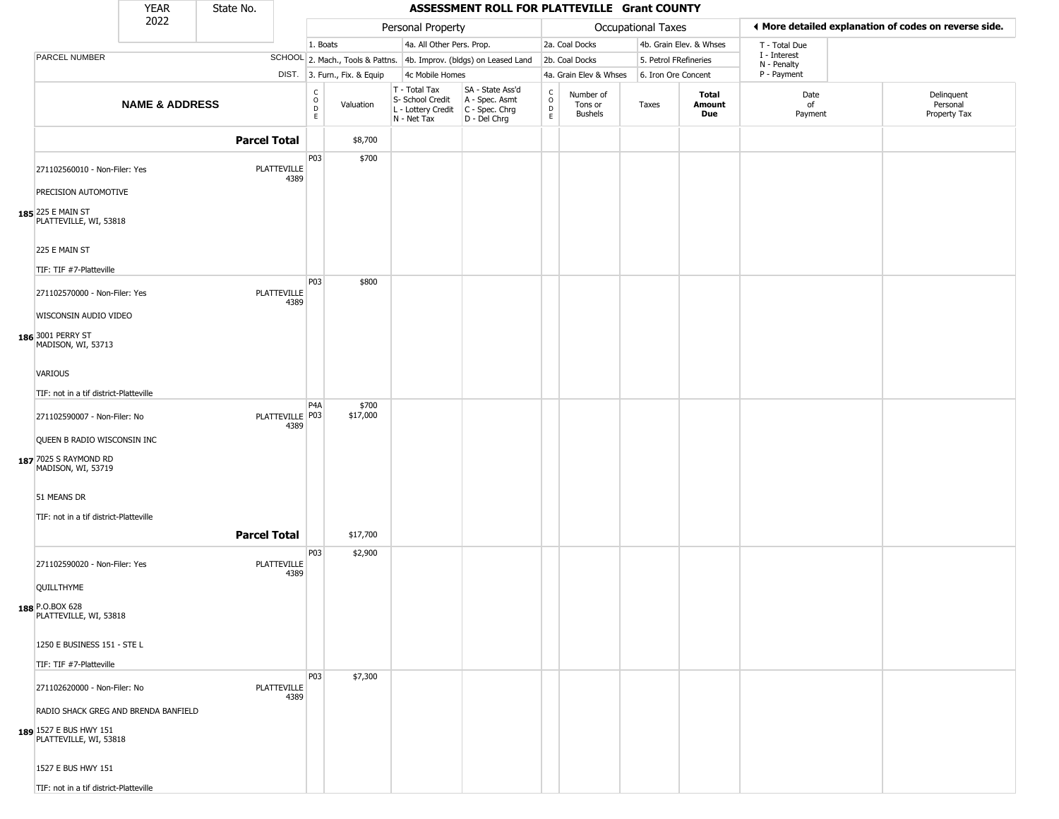# ASSESSMENT ROLL FOR PLATTEVILLE Grant COUNTY

| YEAR | State No. |
|---|---|
| 2022 | |

| Personal Property | | Occupational Taxes | | |
|---|---|---|---|---|
| 1. Boats | 4a. All Other Pers. Prop. | 2a. Coal Docks | 4b. Grain Elev. & Whses | T - Total Due |
| 2. Mach., Tools & Pattns. | 4b. Improv. (bldgs) on Leased Land | 2b. Coal Docks | 5. Petrol FRefineries | I - Interest |
| 3. Furn., Fix. & Equip | 4c Mobile Homes | 4a. Grain Elev & Whses | 6. Iron Ore Concent | N - Penalty |
| | | | | P - Payment |

◄ More detailed explanation of codes on reverse side.

| | NAME & ADDRESS | PARCEL NUMBER / SCHOOL DIST. | CODE | Valuation | T - Total Tax / S- School Credit / L - Lottery Credit / N - Net Tax | SA - State Ass'd / A - Spec. Asmt / C - Spec. Chrg / D - Del Chrg | CODE | Number of Tons or Bushels | Taxes | Total Amount Due | Date of Payment | Delinquent Personal Property Tax |
|---|---|---|---|---|---|---|---|---|---|---|---|---|
| | **Parcel Total** | | | $8,700 | | | | | | | | |
| 185 | 271102560010 - Non-Filer: Yes<br>PRECISION AUTOMOTIVE<br>225 E MAIN ST<br>PLATTEVILLE, WI, 53818<br><br>225 E MAIN ST<br>TIF: TIF #7-Platteville | PLATTEVILLE 4389 | P03 | $700 | | | | | | | | |
| 186 | 271102570000 - Non-Filer: Yes<br>WISCONSIN AUDIO VIDEO<br>3001 PERRY ST<br>MADISON, WI, 53713<br><br>VARIOUS<br>TIF: not in a tif district-Platteville | PLATTEVILLE 4389 | P03 | $800 | | | | | | | | |
| 187 | 271102590007 - Non-Filer: No<br>QUEEN B RADIO WISCONSIN INC<br>7025 S RAYMOND RD<br>MADISON, WI, 53719<br><br>51 MEANS DR<br>TIF: not in a tif district-Platteville | PLATTEVILLE 4389 | P4A<br>P03 | $700<br>$17,000 | | | | | | | | |
| | **Parcel Total** | | | $17,700 | | | | | | | | |
| 188 | 271102590020 - Non-Filer: Yes<br>QUILLTHYME<br>P.O.BOX 628<br>PLATTEVILLE, WI, 53818<br><br>1250 E BUSINESS 151 - STE L<br>TIF: TIF #7-Platteville | PLATTEVILLE 4389 | P03 | $2,900 | | | | | | | | |
| 189 | 271102620000 - Non-Filer: No<br>RADIO SHACK GREG AND BRENDA BANFIELD<br>1527 E BUS HWY 151<br>PLATTEVILLE, WI, 53818<br><br>1527 E BUS HWY 151<br>TIF: not in a tif district-Platteville | PLATTEVILLE 4389 | P03 | $7,300 | | | | | | | | |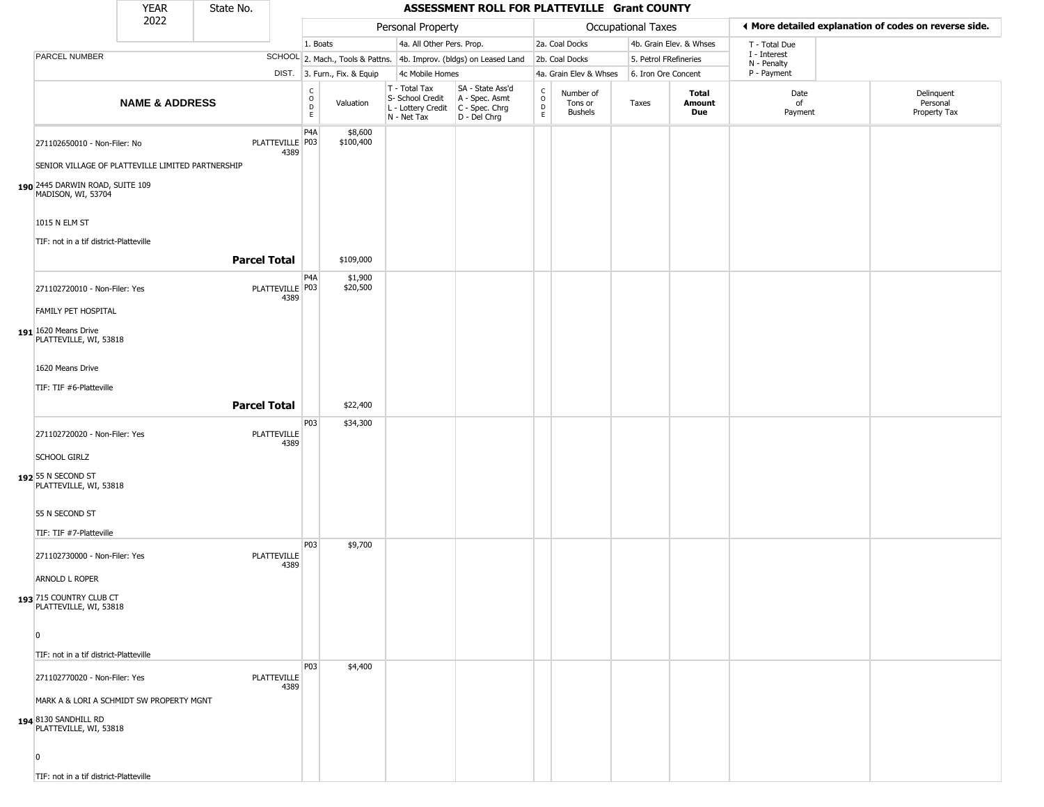# ASSESSMENT ROLL FOR PLATTEVILLE Grant COUNTY

| YEAR | State No. |
|---|---|
| 2022 | |

◄ More detailed explanation of codes on reverse side.

| PARCEL NUMBER | SCHOOL DIST. | Personal Property | | | | Occupational Taxes | | | | T - Total Due, I - Interest, N - Penalty, P - Payment | |
|---|---|---|---|---|---|---|---|---|---|---|---|
| | | 1. Boats | | 4a. All Other Pers. Prop. | | 2a. Coal Docks | | 4b. Grain Elev. & Whses | | | |
| | | 2. Mach., Tools & Pattns. | | 4b. Improv. (bldgs) on Leased Land | | 2b. Coal Docks | | 5. Petrol FRefineries | | | |
| | | 3. Furn., Fix. & Equip | | 4c Mobile Homes | | 4a. Grain Elev & Whses | | 6. Iron Ore Concent | | | |
| **NAME & ADDRESS** | | CODE | Valuation | T - Total Tax, S- School Credit, L - Lottery Credit, N - Net Tax | SA - State Ass'd, A - Spec. Asmt, C - Spec. Chrg, D - Del Chrg | CODE | Number of Tons or Bushels | Taxes | **Total Amount Due** | Date of Payment | Delinquent Personal Property Tax |
| 271102650010 - Non-Filer: No | PLATTEVILLE 4389 | P4A | $8,600 | | | | | | | | |
| | | P03 | $100,400 | | | | | | | | |
| SENIOR VILLAGE OF PLATTEVILLE LIMITED PARTNERSHIP | | | | | | | | | | | |
| 190 2445 DARWIN ROAD, SUITE 109 MADISON, WI, 53704 | | | | | | | | | | | |
| 1015 N ELM ST | | | | | | | | | | | |
| TIF: not in a tif district-Platteville | | | | | | | | | | | |
| **Parcel Total** | | | $109,000 | | | | | | | | |
| 271102720010 - Non-Filer: Yes | PLATTEVILLE 4389 | P4A | $1,900 | | | | | | | | |
| | | P03 | $20,500 | | | | | | | | |
| FAMILY PET HOSPITAL | | | | | | | | | | | |
| 191 1620 Means Drive PLATTEVILLE, WI, 53818 | | | | | | | | | | | |
| 1620 Means Drive | | | | | | | | | | | |
| TIF: TIF #6-Platteville | | | | | | | | | | | |
| **Parcel Total** | | | $22,400 | | | | | | | | |
| 271102720020 - Non-Filer: Yes | PLATTEVILLE 4389 | P03 | $34,300 | | | | | | | | |
| SCHOOL GIRLZ | | | | | | | | | | | |
| 192 55 N SECOND ST PLATTEVILLE, WI, 53818 | | | | | | | | | | | |
| 55 N SECOND ST | | | | | | | | | | | |
| TIF: TIF #7-Platteville | | | | | | | | | | | |
| 271102730000 - Non-Filer: Yes | PLATTEVILLE 4389 | P03 | $9,700 | | | | | | | | |
| ARNOLD L ROPER | | | | | | | | | | | |
| 193 715 COUNTRY CLUB CT PLATTEVILLE, WI, 53818 | | | | | | | | | | | |
| 0 | | | | | | | | | | | |
| TIF: not in a tif district-Platteville | | | | | | | | | | | |
| 271102770020 - Non-Filer: Yes | PLATTEVILLE 4389 | P03 | $4,400 | | | | | | | | |
| MARK A & LORI A SCHMIDT SW PROPERTY MGNT | | | | | | | | | | | |
| 194 8130 SANDHILL RD PLATTEVILLE, WI, 53818 | | | | | | | | | | | |
| 0 | | | | | | | | | | | |
| TIF: not in a tif district-Platteville | | | | | | | | | | | |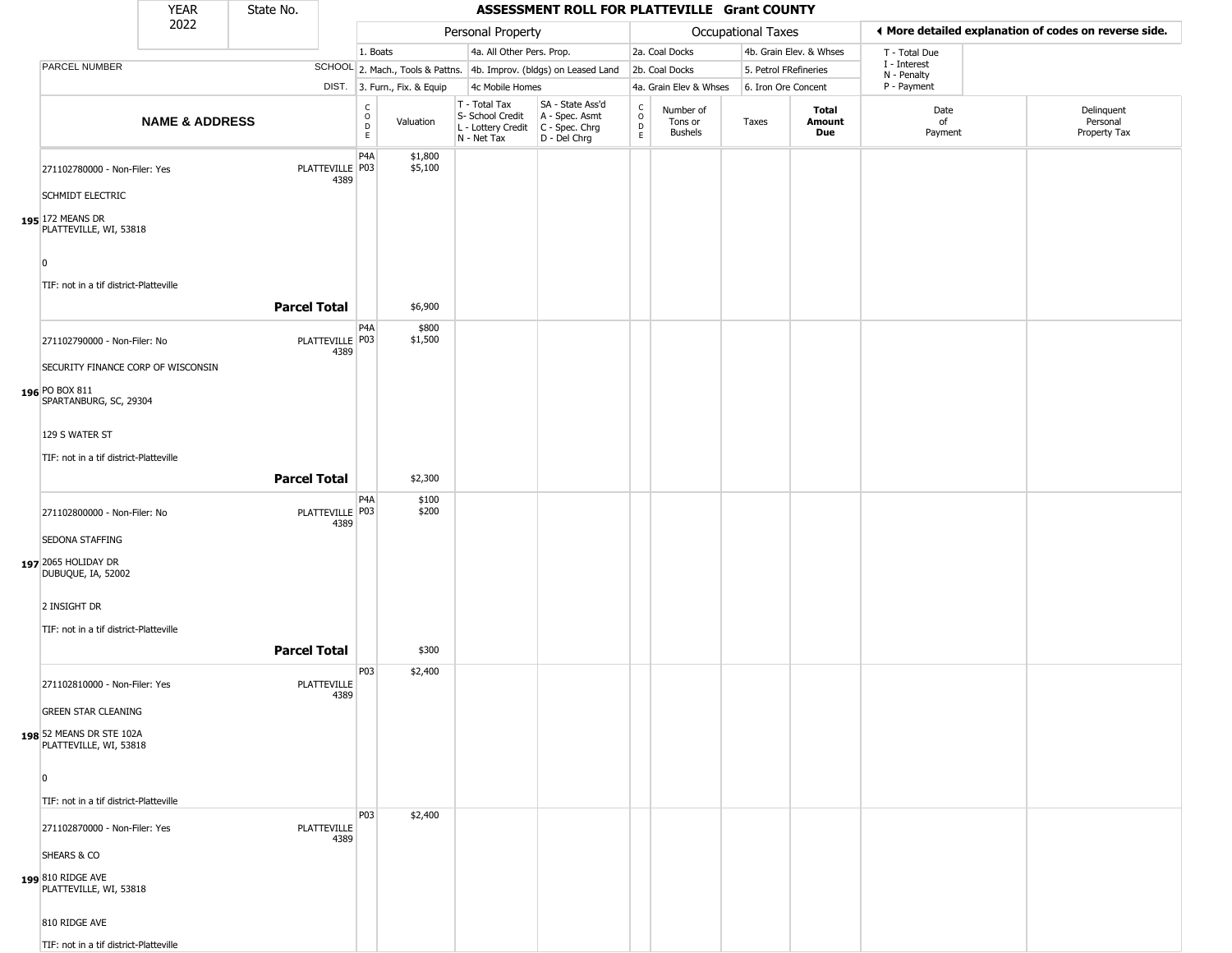| YEAR 2022 | State No. | ASSESSMENT ROLL FOR PLATTEVILLE Grant COUNTY |
|---|---|---|

| | | Personal Property | | | | Occupational Taxes | | | | ◀ More detailed explanation of codes on reverse side. | |
|---|---|---|---|---|---|---|---|---|---|---|---|
| | | 1. Boats | | 4a. All Other Pers. Prop. | | 2a. Coal Docks | | 4b. Grain Elev. & Whses | | T - Total Due | |
| PARCEL NUMBER | SCHOOL | 2. Mach., Tools & Pattns. | | 4b. Improv. (bldgs) on Leased Land | | 2b. Coal Docks | | 5. Petrol FRefineries | | I - Interest<br>N - Penalty | |
| | DIST. | 3. Furn., Fix. & Equip | | 4c Mobile Homes | | 4a. Grain Elev & Whses | | 6. Iron Ore Concent | | P - Payment | |
| **NAME & ADDRESS** | | CODE | Valuation | T - Total Tax<br>S- School Credit<br>L - Lottery Credit<br>N - Net Tax | SA - State Ass'd<br>A - Spec. Asmt<br>C - Spec. Chrg<br>D - Del Chrg | CODE | Number of Tons or Bushels | Taxes | **Total Amount Due** | Date of Payment | Delinquent Personal Property Tax |
| **195** 271102780000 - Non-Filer: Yes<br>SCHMIDT ELECTRIC<br>172 MEANS DR<br>PLATTEVILLE, WI, 53818<br>0<br>TIF: not in a tif district-Platteville | PLATTEVILLE 4389 | P4A<br>P03 | $1,800<br>$5,100 | | | | | | | | |
| | **Parcel Total** | | $6,900 | | | | | | | | |
| **196** 271102790000 - Non-Filer: No<br>SECURITY FINANCE CORP OF WISCONSIN<br>PO BOX 811<br>SPARTANBURG, SC, 29304<br>129 S WATER ST<br>TIF: not in a tif district-Platteville | PLATTEVILLE 4389 | P4A<br>P03 | $800<br>$1,500 | | | | | | | | |
| | **Parcel Total** | | $2,300 | | | | | | | | |
| **197** 271102800000 - Non-Filer: No<br>SEDONA STAFFING<br>2065 HOLIDAY DR<br>DUBUQUE, IA, 52002<br>2 INSIGHT DR<br>TIF: not in a tif district-Platteville | PLATTEVILLE 4389 | P4A<br>P03 | $100<br>$200 | | | | | | | | |
| | **Parcel Total** | | $300 | | | | | | | | |
| **198** 271102810000 - Non-Filer: Yes<br>GREEN STAR CLEANING<br>52 MEANS DR STE 102A<br>PLATTEVILLE, WI, 53818<br>0<br>TIF: not in a tif district-Platteville | PLATTEVILLE 4389 | P03 | $2,400 | | | | | | | | |
| **199** 271102870000 - Non-Filer: Yes<br>SHEARS & CO<br>810 RIDGE AVE<br>PLATTEVILLE, WI, 53818<br>810 RIDGE AVE<br>TIF: not in a tif district-Platteville | PLATTEVILLE 4389 | P03 | $2,400 | | | | | | | | |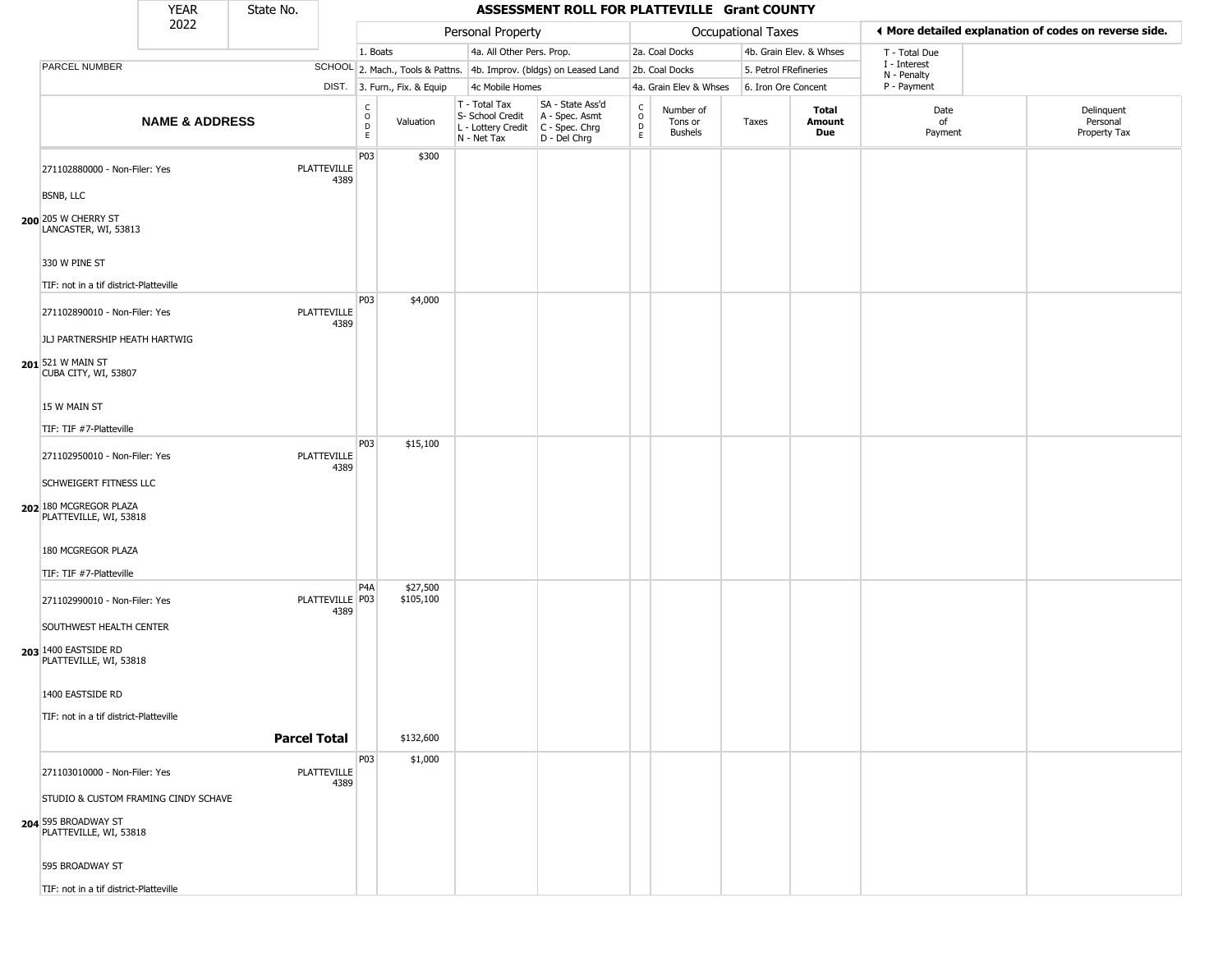| YEAR 2022 | State No. | | **ASSESSMENT ROLL FOR PLATTEVILLE Grant COUNTY** | | | | | | | | | | |
|---|---|---|---|---|---|---|---|---|---|---|---|---|---|

| | | Personal Property | | | | Occupational Taxes | | | | ◀ More detailed explanation of codes on reverse side. | |
|---|---|---|---|---|---|---|---|---|---|---|---|
| | | 1. Boats | | 4a. All Other Pers. Prop. | | 2a. Coal Docks | | 4b. Grain Elev. & Whses | | T - Total Due | |
| PARCEL NUMBER | SCHOOL | 2. Mach., Tools & Pattns. | | 4b. Improv. (bldgs) on Leased Land | | 2b. Coal Docks | | 5. Petrol FRefineries | | I - Interest, N - Penalty | |
| | DIST. | 3. Furn., Fix. & Equip | | 4c Mobile Homes | | 4a. Grain Elev & Whses | | 6. Iron Ore Concent | | P - Payment | |

| NAME & ADDRESS | | CODE | Valuation | T - Total Tax, S- School Credit, L - Lottery Credit, N - Net Tax | SA - State Ass'd, A - Spec. Asmt, C - Spec. Chrg, D - Del Chrg | CODE | Number of Tons or Bushels | Taxes | Total Amount Due | Date of Payment | Delinquent Personal Property Tax |
|---|---|---|---|---|---|---|---|---|---|---|---|
| 271102880000 - Non-Filer: Yes<br>BSNB, LLC<br>**200** 205 W CHERRY ST<br>LANCASTER, WI, 53813<br>330 W PINE ST<br>TIF: not in a tif district-Platteville | PLATTEVILLE 4389 | P03 | $300 | | | | | | | | |
| 271102890010 - Non-Filer: Yes<br>JLJ PARTNERSHIP HEATH HARTWIG<br>**201** 521 W MAIN ST<br>CUBA CITY, WI, 53807<br>15 W MAIN ST<br>TIF: TIF #7-Platteville | PLATTEVILLE 4389 | P03 | $4,000 | | | | | | | | |
| 271102950010 - Non-Filer: Yes<br>SCHWEIGERT FITNESS LLC<br>**202** 180 MCGREGOR PLAZA<br>PLATTEVILLE, WI, 53818<br>180 MCGREGOR PLAZA<br>TIF: TIF #7-Platteville | PLATTEVILLE 4389 | P03 | $15,100 | | | | | | | | |
| 271102990010 - Non-Filer: Yes<br>SOUTHWEST HEALTH CENTER<br>**203** 1400 EASTSIDE RD<br>PLATTEVILLE, WI, 53818<br>1400 EASTSIDE RD<br>TIF: not in a tif district-Platteville | PLATTEVILLE 4389 | P4A<br>P03 | $27,500<br>$105,100 | | | | | | | | |
| | **Parcel Total** | | $132,600 | | | | | | | | |
| 271103010000 - Non-Filer: Yes<br>STUDIO & CUSTOM FRAMING CINDY SCHAVE<br>**204** 595 BROADWAY ST<br>PLATTEVILLE, WI, 53818<br>595 BROADWAY ST<br>TIF: not in a tif district-Platteville | PLATTEVILLE 4389 | P03 | $1,000 | | | | | | | | |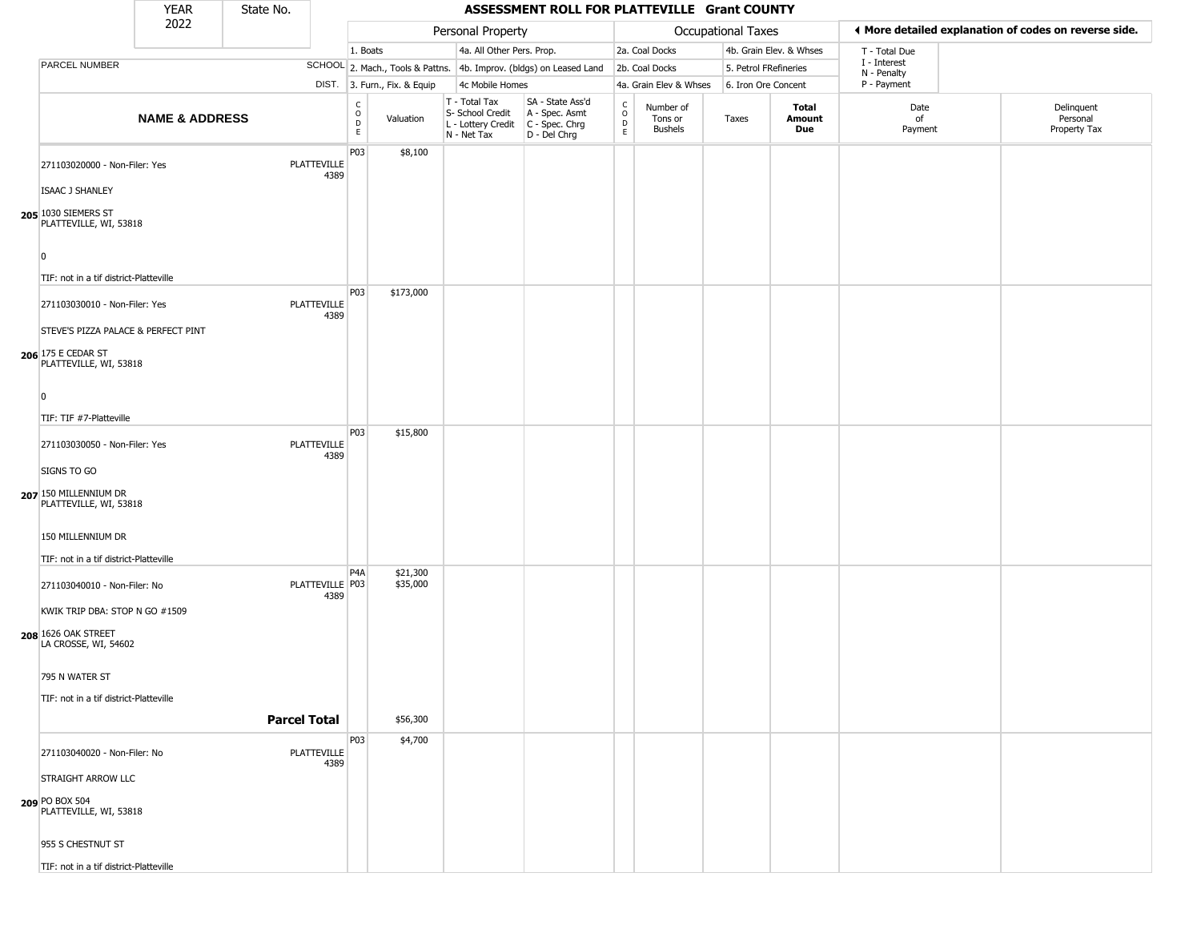# ASSESSMENT ROLL FOR PLATTEVILLE Grant COUNTY

| YEAR 2022 | State No. |
|---|---|

**Personal Property:** 1. Boats; 2. Mach., Tools & Pattns.; 3. Furn., Fix. & Equip; 4a. All Other Pers. Prop.; 4b. Improv. (bldgs) on Leased Land; 4c Mobile Homes

**Occupational Taxes:** 2a. Coal Docks; 2b. Coal Docks; 4a. Grain Elev & Whses; 4b. Grain Elev. & Whses; 5. Petrol FRefineries; 6. Iron Ore Concent

T - Total Due; I - Interest; N - Penalty; P - Payment

◄ More detailed explanation of codes on reverse side.

| | NAME & ADDRESS | SCHOOL DIST. | CODE | Valuation | T - Total Tax S- School Credit L - Lottery Credit N - Net Tax | SA - State Ass'd A - Spec. Asmt C - Spec. Chrg D - Del Chrg | CODE | Number of Tons or Bushels | Taxes | Total Amount Due | Date of Payment | Delinquent Personal Property Tax |
|---|---|---|---|---|---|---|---|---|---|---|---|---|
| 205 | 271103020000 - Non-Filer: Yes<br>ISAAC J SHANLEY<br>1030 SIEMERS ST<br>PLATTEVILLE, WI, 53818<br>0<br>TIF: not in a tif district-Platteville | PLATTEVILLE 4389 | P03 | $8,100 | | | | | | | | |
| 206 | 271103030010 - Non-Filer: Yes<br>STEVE'S PIZZA PALACE & PERFECT PINT<br>175 E CEDAR ST<br>PLATTEVILLE, WI, 53818<br>0<br>TIF: TIF #7-Platteville | PLATTEVILLE 4389 | P03 | $173,000 | | | | | | | | |
| 207 | 271103030050 - Non-Filer: Yes<br>SIGNS TO GO<br>150 MILLENNIUM DR<br>PLATTEVILLE, WI, 53818<br>150 MILLENNIUM DR<br>TIF: not in a tif district-Platteville | PLATTEVILLE 4389 | P03 | $15,800 | | | | | | | | |
| 208 | 271103040010 - Non-Filer: No<br>KWIK TRIP DBA: STOP N GO #1509<br>1626 OAK STREET<br>LA CROSSE, WI, 54602<br>795 N WATER ST<br>TIF: not in a tif district-Platteville | PLATTEVILLE 4389 | P4A<br>P03 | $21,300<br>$35,000 | | | | | | | | |
| | **Parcel Total** | | | $56,300 | | | | | | | | |
| 209 | 271103040020 - Non-Filer: No<br>STRAIGHT ARROW LLC<br>PO BOX 504<br>PLATTEVILLE, WI, 53818<br>955 S CHESTNUT ST<br>TIF: not in a tif district-Platteville | PLATTEVILLE 4389 | P03 | $4,700 | | | | | | | | |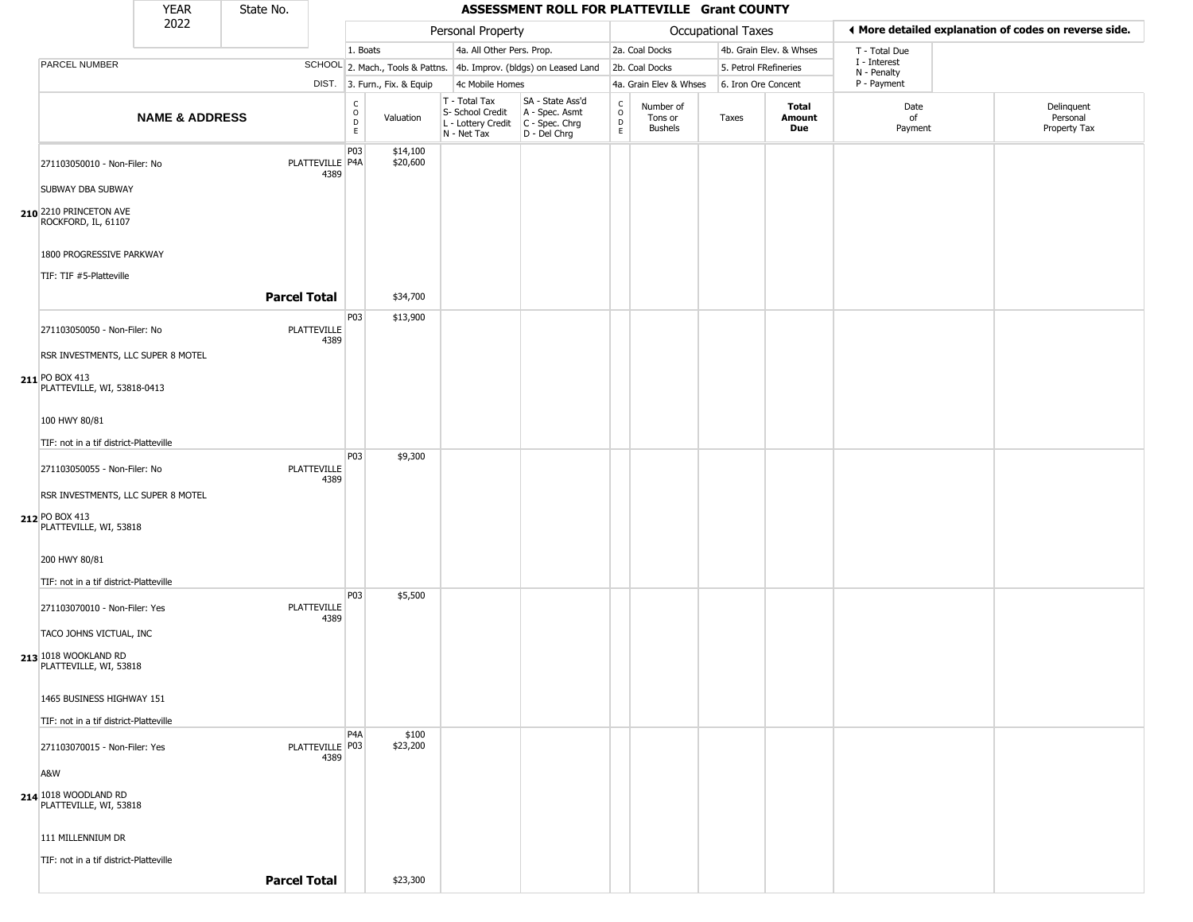# ASSESSMENT ROLL FOR PLATTEVILLE Grant COUNTY

YEAR 2022 | State No.

| NAME & ADDRESS | SCHOOL DIST. | CODE | Valuation | T - Total Tax / S- School Credit / L - Lottery Credit / N - Net Tax | SA - State Ass'd / A - Spec. Asmt / C - Spec. Chrg / D - Del Chrg | CODE | Number of Tons or Bushels | Taxes | Total Amount Due | Date of Payment | Delinquent Personal Property Tax |
|---|---|---|---|---|---|---|---|---|---|---|---|
| **210** 271103050010 - Non-Filer: No<br>SUBWAY DBA SUBWAY<br>2210 PRINCETON AVE<br>ROCKFORD, IL, 61107<br>1800 PROGRESSIVE PARKWAY<br>TIF: TIF #5-Platteville | PLATTEVILLE 4389 | P03<br>P4A | $14,100<br>$20,600 | | | | | | | | |
| **Parcel Total** | | | $34,700 | | | | | | | | |
| **211** 271103050050 - Non-Filer: No<br>RSR INVESTMENTS, LLC SUPER 8 MOTEL<br>PO BOX 413<br>PLATTEVILLE, WI, 53818-0413<br>100 HWY 80/81<br>TIF: not in a tif district-Platteville | PLATTEVILLE 4389 | P03 | $13,900 | | | | | | | | |
| **212** 271103050055 - Non-Filer: No<br>RSR INVESTMENTS, LLC SUPER 8 MOTEL<br>PO BOX 413<br>PLATTEVILLE, WI, 53818<br>200 HWY 80/81<br>TIF: not in a tif district-Platteville | PLATTEVILLE 4389 | P03 | $9,300 | | | | | | | | |
| **213** 271103070010 - Non-Filer: Yes<br>TACO JOHNS VICTUAL, INC<br>1018 WOOKLAND RD<br>PLATTEVILLE, WI, 53818<br>1465 BUSINESS HIGHWAY 151<br>TIF: not in a tif district-Platteville | PLATTEVILLE 4389 | P03 | $5,500 | | | | | | | | |
| **214** 271103070015 - Non-Filer: Yes<br>A&W<br>1018 WOODLAND RD<br>PLATTEVILLE, WI, 53818<br>111 MILLENNIUM DR<br>TIF: not in a tif district-Platteville | PLATTEVILLE 4389 | P4A<br>P03 | $100<br>$23,200 | | | | | | | | |
| **Parcel Total** | | | $23,300 | | | | | | | | |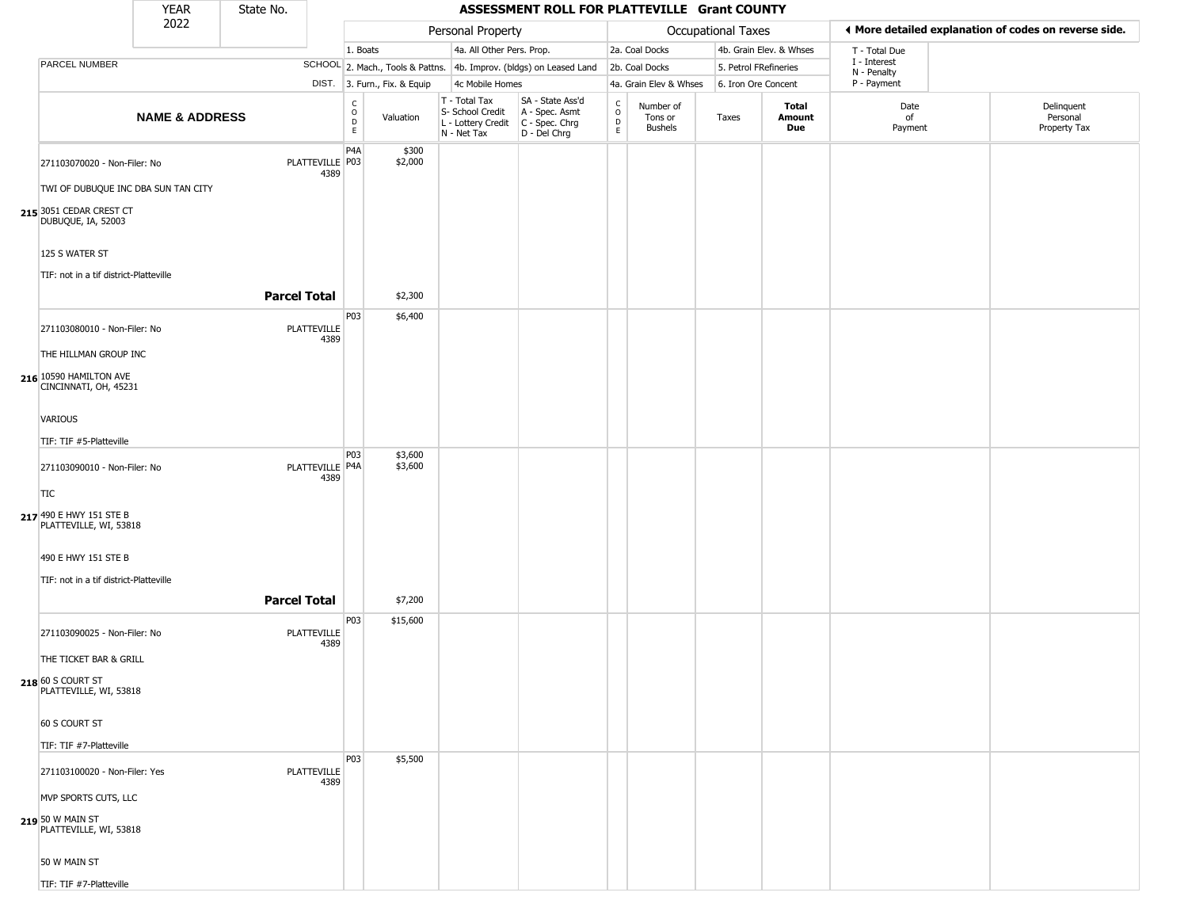# ASSESSMENT ROLL FOR PLATTEVILLE Grant COUNTY

YEAR 2022 | State No.

| | | Personal Property | | | | Occupational Taxes | | | | ◄ More detailed explanation of codes on reverse side. | |
|---|---|---|---|---|---|---|---|---|---|---|---|
| | | 1. Boats | | 4a. All Other Pers. Prop. | | 2a. Coal Docks | | 4b. Grain Elev. & Whses | | T - Total Due | |
| PARCEL NUMBER | SCHOOL | 2. Mach., Tools & Pattns. | | 4b. Improv. (bldgs) on Leased Land | | 2b. Coal Docks | | 5. Petrol FRefineries | | I - Interest, N - Penalty | |
| | DIST. | 3. Furn., Fix. & Equip | | 4c Mobile Homes | | 4a. Grain Elev & Whses | | 6. Iron Ore Concent | | P - Payment | |
| **NAME & ADDRESS** | | CODE | Valuation | T - Total Tax, S- School Credit, L - Lottery Credit, N - Net Tax | SA - State Ass'd, A - Spec. Asmt, C - Spec. Chrg, D - Del Chrg | CODE | Number of Tons or Bushels | Taxes | **Total Amount Due** | Date of Payment | Delinquent Personal Property Tax |
| 271103070020 - Non-Filer: No | PLATTEVILLE 4389 | P4A | $300 | | | | | | | | |
| | | P03 | $2,000 | | | | | | | | |
| TWI OF DUBUQUE INC DBA SUN TAN CITY | | | | | | | | | | | |
| 215 3051 CEDAR CREST CT DUBUQUE, IA, 52003 | | | | | | | | | | | |
| 125 S WATER ST | | | | | | | | | | | |
| TIF: not in a tif district-Platteville | | | | | | | | | | | |
| | **Parcel Total** | | $2,300 | | | | | | | | |
| 271103080010 - Non-Filer: No | PLATTEVILLE 4389 | P03 | $6,400 | | | | | | | | |
| THE HILLMAN GROUP INC | | | | | | | | | | | |
| 216 10590 HAMILTON AVE CINCINNATI, OH, 45231 | | | | | | | | | | | |
| VARIOUS | | | | | | | | | | | |
| TIF: TIF #5-Platteville | | | | | | | | | | | |
| 271103090010 - Non-Filer: No | PLATTEVILLE 4389 | P03 | $3,600 | | | | | | | | |
| | | P4A | $3,600 | | | | | | | | |
| TIC | | | | | | | | | | | |
| 217 490 E HWY 151 STE B PLATTEVILLE, WI, 53818 | | | | | | | | | | | |
| 490 E HWY 151 STE B | | | | | | | | | | | |
| TIF: not in a tif district-Platteville | | | | | | | | | | | |
| | **Parcel Total** | | $7,200 | | | | | | | | |
| 271103090025 - Non-Filer: No | PLATTEVILLE 4389 | P03 | $15,600 | | | | | | | | |
| THE TICKET BAR & GRILL | | | | | | | | | | | |
| 218 60 S COURT ST PLATTEVILLE, WI, 53818 | | | | | | | | | | | |
| 60 S COURT ST | | | | | | | | | | | |
| TIF: TIF #7-Platteville | | | | | | | | | | | |
| 271103100020 - Non-Filer: Yes | PLATTEVILLE 4389 | P03 | $5,500 | | | | | | | | |
| MVP SPORTS CUTS, LLC | | | | | | | | | | | |
| 219 50 W MAIN ST PLATTEVILLE, WI, 53818 | | | | | | | | | | | |
| 50 W MAIN ST | | | | | | | | | | | |
| TIF: TIF #7-Platteville | | | | | | | | | | | |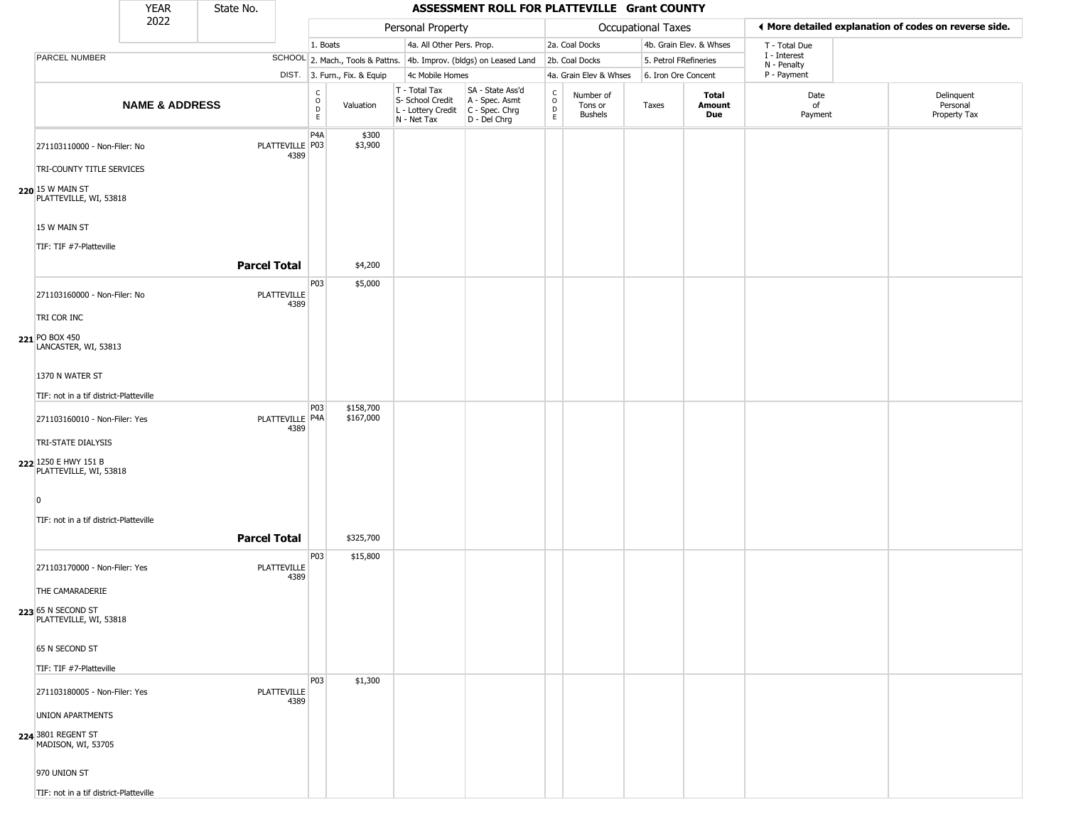# ASSESSMENT ROLL FOR PLATTEVILLE Grant COUNTY

YEAR 2022 | State No.

| PARCEL NUMBER / NAME & ADDRESS | SCHOOL DIST. | CODE | Valuation | T - Total Tax, S- School Credit, L - Lottery Credit, N - Net Tax | SA - State Ass'd, A - Spec. Asmt, C - Spec. Chrg, D - Del Chrg | CODE | Number of Tons or Bushels | Taxes | Total Amount Due | Date of Payment | Delinquent Personal Property Tax |
|---|---|---|---|---|---|---|---|---|---|---|---|
| 220 271103110000 - Non-Filer: No<br>TRI-COUNTY TITLE SERVICES<br>15 W MAIN ST<br>PLATTEVILLE, WI, 53818<br>15 W MAIN ST<br>TIF: TIF #7-Platteville | PLATTEVILLE 4389 | P4A<br>P03 | $300<br>$3,900 | | | | | | | | |
| **Parcel Total** | | | $4,200 | | | | | | | | |
| 221 271103160000 - Non-Filer: No<br>TRI COR INC<br>PO BOX 450<br>LANCASTER, WI, 53813<br>1370 N WATER ST<br>TIF: not in a tif district-Platteville | PLATTEVILLE 4389 | P03 | $5,000 | | | | | | | | |
| 222 271103160010 - Non-Filer: Yes<br>TRI-STATE DIALYSIS<br>1250 E HWY 151 B<br>PLATTEVILLE, WI, 53818<br>0<br>TIF: not in a tif district-Platteville | PLATTEVILLE 4389 | P03<br>P4A | $158,700<br>$167,000 | | | | | | | | |
| **Parcel Total** | | | $325,700 | | | | | | | | |
| 223 271103170000 - Non-Filer: Yes<br>THE CAMARADERIE<br>65 N SECOND ST<br>PLATTEVILLE, WI, 53818<br>65 N SECOND ST<br>TIF: TIF #7-Platteville | PLATTEVILLE 4389 | P03 | $15,800 | | | | | | | | |
| 224 271103180005 - Non-Filer: Yes<br>UNION APARTMENTS<br>3801 REGENT ST<br>MADISON, WI, 53705<br>970 UNION ST<br>TIF: not in a tif district-Platteville | PLATTEVILLE 4389 | P03 | $1,300 | | | | | | | | |

Personal Property codes: 1. Boats; 2. Mach., Tools & Pattns.; 3. Furn., Fix. & Equip; 4a. All Other Pers. Prop.; 4b. Improv. (bldgs) on Leased Land; 4c Mobile Homes

Occupational Taxes codes: 2a. Coal Docks; 2b. Coal Docks; 4a. Grain Elev & Whses; 4b. Grain Elev. & Whses; 5. Petrol FRefineries; 6. Iron Ore Concent

◄ More detailed explanation of codes on reverse side.

T - Total Due; I - Interest; N - Penalty; P - Payment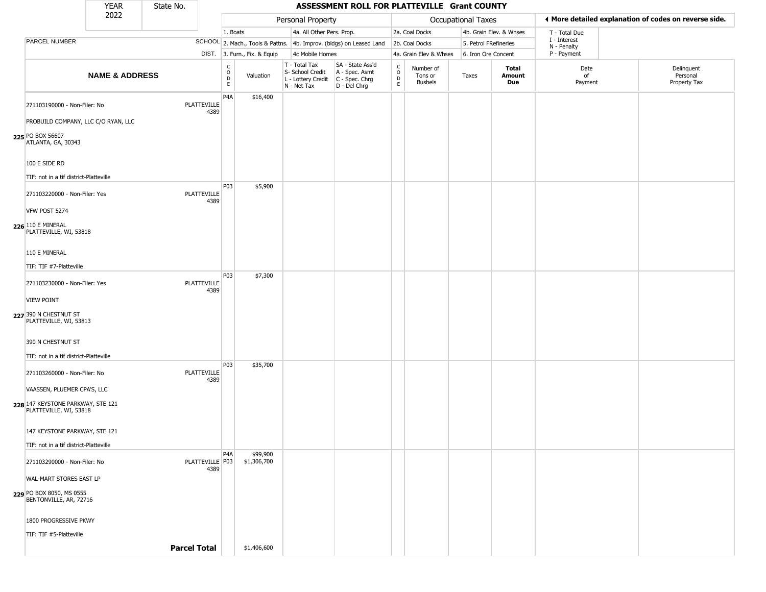# ASSESSMENT ROLL FOR PLATTEVILLE Grant COUNTY

| YEAR | State No. |
|---|---|
| 2022 | |

| Personal Property | | Occupational Taxes | | ◀ More detailed explanation of codes on reverse side. |
|---|---|---|---|---|
| 1. Boats | 4a. All Other Pers. Prop. | 2a. Coal Docks | 4b. Grain Elev. & Whses | T - Total Due |
| 2. Mach., Tools & Pattns. | 4b. Improv. (bldgs) on Leased Land | 2b. Coal Docks | 5. Petrol FRefineries | I - Interest |
| 3. Furn., Fix. & Equip | 4c Mobile Homes | 4a. Grain Elev & Whses | 6. Iron Ore Concent | N - Penalty |
| | | | | P - Payment |

| | NAME & ADDRESS | SCHOOL DIST. | CODE | Valuation | T - Total Tax S- School Credit L - Lottery Credit N - Net Tax | SA - State Ass'd A - Spec. Asmt C - Spec. Chrg D - Del Chrg | CODE | Number of Tons or Bushels | Taxes | Total Amount Due | Date of Payment | Delinquent Personal Property Tax |
|---|---|---|---|---|---|---|---|---|---|---|---|---|
| 225 | 271103190000 - Non-Filer: No<br>PROBUILD COMPANY, LLC C/O RYAN, LLC<br>PO BOX 56607<br>ATLANTA, GA, 30343<br>100 E SIDE RD<br>TIF: not in a tif district-Platteville | PLATTEVILLE 4389 | P4A | $16,400 | | | | | | | | |
| 226 | 271103220000 - Non-Filer: Yes<br>VFW POST 5274<br>110 E MINERAL<br>PLATTEVILLE, WI, 53818<br>110 E MINERAL<br>TIF: TIF #7-Platteville | PLATTEVILLE 4389 | P03 | $5,900 | | | | | | | | |
| 227 | 271103230000 - Non-Filer: Yes<br>VIEW POINT<br>390 N CHESTNUT ST<br>PLATTEVILLE, WI, 53813<br>390 N CHESTNUT ST<br>TIF: not in a tif district-Platteville | PLATTEVILLE 4389 | P03 | $7,300 | | | | | | | | |
| 228 | 271103260000 - Non-Filer: No<br>VAASSEN, PLUEMER CPA'S, LLC<br>147 KEYSTONE PARKWAY, STE 121<br>PLATTEVILLE, WI, 53818<br>147 KEYSTONE PARKWAY, STE 121<br>TIF: not in a tif district-Platteville | PLATTEVILLE 4389 | P03 | $35,700 | | | | | | | | |
| 229 | 271103290000 - Non-Filer: No<br>WAL-MART STORES EAST LP<br>PO BOX 8050, MS 0555<br>BENTONVILLE, AR, 72716<br>1800 PROGRESSIVE PKWY<br>TIF: TIF #5-Platteville | PLATTEVILLE 4389 | P4A<br>P03 | $99,900<br>$1,306,700 | | | | | | | | |
| | **Parcel Total** | | | $1,406,600 | | | | | | | | |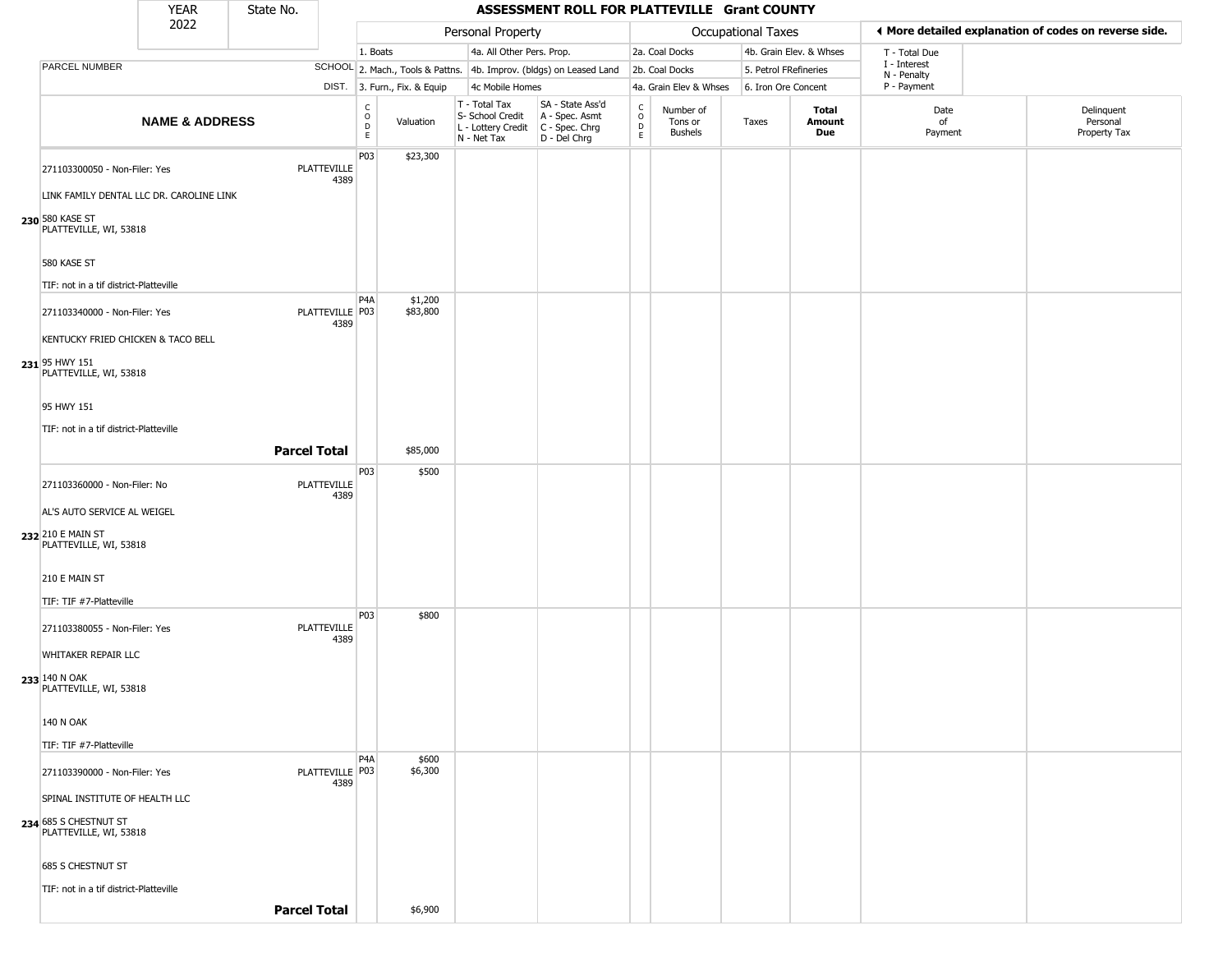| YEAR 2022 | State No. | ASSESSMENT ROLL FOR PLATTEVILLE Grant COUNTY | | | | | | | | | |
|---|---|---|---|---|---|---|---|---|---|---|---|

| | | Personal Property | | | | Occupational Taxes | | | | ◀ More detailed explanation of codes on reverse side. | |
|---|---|---|---|---|---|---|---|---|---|---|---|
| PARCEL NUMBER | SCHOOL DIST. | 1. Boats<br>2. Mach., Tools & Pattns.<br>3. Furn., Fix. & Equip | | 4a. All Other Pers. Prop.<br>4b. Improv. (bldgs) on Leased Land<br>4c Mobile Homes | | 2a. Coal Docks<br>2b. Coal Docks<br>4a. Grain Elev & Whses | | 4b. Grain Elev. & Whses<br>5. Petrol FRefineries<br>6. Iron Ore Concent | | T - Total Due<br>I - Interest<br>N - Penalty<br>P - Payment | |
| **NAME & ADDRESS** | | CODE | Valuation | T - Total Tax<br>S- School Credit<br>L - Lottery Credit<br>N - Net Tax | SA - State Ass'd<br>A - Spec. Asmt<br>C - Spec. Chrg<br>D - Del Chrg | CODE | Number of Tons or Bushels | Taxes | **Total Amount Due** | Date of Payment | Delinquent Personal Property Tax |
| **230** 271103300050 - Non-Filer: Yes<br>LINK FAMILY DENTAL LLC DR. CAROLINE LINK<br>580 KASE ST<br>PLATTEVILLE, WI, 53818<br>580 KASE ST<br>TIF: not in a tif district-Platteville | PLATTEVILLE 4389 | P03 | $23,300 | | | | | | | | |
| **231** 271103340000 - Non-Filer: Yes<br>KENTUCKY FRIED CHICKEN & TACO BELL<br>95 HWY 151<br>PLATTEVILLE, WI, 53818<br>95 HWY 151<br>TIF: not in a tif district-Platteville | PLATTEVILLE 4389 | P4A<br>P03 | $1,200<br>$83,800 | | | | | | | | |
| | **Parcel Total** | | $85,000 | | | | | | | | |
| **232** 271103360000 - Non-Filer: No<br>AL'S AUTO SERVICE AL WEIGEL<br>210 E MAIN ST<br>PLATTEVILLE, WI, 53818<br>210 E MAIN ST<br>TIF: TIF #7-Platteville | PLATTEVILLE 4389 | P03 | $500 | | | | | | | | |
| **233** 271103380055 - Non-Filer: Yes<br>WHITAKER REPAIR LLC<br>140 N OAK<br>PLATTEVILLE, WI, 53818<br>140 N OAK<br>TIF: TIF #7-Platteville | PLATTEVILLE 4389 | P03 | $800 | | | | | | | | |
| **234** 271103390000 - Non-Filer: Yes<br>SPINAL INSTITUTE OF HEALTH LLC<br>685 S CHESTNUT ST<br>PLATTEVILLE, WI, 53818<br>685 S CHESTNUT ST<br>TIF: not in a tif district-Platteville | PLATTEVILLE 4389 | P4A<br>P03 | $600<br>$6,300 | | | | | | | | |
| | **Parcel Total** | | $6,900 | | | | | | | | |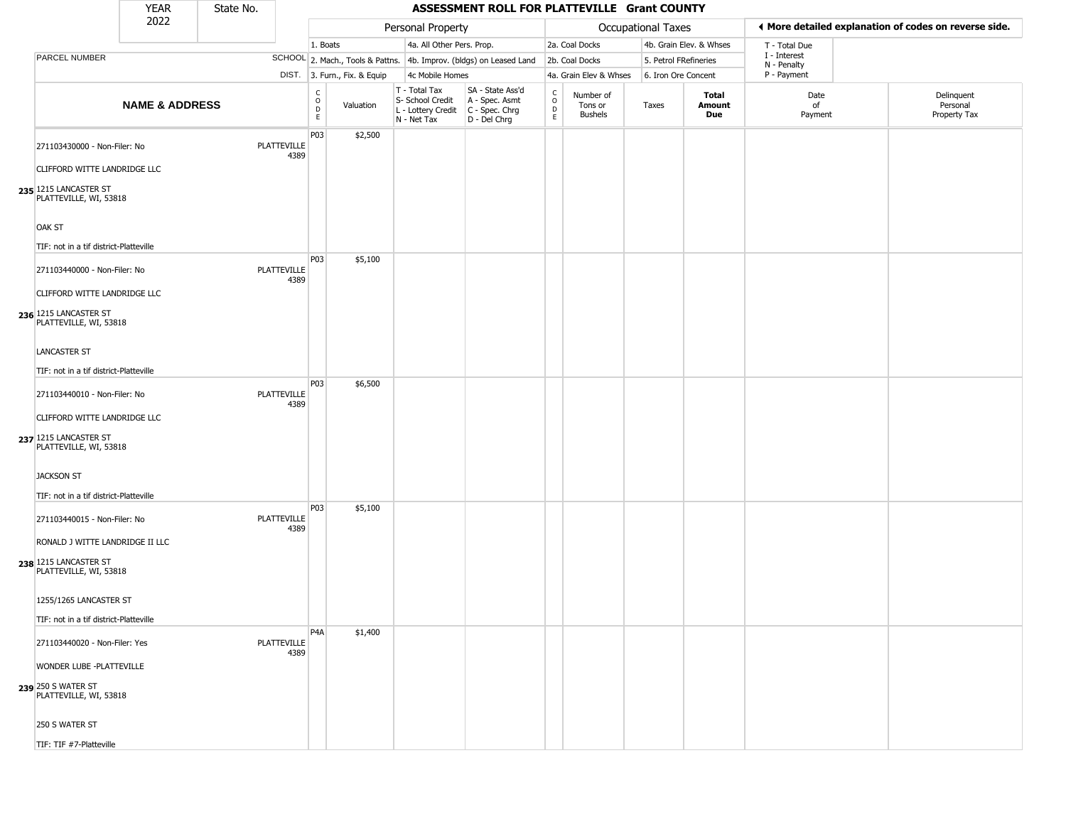| YEAR 2022 | State No. | | ASSESSMENT ROLL FOR PLATTEVILLE Grant COUNTY | | | | | | | | | | |
|---|---|---|---|---|---|---|---|---|---|---|---|---|---|

| | | Personal Property | | | | | Occupational Taxes | | | | ◄ More detailed explanation of codes on reverse side. | |
|---|---|---|---|---|---|---|---|---|---|---|---|---|
| PARCEL NUMBER | SCHOOL DIST. | 1. Boats<br>2. Mach., Tools & Pattns.<br>3. Furn., Fix. & Equip | | 4a. All Other Pers. Prop.<br>4b. Improv. (bldgs) on Leased Land<br>4c Mobile Homes | | | 2a. Coal Docks<br>2b. Coal Docks<br>4a. Grain Elev & Whses | | 4b. Grain Elev. & Whses<br>5. Petrol FRefineries<br>6. Iron Ore Concent | | T - Total Due<br>I - Interest<br>N - Penalty<br>P - Payment | |
| **NAME & ADDRESS** | | CODE | Valuation | T - Total Tax<br>S- School Credit<br>L - Lottery Credit<br>N - Net Tax | SA - State Ass'd<br>A - Spec. Asmt<br>C - Spec. Chrg<br>D - Del Chrg | CODE | Number of Tons or Bushels | Taxes | **Total Amount Due** | Date of Payment | Delinquent Personal Property Tax |
| 235 271103430000 - Non-Filer: No<br>CLIFFORD WITTE LANDRIDGE LLC<br>1215 LANCASTER ST<br>PLATTEVILLE, WI, 53818<br>OAK ST<br>TIF: not in a tif district-Platteville | PLATTEVILLE 4389 | P03 | $2,500 | | | | | | | | |
| 236 271103440000 - Non-Filer: No<br>CLIFFORD WITTE LANDRIDGE LLC<br>1215 LANCASTER ST<br>PLATTEVILLE, WI, 53818<br>LANCASTER ST<br>TIF: not in a tif district-Platteville | PLATTEVILLE 4389 | P03 | $5,100 | | | | | | | | |
| 237 271103440010 - Non-Filer: No<br>CLIFFORD WITTE LANDRIDGE LLC<br>1215 LANCASTER ST<br>PLATTEVILLE, WI, 53818<br>JACKSON ST<br>TIF: not in a tif district-Platteville | PLATTEVILLE 4389 | P03 | $6,500 | | | | | | | | |
| 238 271103440015 - Non-Filer: No<br>RONALD J WITTE LANDRIDGE II LLC<br>1215 LANCASTER ST<br>PLATTEVILLE, WI, 53818<br>1255/1265 LANCASTER ST<br>TIF: not in a tif district-Platteville | PLATTEVILLE 4389 | P03 | $5,100 | | | | | | | | |
| 239 271103440020 - Non-Filer: Yes<br>WONDER LUBE -PLATTEVILLE<br>250 S WATER ST<br>PLATTEVILLE, WI, 53818<br>250 S WATER ST<br>TIF: TIF #7-Platteville | PLATTEVILLE 4389 | P4A | $1,400 | | | | | | | | |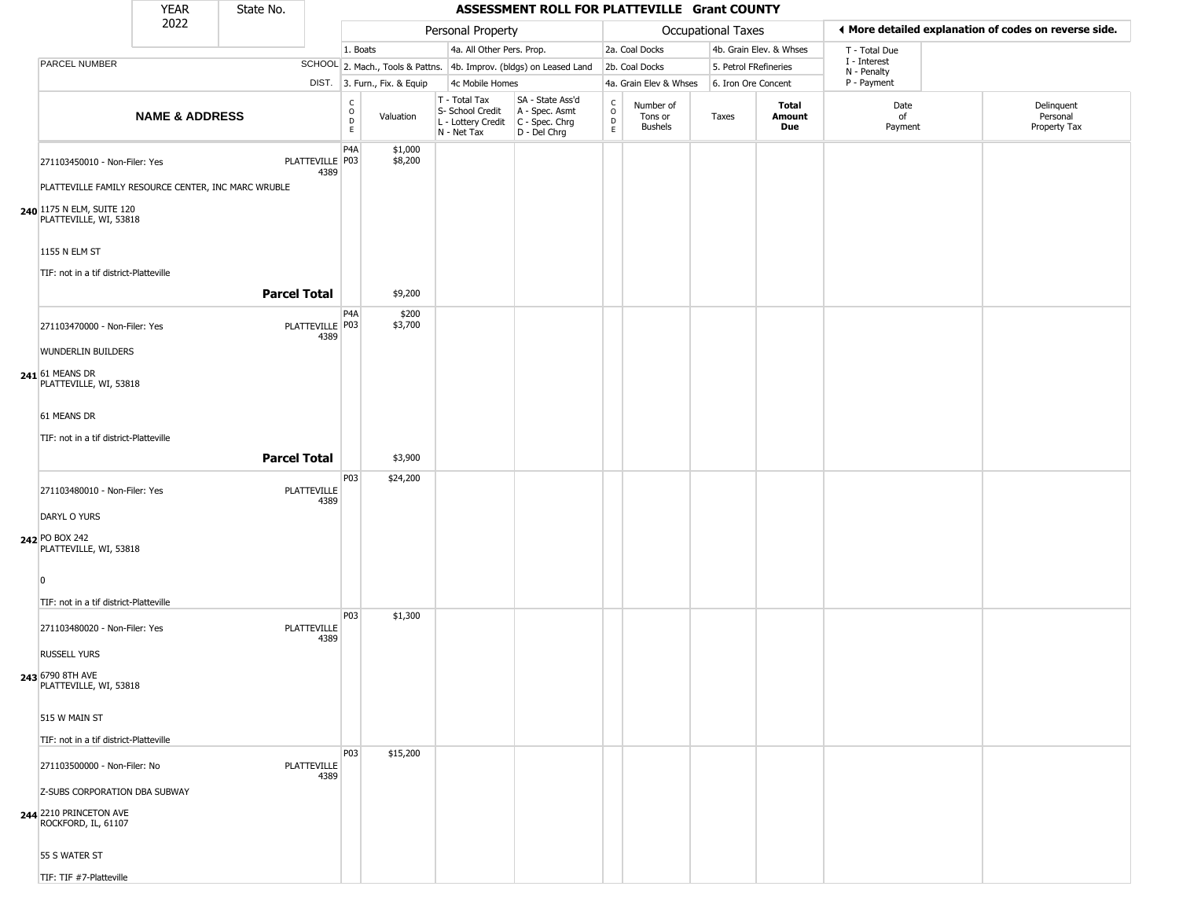| YEAR 2022 | State No. | ASSESSMENT ROLL FOR PLATTEVILLE Grant COUNTY |
|---|---|---|

| | | Personal Property | | | | Occupational Taxes | | | | ◀ More detailed explanation of codes on reverse side. |
|---|---|---|---|---|---|---|---|---|---|---|
| | | 1. Boats | | 4a. All Other Pers. Prop. | | 2a. Coal Docks | | 4b. Grain Elev. & Whses | | T - Total Due |
| PARCEL NUMBER | SCHOOL | 2. Mach., Tools & Pattns. | | 4b. Improv. (bldgs) on Leased Land | | 2b. Coal Docks | | 5. Petrol FRefineries | | I - Interest N - Penalty |
| | DIST. | 3. Furn., Fix. & Equip | | 4c Mobile Homes | | 4a. Grain Elev & Whses | | 6. Iron Ore Concent | | P - Payment |

| NAME & ADDRESS | | CODE | Valuation | T - Total Tax S- School Credit L - Lottery Credit N - Net Tax | SA - State Ass'd A - Spec. Asmt C - Spec. Chrg D - Del Chrg | CODE | Number of Tons or Bushels | Taxes | Total Amount Due | Date of Payment | Delinquent Personal Property Tax |
|---|---|---|---|---|---|---|---|---|---|---|---|
| 271103450010 - Non-Filer: Yes<br>PLATTEVILLE FAMILY RESOURCE CENTER, INC MARC WRUBLE<br>**240** 1175 N ELM, SUITE 120<br>PLATTEVILLE, WI, 53818<br>1155 N ELM ST<br>TIF: not in a tif district-Platteville | PLATTEVILLE 4389 | P4A<br>P03 | $1,000<br>$8,200 | | | | | | | | |
| **Parcel Total** | | | $9,200 | | | | | | | | |
| 271103470000 - Non-Filer: Yes<br>WUNDERLIN BUILDERS<br>**241** 61 MEANS DR<br>PLATTEVILLE, WI, 53818<br>61 MEANS DR<br>TIF: not in a tif district-Platteville | PLATTEVILLE 4389 | P4A<br>P03 | $200<br>$3,700 | | | | | | | | |
| **Parcel Total** | | | $3,900 | | | | | | | | |
| 271103480010 - Non-Filer: Yes<br>DARYL O YURS<br>**242** PO BOX 242<br>PLATTEVILLE, WI, 53818<br>0<br>TIF: not in a tif district-Platteville | PLATTEVILLE 4389 | P03 | $24,200 | | | | | | | | |
| 271103480020 - Non-Filer: Yes<br>RUSSELL YURS<br>**243** 6790 8TH AVE<br>PLATTEVILLE, WI, 53818<br>515 W MAIN ST<br>TIF: not in a tif district-Platteville | PLATTEVILLE 4389 | P03 | $1,300 | | | | | | | | |
| 271103500000 - Non-Filer: No<br>Z-SUBS CORPORATION DBA SUBWAY<br>**244** 2210 PRINCETON AVE<br>ROCKFORD, IL, 61107<br>55 S WATER ST<br>TIF: TIF #7-Platteville | PLATTEVILLE 4389 | P03 | $15,200 | | | | | | | | |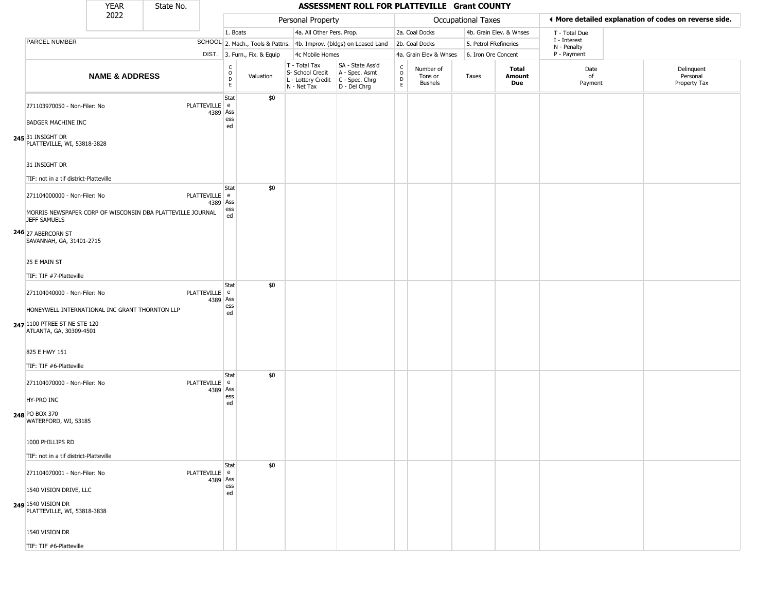| YEAR 2022 | State No. | | ASSESSMENT ROLL FOR PLATTEVILLE Grant COUNTY | | | | | | | | | | |
|---|---|---|---|---|---|---|---|---|---|---|---|---|---|
| | | | Personal Property | | | | Occupational Taxes | | | | ◄ More detailed explanation of codes on reverse side. | | |
| | | | 1. Boats | | 4a. All Other Pers. Prop. | | 2a. Coal Docks | | 4b. Grain Elev. & Whses | | T - Total Due | | |
| PARCEL NUMBER | | SCHOOL | 2. Mach., Tools & Pattns. | | 4b. Improv. (bldgs) on Leased Land | | 2b. Coal Docks | | 5. Petrol FRefineries | | I - Interest N - Penalty | | |
| | | DIST. | 3. Furn., Fix. & Equip | | 4c Mobile Homes | | 4a. Grain Elev & Whses | | 6. Iron Ore Concent | | P - Payment | | |
| NAME & ADDRESS | | | CODE | Valuation | T - Total Tax S- School Credit L - Lottery Credit N - Net Tax | SA - State Ass'd A - Spec. Asmt C - Spec. Chrg D - Del Chrg | CODE | Number of Tons or Bushels | Taxes | **Total Amount Due** | Date of Payment | Delinquent Personal Property Tax | |
| **245** 271103970050 - Non-Filer: No<br>BADGER MACHINE INC<br>31 INSIGHT DR<br>PLATTEVILLE, WI, 53818-3828<br>31 INSIGHT DR<br>TIF: not in a tif district-Platteville | | PLATTEVILLE 4389 | State Assessed | $0 | | | | | | | | | |
| **246** 271104000000 - Non-Filer: No<br>MORRIS NEWSPAPER CORP OF WISCONSIN DBA PLATTEVILLE JOURNAL JEFF SAMUELS<br>27 ABERCORN ST<br>SAVANNAH, GA, 31401-2715<br>25 E MAIN ST<br>TIF: TIF #7-Platteville | | PLATTEVILLE 4389 | State Assessed | $0 | | | | | | | | | |
| **247** 271104040000 - Non-Filer: No<br>HONEYWELL INTERNATIONAL INC GRANT THORNTON LLP<br>1100 PTREE ST NE STE 120<br>ATLANTA, GA, 30309-4501<br>825 E HWY 151<br>TIF: TIF #6-Platteville | | PLATTEVILLE 4389 | State Assessed | $0 | | | | | | | | | |
| **248** 271104070000 - Non-Filer: No<br>HY-PRO INC<br>PO BOX 370<br>WATERFORD, WI, 53185<br>1000 PHILLIPS RD<br>TIF: not in a tif district-Platteville | | PLATTEVILLE 4389 | State Assessed | $0 | | | | | | | | | |
| **249** 271104070001 - Non-Filer: No<br>1540 VISION DRIVE, LLC<br>1540 VISION DR<br>PLATTEVILLE, WI, 53818-3838<br>1540 VISION DR<br>TIF: TIF #6-Platteville | | PLATTEVILLE 4389 | State Assessed | $0 | | | | | | | | | |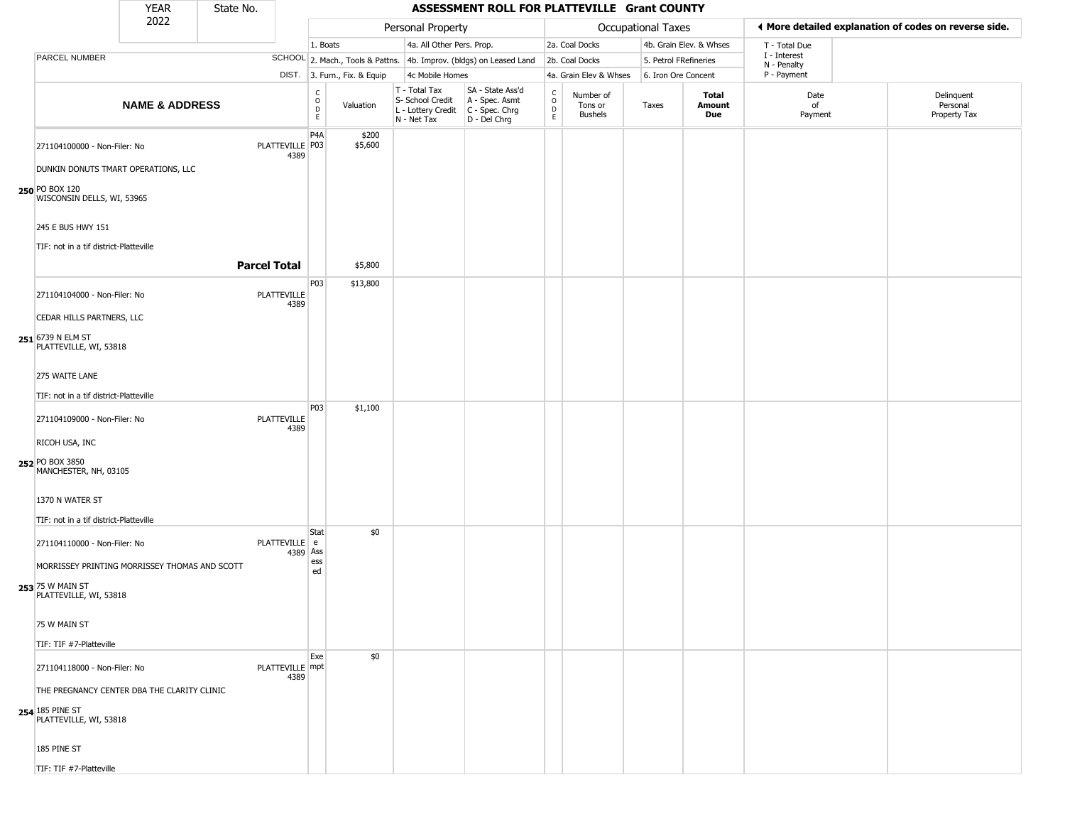| YEAR 2022 | State No. | ASSESSMENT ROLL FOR PLATTEVILLE Grant COUNTY | | | | | | | | | | |
|---|---|---|---|---|---|---|---|---|---|---|---|---|
| | | Personal Property | | | | Occupational Taxes | | | | ◄ More detailed explanation of codes on reverse side. | | |
| | | 1. Boats | | 4a. All Other Pers. Prop. | | 2a. Coal Docks | | 4b. Grain Elev. & Whses | | T - Total Due | | |
| PARCEL NUMBER | SCHOOL | 2. Mach., Tools & Pattns. | | 4b. Improv. (bldgs) on Leased Land | | 2b. Coal Docks | | 5. Petrol FRefineries | | I - Interest N - Penalty | | |
| | DIST. | 3. Furn., Fix. & Equip | | 4c Mobile Homes | | 4a. Grain Elev & Whses | | 6. Iron Ore Concent | | P - Payment | | |
| NAME & ADDRESS | | CODE | Valuation | T - Total Tax S- School Credit L - Lottery Credit N - Net Tax | SA - State Ass'd A - Spec. Asmt C - Spec. Chrg D - Del Chrg | CODE | Number of Tons or Bushels | Taxes | Total Amount Due | Date of Payment | Delinquent Personal Property Tax | |
| **250** 271104100000 - Non-Filer: No<br>DUNKIN DONUTS TMART OPERATIONS, LLC<br>PO BOX 120<br>WISCONSIN DELLS, WI, 53965<br>245 E BUS HWY 151<br>TIF: not in a tif district-Platteville | PLATTEVILLE 4389 | P4A<br>P03 | $200<br>$5,600 | | | | | | | | | |
| | **Parcel Total** | | $5,800 | | | | | | | | | |
| **251** 271104104000 - Non-Filer: No<br>CEDAR HILLS PARTNERS, LLC<br>6739 N ELM ST<br>PLATTEVILLE, WI, 53818<br>275 WAITE LANE<br>TIF: not in a tif district-Platteville | PLATTEVILLE 4389 | P03 | $13,800 | | | | | | | | | |
| **252** 271104109000 - Non-Filer: No<br>RICOH USA, INC<br>PO BOX 3850<br>MANCHESTER, NH, 03105<br>1370 N WATER ST<br>TIF: not in a tif district-Platteville | PLATTEVILLE 4389 | P03 | $1,100 | | | | | | | | | |
| **253** 271104110000 - Non-Filer: No<br>MORRISSEY PRINTING MORRISSEY THOMAS AND SCOTT<br>75 W MAIN ST<br>PLATTEVILLE, WI, 53818<br>75 W MAIN ST<br>TIF: TIF #7-Platteville | PLATTEVILLE 4389 | State Assessed | $0 | | | | | | | | | |
| **254** 271104118000 - Non-Filer: No<br>THE PREGNANCY CENTER DBA THE CLARITY CLINIC<br>185 PINE ST<br>PLATTEVILLE, WI, 53818<br>185 PINE ST<br>TIF: TIF #7-Platteville | PLATTEVILLE 4389 | Exempt | $0 | | | | | | | | | |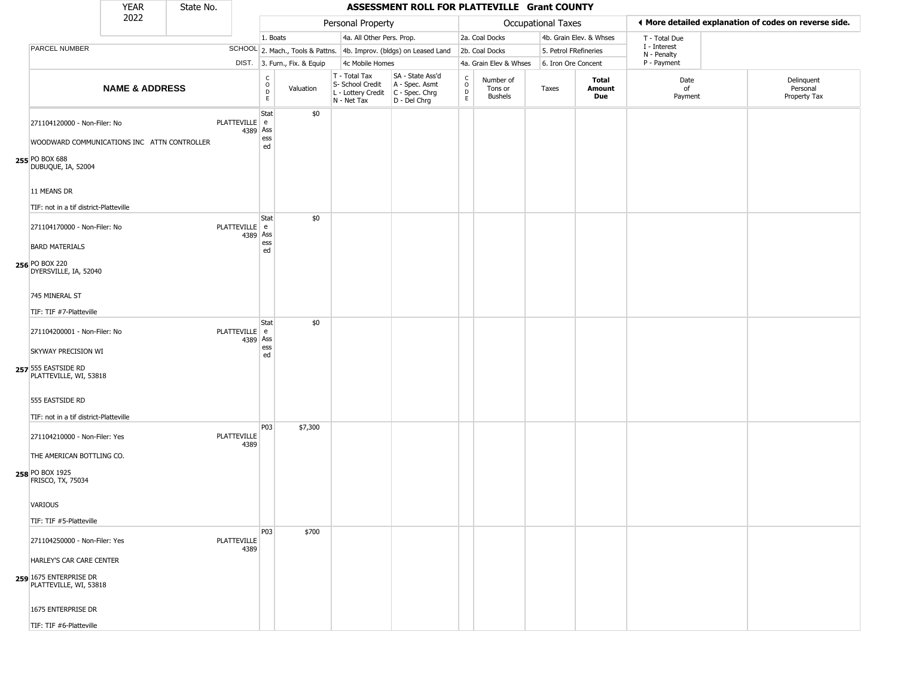| YEAR 2022 | State No. | ASSESSMENT ROLL FOR PLATTEVILLE Grant COUNTY | | | | | | | | | | | |
|---|---|---|---|---|---|---|---|---|---|---|---|---|---|
| | | Personal Property | | | | | Occupational Taxes | | | | ◀ More detailed explanation of codes on reverse side. | | |
| | | 1. Boats | | 4a. All Other Pers. Prop. | | | 2a. Coal Docks | | 4b. Grain Elev. & Whses | | T - Total Due | | |
| PARCEL NUMBER | SCHOOL | 2. Mach., Tools & Pattns. | | 4b. Improv. (bldgs) on Leased Land | | | 2b. Coal Docks | | 5. Petrol FRefineries | | I - Interest<br>N - Penalty | | |
| | DIST. | 3. Furn., Fix. & Equip | | 4c Mobile Homes | | | 4a. Grain Elev & Whses | | 6. Iron Ore Concent | | P - Payment | | |
| NAME & ADDRESS | | CODE | Valuation | T - Total Tax<br>S- School Credit<br>L - Lottery Credit<br>N - Net Tax | SA - State Ass'd<br>A - Spec. Asmt<br>C - Spec. Chrg<br>D - Del Chrg | CODE | Number of Tons or Bushels | Taxes | Total Amount Due | Date of Payment | Delinquent Personal Property Tax | | |
| 255 271104120000 - Non-Filer: No<br>WOODWARD COMMUNICATIONS INC ATTN CONTROLLER<br>PO BOX 688<br>DUBUQUE, IA, 52004<br>11 MEANS DR<br>TIF: not in a tif district-Platteville | PLATTEVILLE 4389 | State Assessed | $0 | | | | | | | | | | |
| 256 271104170000 - Non-Filer: No<br>BARD MATERIALS<br>PO BOX 220<br>DYERSVILLE, IA, 52040<br>745 MINERAL ST<br>TIF: TIF #7-Platteville | PLATTEVILLE 4389 | State Assessed | $0 | | | | | | | | | | |
| 257 271104200001 - Non-Filer: No<br>SKYWAY PRECISION WI<br>555 EASTSIDE RD<br>PLATTEVILLE, WI, 53818<br>555 EASTSIDE RD<br>TIF: not in a tif district-Platteville | PLATTEVILLE 4389 | State Assessed | $0 | | | | | | | | | | |
| 258 271104210000 - Non-Filer: Yes<br>THE AMERICAN BOTTLING CO.<br>PO BOX 1925<br>FRISCO, TX, 75034<br>VARIOUS<br>TIF: TIF #5-Platteville | PLATTEVILLE 4389 | P03 | $7,300 | | | | | | | | | | |
| 259 271104250000 - Non-Filer: Yes<br>HARLEY'S CAR CARE CENTER<br>1675 ENTERPRISE DR<br>PLATTEVILLE, WI, 53818<br>1675 ENTERPRISE DR<br>TIF: TIF #6-Platteville | PLATTEVILLE 4389 | P03 | $700 | | | | | | | | | | |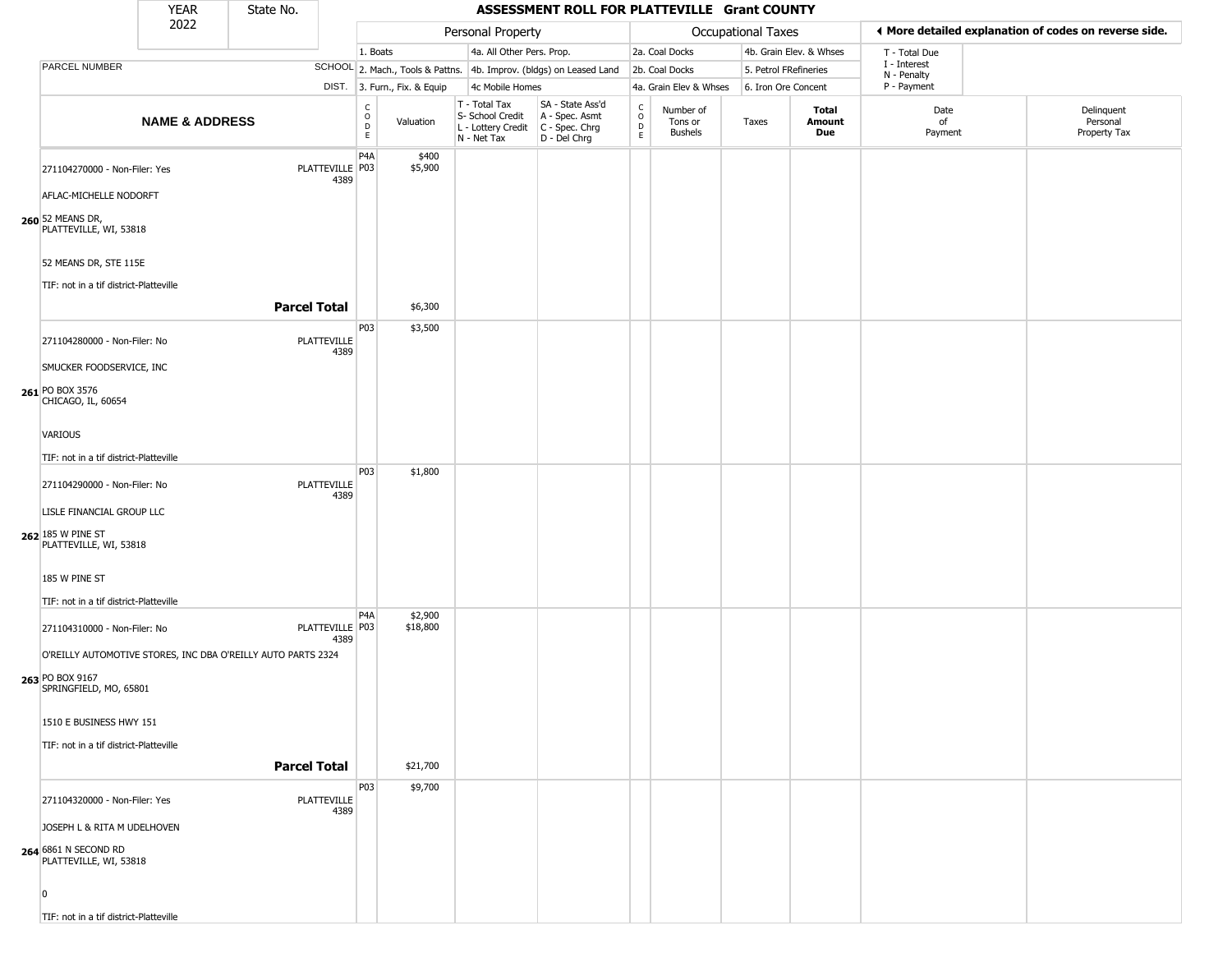# ASSESSMENT ROLL FOR PLATTEVILLE Grant COUNTY

| YEAR | State No. |
|---|---|
| 2022 | |

◀ More detailed explanation of codes on reverse side.

| NAME & ADDRESS | SCHOOL DIST. | CODE | Valuation | T - Total Tax / S- School Credit / L - Lottery Credit / N - Net Tax | SA - State Ass'd / A - Spec. Asmt / C - Spec. Chrg / D - Del Chrg | CODE | Number of Tons or Bushels | Taxes | Total Amount Due | Date of Payment | Delinquent Personal Property Tax |
|---|---|---|---|---|---|---|---|---|---|---|---|
| | | | **Personal Property:** 1. Boats; 2. Mach., Tools & Pattns.; 3. Furn., Fix. & Equip; 4a. All Other Pers. Prop.; 4b. Improv. (bldgs) on Leased Land; 4c Mobile Homes | | | | **Occupational Taxes:** 2a. Coal Docks; 2b. Coal Docks; 4a. Grain Elev & Whses; 4b. Grain Elev. & Whses; 5. Petrol FRefineries; 6. Iron Ore Concent | | | T - Total Due; I - Interest; N - Penalty; P - Payment | |
| 260 271104270000 - Non-Filer: Yes<br>AFLAC-MICHELLE NODORFT<br>52 MEANS DR,<br>PLATTEVILLE, WI, 53818<br>52 MEANS DR, STE 115E<br>TIF: not in a tif district-Platteville | PLATTEVILLE 4389 | P4A<br>P03 | $400<br>$5,900 | | | | | | | | |
| **Parcel Total** | | | $6,300 | | | | | | | | |
| 261 271104280000 - Non-Filer: No<br>SMUCKER FOODSERVICE, INC<br>PO BOX 3576<br>CHICAGO, IL, 60654<br>VARIOUS<br>TIF: not in a tif district-Platteville | PLATTEVILLE 4389 | P03 | $3,500 | | | | | | | | |
| 262 271104290000 - Non-Filer: No<br>LISLE FINANCIAL GROUP LLC<br>185 W PINE ST<br>PLATTEVILLE, WI, 53818<br>185 W PINE ST<br>TIF: not in a tif district-Platteville | PLATTEVILLE 4389 | P03 | $1,800 | | | | | | | | |
| 263 271104310000 - Non-Filer: No<br>O'REILLY AUTOMOTIVE STORES, INC DBA O'REILLY AUTO PARTS 2324<br>PO BOX 9167<br>SPRINGFIELD, MO, 65801<br>1510 E BUSINESS HWY 151<br>TIF: not in a tif district-Platteville | PLATTEVILLE 4389 | P4A<br>P03 | $2,900<br>$18,800 | | | | | | | | |
| **Parcel Total** | | | $21,700 | | | | | | | | |
| 264 271104320000 - Non-Filer: Yes<br>JOSEPH L & RITA M UDELHOVEN<br>6861 N SECOND RD<br>PLATTEVILLE, WI, 53818<br>0<br>TIF: not in a tif district-Platteville | PLATTEVILLE 4389 | P03 | $9,700 | | | | | | | | |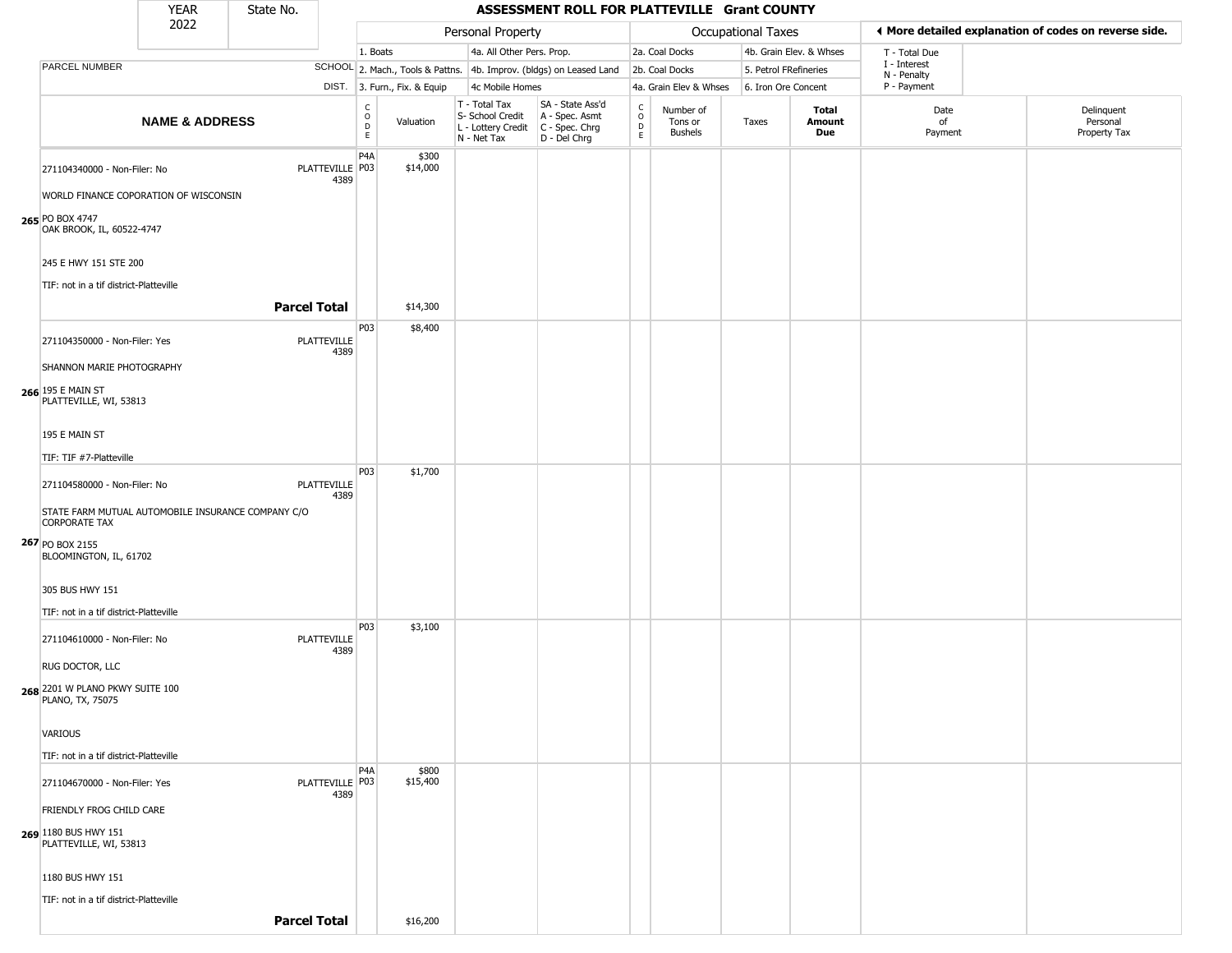# ASSESSMENT ROLL FOR PLATTEVILLE Grant COUNTY

YEAR 2022 | State No.

| | | Personal Property | | | | Occupational Taxes | | | | ◂ More detailed explanation of codes on reverse side. | |
|---|---|---|---|---|---|---|---|---|---|---|---|
| PARCEL NUMBER | SCHOOL DIST. | 1. Boats<br>2. Mach., Tools & Pattns.<br>3. Furn., Fix. & Equip | | 4a. All Other Pers. Prop.<br>4b. Improv. (bldgs) on Leased Land<br>4c Mobile Homes | | 2a. Coal Docks<br>2b. Coal Docks<br>4a. Grain Elev & Whses | | 4b. Grain Elev. & Whses<br>5. Petrol FRefineries<br>6. Iron Ore Concent | | T - Total Due<br>I - Interest<br>N - Penalty<br>P - Payment | |
| NAME & ADDRESS | | CODE | Valuation | T - Total Tax<br>S- School Credit<br>L - Lottery Credit<br>N - Net Tax | SA - State Ass'd<br>A - Spec. Asmt<br>C - Spec. Chrg<br>D - Del Chrg | CODE | Number of Tons or Bushels | Taxes | Total Amount Due | Date of Payment | Delinquent Personal Property Tax |
| **265** 271104340000 - Non-Filer: No<br>WORLD FINANCE COPORATION OF WISCONSIN<br>PO BOX 4747<br>OAK BROOK, IL, 60522-4747<br>245 E HWY 151 STE 200<br>TIF: not in a tif district-Platteville | PLATTEVILLE 4389 | P4A<br>P03 | \$300<br>\$14,000 | | | | | | | | |
| **Parcel Total** | | | \$14,300 | | | | | | | | |
| **266** 271104350000 - Non-Filer: Yes<br>SHANNON MARIE PHOTOGRAPHY<br>195 E MAIN ST<br>PLATTEVILLE, WI, 53813<br>195 E MAIN ST<br>TIF: TIF #7-Platteville | PLATTEVILLE 4389 | P03 | \$8,400 | | | | | | | | |
| **267** 271104580000 - Non-Filer: No<br>STATE FARM MUTUAL AUTOMOBILE INSURANCE COMPANY C/O CORPORATE TAX<br>PO BOX 2155<br>BLOOMINGTON, IL, 61702<br>305 BUS HWY 151<br>TIF: not in a tif district-Platteville | PLATTEVILLE 4389 | P03 | \$1,700 | | | | | | | | |
| **268** 271104610000 - Non-Filer: No<br>RUG DOCTOR, LLC<br>2201 W PLANO PKWY SUITE 100<br>PLANO, TX, 75075<br>VARIOUS<br>TIF: not in a tif district-Platteville | PLATTEVILLE 4389 | P03 | \$3,100 | | | | | | | | |
| **269** 271104670000 - Non-Filer: Yes<br>FRIENDLY FROG CHILD CARE<br>1180 BUS HWY 151<br>PLATTEVILLE, WI, 53813<br>1180 BUS HWY 151<br>TIF: not in a tif district-Platteville | PLATTEVILLE 4389 | P4A<br>P03 | \$800<br>\$15,400 | | | | | | | | |
| **Parcel Total** | | | \$16,200 | | | | | | | | |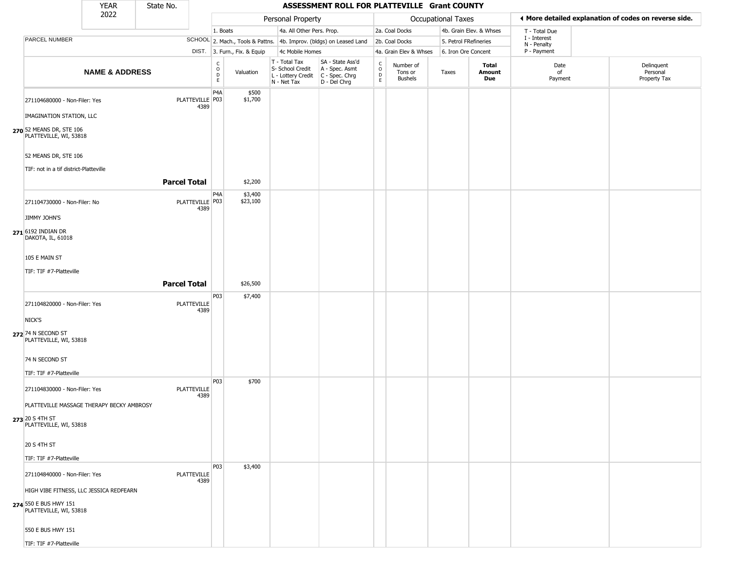| YEAR 2022 | State No. | ASSESSMENT ROLL FOR PLATTEVILLE Grant COUNTY | | | | | | | | | |
|---|---|---|---|---|---|---|---|---|---|---|---|

| | | Personal Property | | | | Occupational Taxes | | | | ◀ More detailed explanation of codes on reverse side. | |
|---|---|---|---|---|---|---|---|---|---|---|---|
| | | 1. Boats | | 4a. All Other Pers. Prop. | | 2a. Coal Docks | | 4b. Grain Elev. & Whses | | T - Total Due | |
| PARCEL NUMBER | SCHOOL | 2. Mach., Tools & Pattns. | | 4b. Improv. (bldgs) on Leased Land | | 2b. Coal Docks | | 5. Petrol FRefineries | | I - Interest<br>N - Penalty | |
| | DIST. | 3. Furn., Fix. & Equip | | 4c Mobile Homes | | 4a. Grain Elev & Whses | | 6. Iron Ore Concent | | P - Payment | |
| **NAME & ADDRESS** | | CODE | Valuation | T - Total Tax<br>S- School Credit<br>L - Lottery Credit<br>N - Net Tax | SA - State Ass'd<br>A - Spec. Asmt<br>C - Spec. Chrg<br>D - Del Chrg | CODE | Number of Tons or Bushels | Taxes | **Total Amount Due** | Date of Payment | Delinquent Personal Property Tax |
| 271104680000 - Non-Filer: Yes<br><br>IMAGINATION STATION, LLC<br><br>**270** 52 MEANS DR, STE 106<br>PLATTEVILLE, WI, 53818<br><br>52 MEANS DR, STE 106<br><br>TIF: not in a tif district-Platteville | PLATTEVILLE<br>4389 | P4A<br>P03 | $500<br>$1,700 | | | | | | | | |
| | **Parcel Total** | | $2,200 | | | | | | | | |
| 271104730000 - Non-Filer: No<br><br>JIMMY JOHN'S<br><br>**271** 6192 INDIAN DR<br>DAKOTA, IL, 61018<br><br>105 E MAIN ST<br><br>TIF: TIF #7-Platteville | PLATTEVILLE<br>4389 | P4A<br>P03 | $3,400<br>$23,100 | | | | | | | | |
| | **Parcel Total** | | $26,500 | | | | | | | | |
| 271104820000 - Non-Filer: Yes<br><br>NICK'S<br><br>**272** 74 N SECOND ST<br>PLATTEVILLE, WI, 53818<br><br>74 N SECOND ST<br><br>TIF: TIF #7-Platteville | PLATTEVILLE<br>4389 | P03 | $7,400 | | | | | | | | |
| 271104830000 - Non-Filer: Yes<br><br>PLATTEVILLE MASSAGE THERAPY BECKY AMBROSY<br><br>**273** 20 S 4TH ST<br>PLATTEVILLE, WI, 53818<br><br>20 S 4TH ST<br><br>TIF: TIF #7-Platteville | PLATTEVILLE<br>4389 | P03 | $700 | | | | | | | | |
| 271104840000 - Non-Filer: Yes<br><br>HIGH VIBE FITNESS, LLC JESSICA REDFEARN<br><br>**274** 550 E BUS HWY 151<br>PLATTEVILLE, WI, 53818<br><br>550 E BUS HWY 151<br><br>TIF: TIF #7-Platteville | PLATTEVILLE<br>4389 | P03 | $3,400 | | | | | | | | |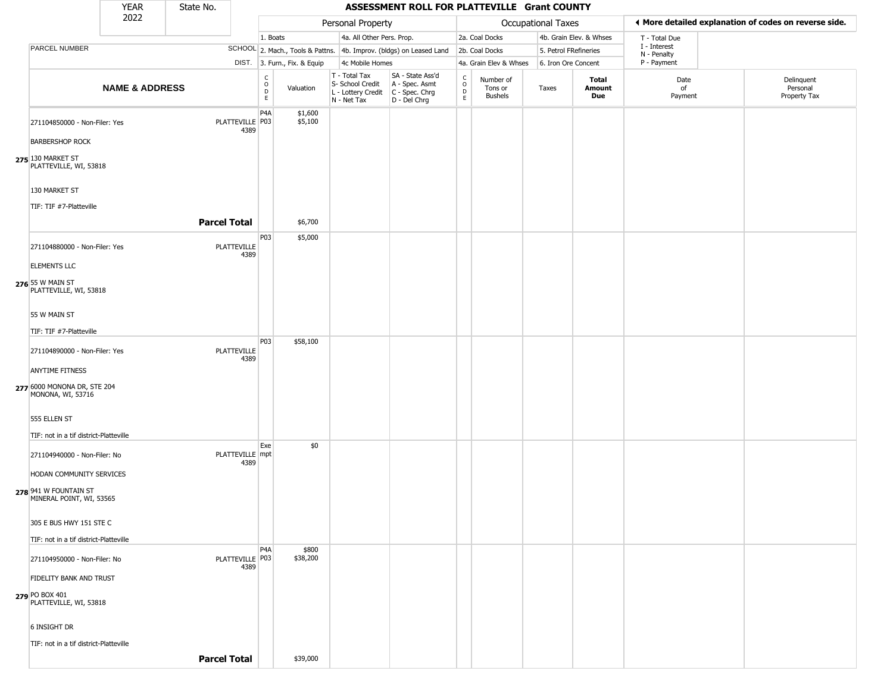| YEAR 2022 | State No. | ASSESSMENT ROLL FOR PLATTEVILLE Grant COUNTY |
|---|---|---|

| | | Personal Property | | | | Occupational Taxes | | | | ◄ More detailed explanation of codes on reverse side. | |
|---|---|---|---|---|---|---|---|---|---|---|---|
| | | 1. Boats | | 4a. All Other Pers. Prop. | | 2a. Coal Docks | | 4b. Grain Elev. & Whses | | T - Total Due | |
| PARCEL NUMBER | SCHOOL | 2. Mach., Tools & Pattns. | | 4b. Improv. (bldgs) on Leased Land | | 2b. Coal Docks | | 5. Petrol FRefineries | | I - Interest N - Penalty | |
| | DIST. | 3. Furn., Fix. & Equip | | 4c Mobile Homes | | 4a. Grain Elev & Whses | | 6. Iron Ore Concent | | P - Payment | |
| **NAME & ADDRESS** | | CODE | Valuation | T - Total Tax S- School Credit L - Lottery Credit N - Net Tax | SA - State Ass'd A - Spec. Asmt C - Spec. Chrg D - Del Chrg | CODE | Number of Tons or Bushels | Taxes | **Total Amount Due** | Date of Payment | Delinquent Personal Property Tax |
| 275 271104850000 - Non-Filer: Yes<br>BARBERSHOP ROCK<br>130 MARKET ST<br>PLATTEVILLE, WI, 53818<br>130 MARKET ST<br>TIF: TIF #7-Platteville | PLATTEVILLE 4389 | P4A<br>P03 | \$1,600<br>\$5,100 | | | | | | | | |
| | **Parcel Total** | | \$6,700 | | | | | | | | |
| 276 271104880000 - Non-Filer: Yes<br>ELEMENTS LLC<br>55 W MAIN ST<br>PLATTEVILLE, WI, 53818<br>55 W MAIN ST<br>TIF: TIF #7-Platteville | PLATTEVILLE 4389 | P03 | \$5,000 | | | | | | | | |
| 277 271104890000 - Non-Filer: Yes<br>ANYTIME FITNESS<br>6000 MONONA DR, STE 204<br>MONONA, WI, 53716<br>555 ELLEN ST<br>TIF: not in a tif district-Platteville | PLATTEVILLE 4389 | P03 | \$58,100 | | | | | | | | |
| 278 271104940000 - Non-Filer: No<br>HODAN COMMUNITY SERVICES<br>941 W FOUNTAIN ST<br>MINERAL POINT, WI, 53565<br>305 E BUS HWY 151 STE C<br>TIF: not in a tif district-Platteville | PLATTEVILLE 4389 | Exempt | \$0 | | | | | | | | |
| 279 271104950000 - Non-Filer: No<br>FIDELITY BANK AND TRUST<br>PO BOX 401<br>PLATTEVILLE, WI, 53818<br>6 INSIGHT DR<br>TIF: not in a tif district-Platteville | PLATTEVILLE 4389 | P4A<br>P03 | \$800<br>\$38,200 | | | | | | | | |
| | **Parcel Total** | | \$39,000 | | | | | | | | |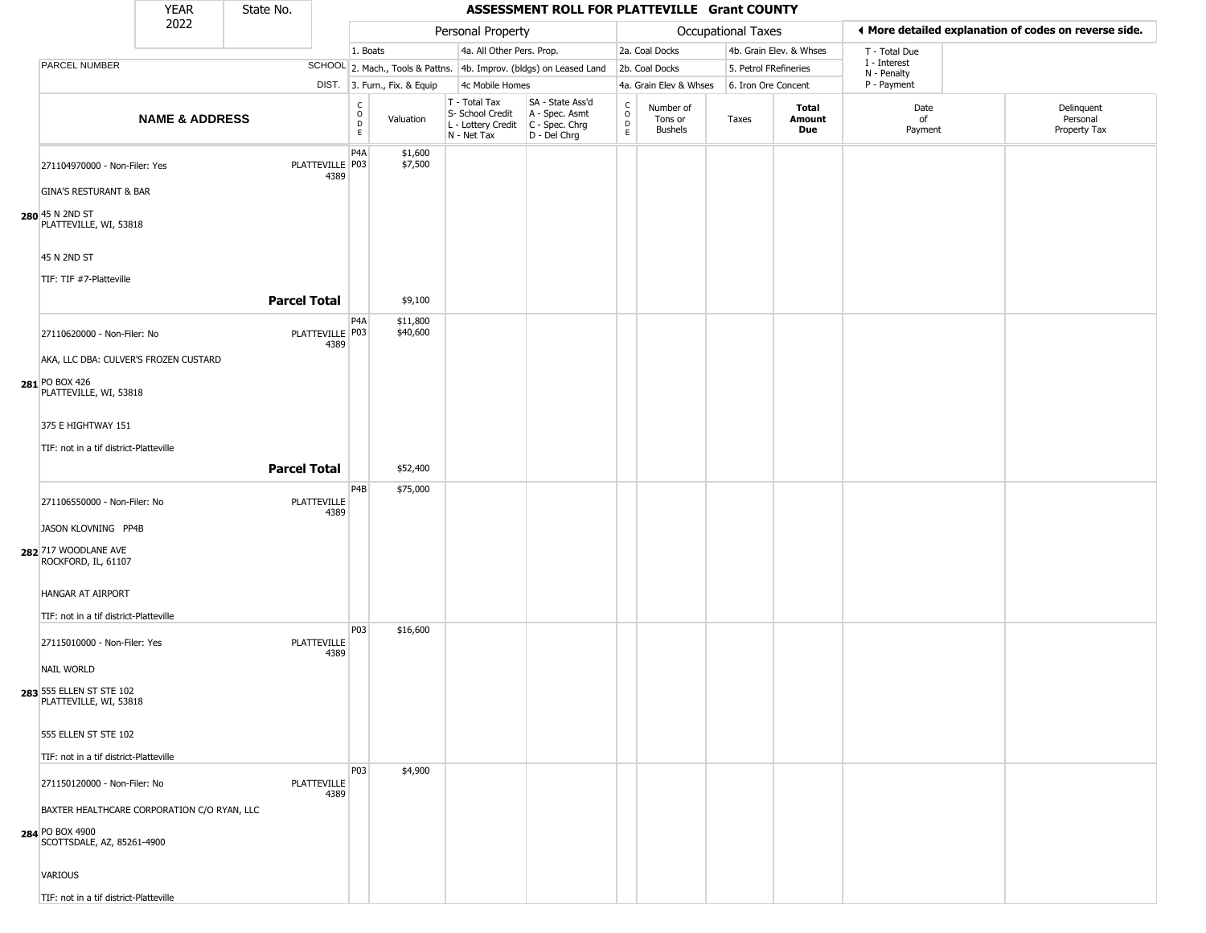| YEAR 2022 | State No. | ASSESSMENT ROLL FOR PLATTEVILLE Grant COUNTY |
|---|---|---|

| | | Personal Property | | | | Occupational Taxes | | | | ◂ More detailed explanation of codes on reverse side. | |
|---|---|---|---|---|---|---|---|---|---|---|---|
| | | 1. Boats | | 4a. All Other Pers. Prop. | | 2a. Coal Docks | | 4b. Grain Elev. & Whses | | T - Total Due | |
| PARCEL NUMBER | SCHOOL | 2. Mach., Tools & Pattns. | | 4b. Improv. (bldgs) on Leased Land | | 2b. Coal Docks | | 5. Petrol FRefineries | | I - Interest, N - Penalty | |
| | DIST. | 3. Furn., Fix. & Equip | | 4c Mobile Homes | | 4a. Grain Elev & Whses | | 6. Iron Ore Concent | | P - Payment | |

| NAME & ADDRESS | | CODE | Valuation | T - Total Tax, S- School Credit, L - Lottery Credit, N - Net Tax | SA - State Ass'd, A - Spec. Asmt, C - Spec. Chrg, D - Del Chrg | CODE | Number of Tons or Bushels | Taxes | Total Amount Due | Date of Payment | Delinquent Personal Property Tax |
|---|---|---|---|---|---|---|---|---|---|---|---|
| **280** 271104970000 - Non-Filer: Yes<br>GINA'S RESTURANT & BAR<br>45 N 2ND ST<br>PLATTEVILLE, WI, 53818<br>45 N 2ND ST<br>TIF: TIF #7-Platteville | PLATTEVILLE 4389 | P4A<br>P03 | $1,600<br>$7,500 | | | | | | | | |
| | **Parcel Total** | | $9,100 | | | | | | | | |
| **281** 27110620000 - Non-Filer: No<br>AKA, LLC DBA: CULVER'S FROZEN CUSTARD<br>PO BOX 426<br>PLATTEVILLE, WI, 53818<br>375 E HIGHTWAY 151<br>TIF: not in a tif district-Platteville | PLATTEVILLE 4389 | P4A<br>P03 | $11,800<br>$40,600 | | | | | | | | |
| | **Parcel Total** | | $52,400 | | | | | | | | |
| **282** 271106550000 - Non-Filer: No<br>JASON KLOVNING PP4B<br>717 WOODLANE AVE<br>ROCKFORD, IL, 61107<br>HANGAR AT AIRPORT<br>TIF: not in a tif district-Platteville | PLATTEVILLE 4389 | P4B | $75,000 | | | | | | | | |
| **283** 27115010000 - Non-Filer: Yes<br>NAIL WORLD<br>555 ELLEN ST STE 102<br>PLATTEVILLE, WI, 53818<br>555 ELLEN ST STE 102<br>TIF: not in a tif district-Platteville | PLATTEVILLE 4389 | P03 | $16,600 | | | | | | | | |
| **284** 271150120000 - Non-Filer: No<br>BAXTER HEALTHCARE CORPORATION C/O RYAN, LLC<br>PO BOX 4900<br>SCOTTSDALE, AZ, 85261-4900<br>VARIOUS<br>TIF: not in a tif district-Platteville | PLATTEVILLE 4389 | P03 | $4,900 | | | | | | | | |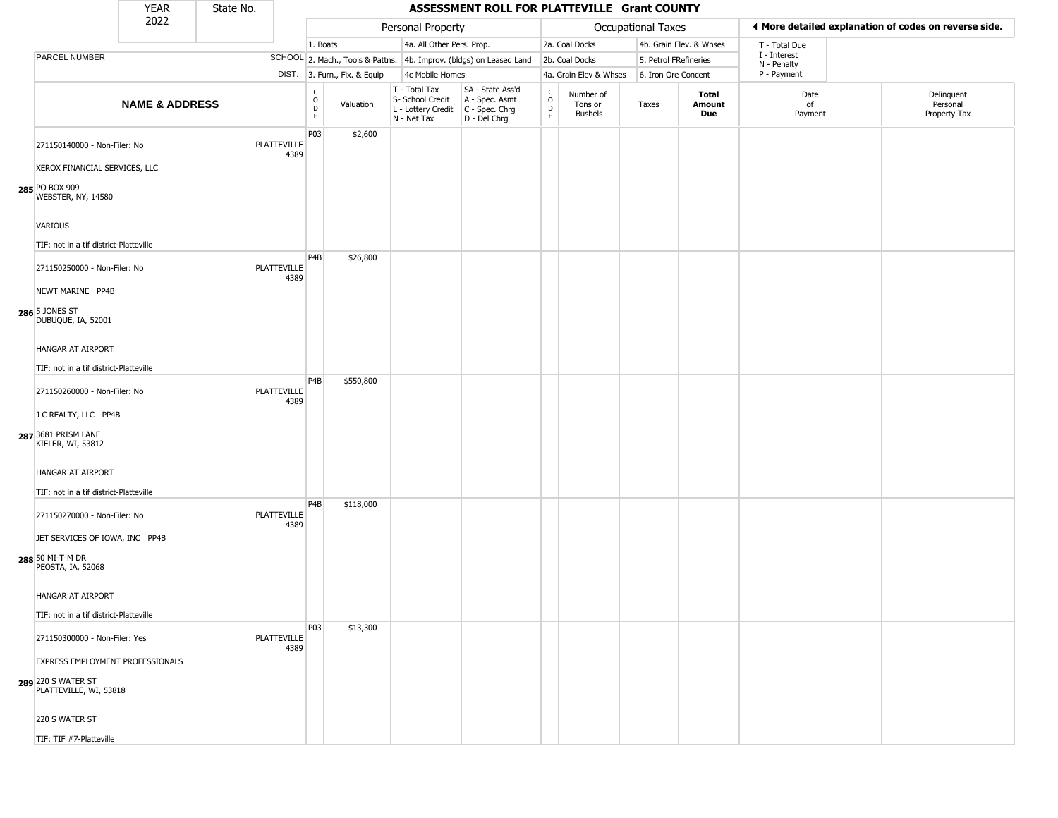# ASSESSMENT ROLL FOR PLATTEVILLE Grant COUNTY

| YEAR | State No. |
|---|---|
| 2022 | |

**Personal Property:** 1. Boats; 2. Mach., Tools & Pattns.; 3. Furn., Fix. & Equip; 4a. All Other Pers. Prop.; 4b. Improv. (bldgs) on Leased Land; 4c Mobile Homes

**Occupational Taxes:** 2a. Coal Docks; 2b. Coal Docks; 4a. Grain Elev & Whses; 4b. Grain Elev. & Whses; 5. Petrol FRefineries; 6. Iron Ore Concent

◄ More detailed explanation of codes on reverse side.

T - Total Due; I - Interest; N - Penalty; P - Payment

| | NAME & ADDRESS | SCHOOL DIST. | CODE | Valuation | T - Total Tax S- School Credit L - Lottery Credit N - Net Tax | SA - State Ass'd A - Spec. Asmt C - Spec. Chrg D - Del Chrg | CODE | Number of Tons or Bushels | Taxes | Total Amount Due | Date of Payment | Delinquent Personal Property Tax |
|---|---|---|---|---|---|---|---|---|---|---|---|---|
| 285 | 271150140000 - Non-Filer: No<br>XEROX FINANCIAL SERVICES, LLC<br>PO BOX 909<br>WEBSTER, NY, 14580<br>VARIOUS<br>TIF: not in a tif district-Platteville | PLATTEVILLE 4389 | P03 | $2,600 | | | | | | | | |
| 286 | 271150250000 - Non-Filer: No<br>NEWT MARINE PP4B<br>5 JONES ST<br>DUBUQUE, IA, 52001<br>HANGAR AT AIRPORT<br>TIF: not in a tif district-Platteville | PLATTEVILLE 4389 | P4B | $26,800 | | | | | | | | |
| 287 | 271150260000 - Non-Filer: No<br>J C REALTY, LLC PP4B<br>3681 PRISM LANE<br>KIELER, WI, 53812<br>HANGAR AT AIRPORT<br>TIF: not in a tif district-Platteville | PLATTEVILLE 4389 | P4B | $550,800 | | | | | | | | |
| 288 | 271150270000 - Non-Filer: No<br>JET SERVICES OF IOWA, INC PP4B<br>50 MI-T-M DR<br>PEOSTA, IA, 52068<br>HANGAR AT AIRPORT<br>TIF: not in a tif district-Platteville | PLATTEVILLE 4389 | P4B | $118,000 | | | | | | | | |
| 289 | 271150300000 - Non-Filer: Yes<br>EXPRESS EMPLOYMENT PROFESSIONALS<br>220 S WATER ST<br>PLATTEVILLE, WI, 53818<br>220 S WATER ST<br>TIF: TIF #7-Platteville | PLATTEVILLE 4389 | P03 | $13,300 | | | | | | | | |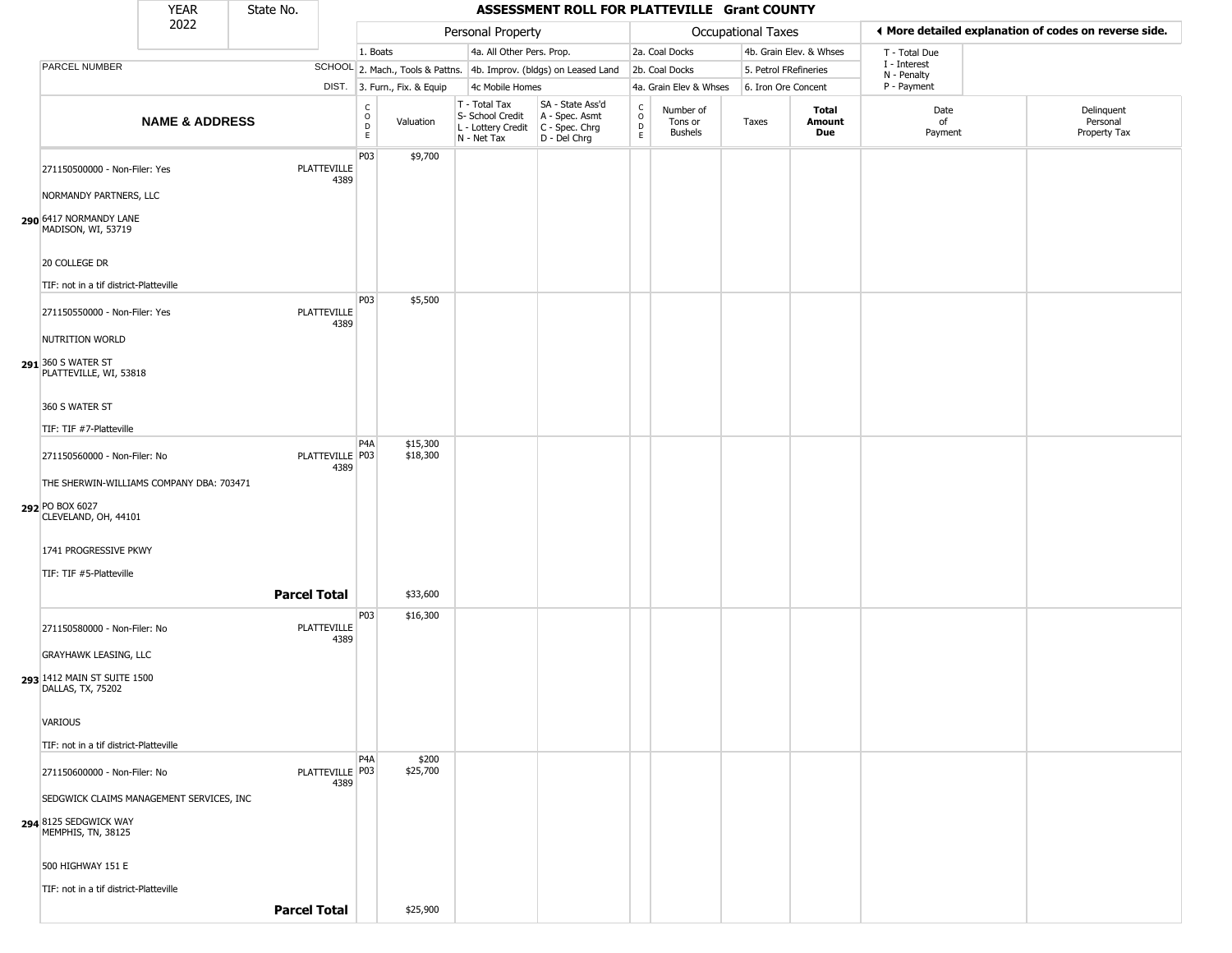| YEAR 2022 | State No. | ASSESSMENT ROLL FOR PLATTEVILLE Grant COUNTY | | | | | | | | | |
|---|---|---|---|---|---|---|---|---|---|---|---|

| | | Personal Property | | | | | Occupational Taxes | | | | ◀ More detailed explanation of codes on reverse side. | |
|---|---|---|---|---|---|---|---|---|---|---|---|---|
| | | 1. Boats | | 4a. All Other Pers. Prop. | | | 2a. Coal Docks | | 4b. Grain Elev. & Whses | | T - Total Due | |
| PARCEL NUMBER | SCHOOL | 2. Mach., Tools & Pattns. | | 4b. Improv. (bldgs) on Leased Land | | | 2b. Coal Docks | | 5. Petrol FRefineries | | I - Interest N - Penalty | |
| | DIST. | 3. Furn., Fix. & Equip | | 4c Mobile Homes | | | 4a. Grain Elev & Whses | | 6. Iron Ore Concent | | P - Payment | |
| NAME & ADDRESS | | CODE | Valuation | T - Total Tax S- School Credit L - Lottery Credit N - Net Tax | SA - State Ass'd A - Spec. Asmt C - Spec. Chrg D - Del Chrg | CODE | Number of Tons or Bushels | Taxes | Total Amount Due | Date of Payment | Delinquent Personal Property Tax |
| **290** 271150500000 - Non-Filer: Yes<br>NORMANDY PARTNERS, LLC<br>6417 NORMANDY LANE<br>MADISON, WI, 53719<br>20 COLLEGE DR<br>TIF: not in a tif district-Platteville | PLATTEVILLE 4389 | P03 | $9,700 | | | | | | | | |
| **291** 271150550000 - Non-Filer: Yes<br>NUTRITION WORLD<br>360 S WATER ST<br>PLATTEVILLE, WI, 53818<br>360 S WATER ST<br>TIF: TIF #7-Platteville | PLATTEVILLE 4389 | P03 | $5,500 | | | | | | | | |
| **292** 271150560000 - Non-Filer: No<br>THE SHERWIN-WILLIAMS COMPANY DBA: 703471<br>PO BOX 6027<br>CLEVELAND, OH, 44101<br>1741 PROGRESSIVE PKWY<br>TIF: TIF #5-Platteville | PLATTEVILLE 4389 | P4A<br>P03 | $15,300<br>$18,300 | | | | | | | | |
| | **Parcel Total** | | $33,600 | | | | | | | | |
| **293** 271150580000 - Non-Filer: No<br>GRAYHAWK LEASING, LLC<br>1412 MAIN ST SUITE 1500<br>DALLAS, TX, 75202<br>VARIOUS<br>TIF: not in a tif district-Platteville | PLATTEVILLE 4389 | P03 | $16,300 | | | | | | | | |
| **294** 271150600000 - Non-Filer: No<br>SEDGWICK CLAIMS MANAGEMENT SERVICES, INC<br>8125 SEDGWICK WAY<br>MEMPHIS, TN, 38125<br>500 HIGHWAY 151 E<br>TIF: not in a tif district-Platteville | PLATTEVILLE 4389 | P4A<br>P03 | $200<br>$25,700 | | | | | | | | |
| | **Parcel Total** | | $25,900 | | | | | | | | |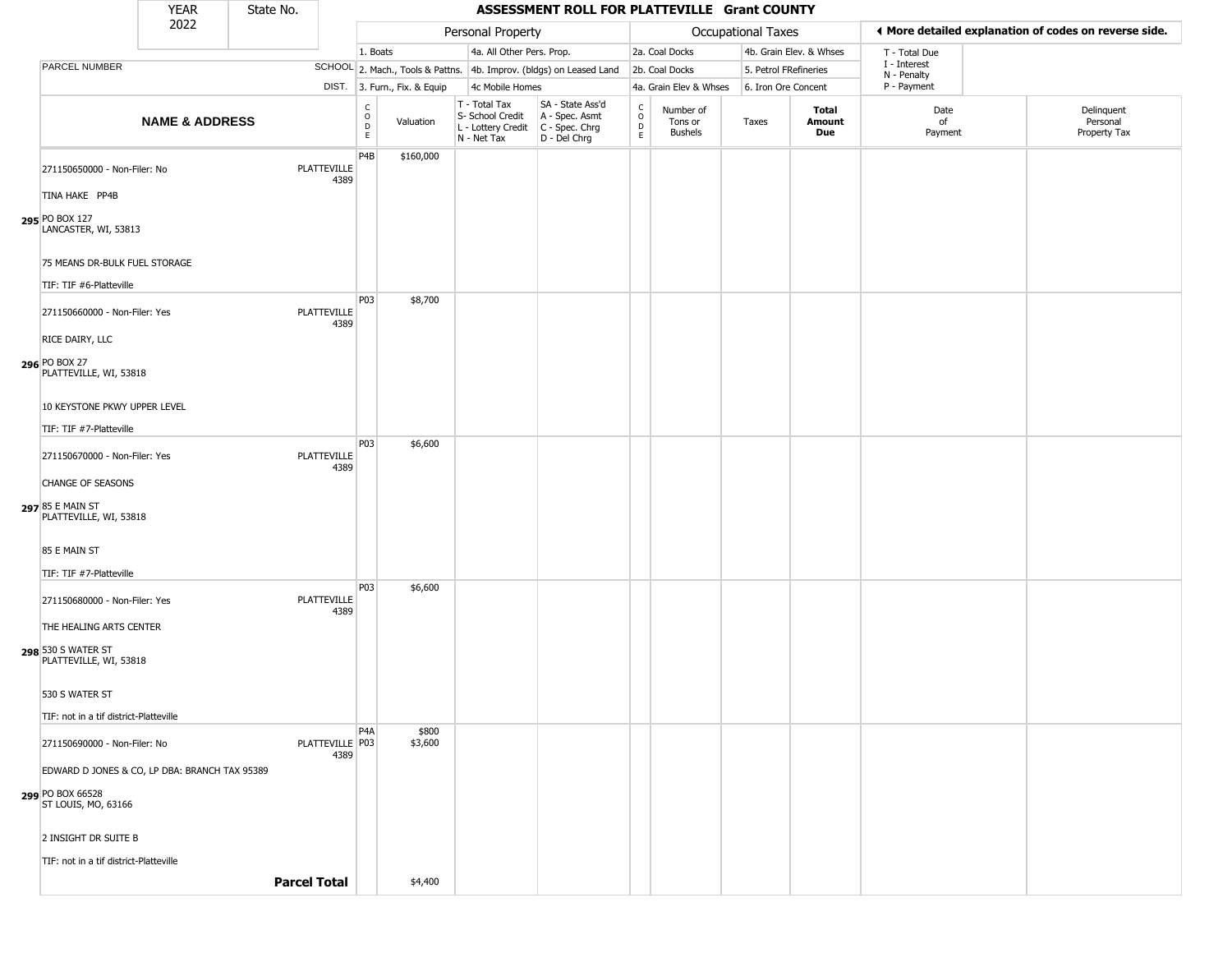# ASSESSMENT ROLL FOR PLATTEVILLE Grant COUNTY

| YEAR | State No. |
|---|---|
| 2022 | |

| Personal Property | | Occupational Taxes | | |
|---|---|---|---|---|
| 1. Boats | 4a. All Other Pers. Prop. | 2a. Coal Docks | 4b. Grain Elev. & Whses | T - Total Due |
| 2. Mach., Tools & Pattns. | 4b. Improv. (bldgs) on Leased Land | 2b. Coal Docks | 5. Petrol FRefineries | I - Interest |
| 3. Furn., Fix. & Equip | 4c Mobile Homes | 4a. Grain Elev & Whses | 6. Iron Ore Concent | N - Penalty |
| | | | | P - Payment |

◀ More detailed explanation of codes on reverse side.

| | NAME & ADDRESS | PARCEL NUMBER / SCHOOL DIST. | CODE | Valuation | T - Total Tax / S- School Credit / L - Lottery Credit / N - Net Tax | SA - State Ass'd / A - Spec. Asmt / C - Spec. Chrg / D - Del Chrg | CODE | Number of Tons or Bushels | Taxes | Total Amount Due | Date of Payment | Delinquent Personal Property Tax |
|---|---|---|---|---|---|---|---|---|---|---|---|---|
| 295 | 271150650000 - Non-Filer: No<br>TINA HAKE PP4B<br>PO BOX 127<br>LANCASTER, WI, 53813<br>75 MEANS DR-BULK FUEL STORAGE<br>TIF: TIF #6-Platteville | PLATTEVILLE 4389 | P4B | $160,000 | | | | | | | | |
| 296 | 271150660000 - Non-Filer: Yes<br>RICE DAIRY, LLC<br>PO BOX 27<br>PLATTEVILLE, WI, 53818<br>10 KEYSTONE PKWY UPPER LEVEL<br>TIF: TIF #7-Platteville | PLATTEVILLE 4389 | P03 | $8,700 | | | | | | | | |
| 297 | 271150670000 - Non-Filer: Yes<br>CHANGE OF SEASONS<br>85 E MAIN ST<br>PLATTEVILLE, WI, 53818<br>85 E MAIN ST<br>TIF: TIF #7-Platteville | PLATTEVILLE 4389 | P03 | $6,600 | | | | | | | | |
| 298 | 271150680000 - Non-Filer: Yes<br>THE HEALING ARTS CENTER<br>530 S WATER ST<br>PLATTEVILLE, WI, 53818<br>530 S WATER ST<br>TIF: not in a tif district-Platteville | PLATTEVILLE 4389 | P03 | $6,600 | | | | | | | | |
| 299 | 271150690000 - Non-Filer: No<br>EDWARD D JONES & CO, LP DBA: BRANCH TAX 95389<br>PO BOX 66528<br>ST LOUIS, MO, 63166<br>2 INSIGHT DR SUITE B<br>TIF: not in a tif district-Platteville | PLATTEVILLE 4389 | P4A<br>P03 | $800<br>$3,600 | | | | | | | | |
| | | **Parcel Total** | | $4,400 | | | | | | | | |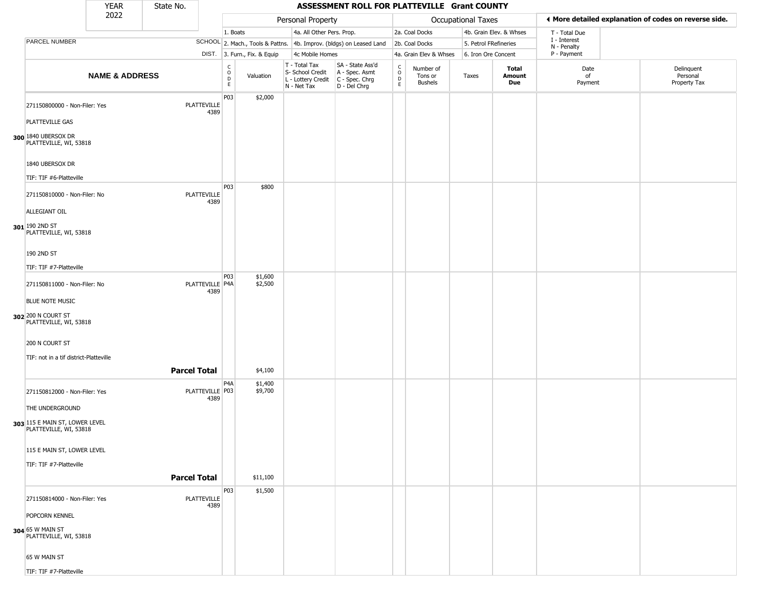| YEAR 2022 | State No. | ASSESSMENT ROLL FOR PLATTEVILLE Grant COUNTY | | | | | | | | | | |
|---|---|---|---|---|---|---|---|---|---|---|---|---|

| | | Personal Property | | | | Occupational Taxes | | | | ◀ More detailed explanation of codes on reverse side. | | |
|---|---|---|---|---|---|---|---|---|---|---|---|---|
| PARCEL NUMBER | SCHOOL DIST. | 1. Boats<br>2. Mach., Tools & Pattns.<br>3. Furn., Fix. & Equip | | 4a. All Other Pers. Prop.<br>4b. Improv. (bldgs) on Leased Land<br>4c Mobile Homes | | 2a. Coal Docks<br>2b. Coal Docks<br>4a. Grain Elev & Whses | | 4b. Grain Elev. & Whses<br>5. Petrol FRefineries<br>6. Iron Ore Concent | | T - Total Due<br>I - Interest<br>N - Penalty<br>P - Payment | | |
| **NAME & ADDRESS** | | CODE | Valuation | T - Total Tax<br>S- School Credit<br>L - Lottery Credit<br>N - Net Tax | SA - State Ass'd<br>A - Spec. Asmt<br>C - Spec. Chrg<br>D - Del Chrg | CODE | Number of Tons or Bushels | Taxes | **Total Amount Due** | Date of Payment | Delinquent Personal Property Tax | |
| **300** 271150800000 - Non-Filer: Yes<br>PLATTEVILLE GAS<br>1840 UBERSOX DR<br>PLATTEVILLE, WI, 53818<br>1840 UBERSOX DR<br>TIF: TIF #6-Platteville | PLATTEVILLE 4389 | P03 | $2,000 | | | | | | | | | |
| **301** 271150810000 - Non-Filer: No<br>ALLEGIANT OIL<br>190 2ND ST<br>PLATTEVILLE, WI, 53818<br>190 2ND ST<br>TIF: TIF #7-Platteville | PLATTEVILLE 4389 | P03 | $800 | | | | | | | | | |
| **302** 271150811000 - Non-Filer: No<br>BLUE NOTE MUSIC<br>200 N COURT ST<br>PLATTEVILLE, WI, 53818<br>200 N COURT ST<br>TIF: not in a tif district-Platteville | PLATTEVILLE 4389 | P03<br>P4A | $1,600<br>$2,500 | | | | | | | | | |
| | **Parcel Total** | | $4,100 | | | | | | | | | |
| **303** 271150812000 - Non-Filer: Yes<br>THE UNDERGROUND<br>115 E MAIN ST, LOWER LEVEL<br>PLATTEVILLE, WI, 53818<br>115 E MAIN ST, LOWER LEVEL<br>TIF: TIF #7-Platteville | PLATTEVILLE 4389 | P4A<br>P03 | $1,400<br>$9,700 | | | | | | | | | |
| | **Parcel Total** | | $11,100 | | | | | | | | | |
| **304** 271150814000 - Non-Filer: Yes<br>POPCORN KENNEL<br>65 W MAIN ST<br>PLATTEVILLE, WI, 53818<br>65 W MAIN ST<br>TIF: TIF #7-Platteville | PLATTEVILLE 4389 | P03 | $1,500 | | | | | | | | | |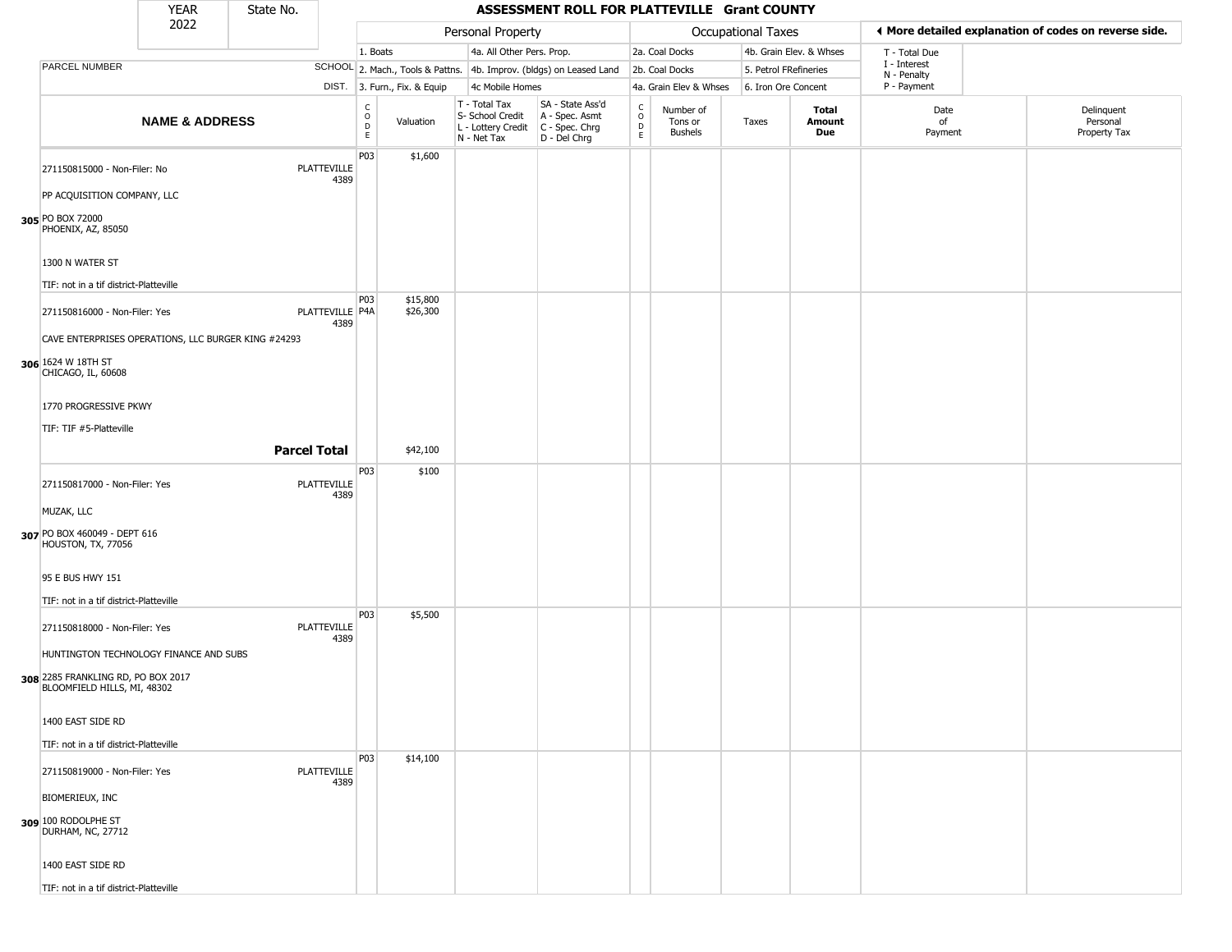# ASSESSMENT ROLL FOR PLATTEVILLE Grant COUNTY

YEAR 2022 | State No.

| PARCEL NUMBER / NAME & ADDRESS | SCHOOL DIST. | CODE | Valuation | T - Total Tax, S- School Credit, L - Lottery Credit, N - Net Tax | SA - State Ass'd, A - Spec. Asmt, C - Spec. Chrg, D - Del Chrg | CODE | Number of Tons or Bushels | Taxes | Total Amount Due | Date of Payment | Delinquent Personal Property Tax |
|---|---|---|---|---|---|---|---|---|---|---|---|
| **305** 271150815000 - Non-Filer: No<br>PP ACQUISITION COMPANY, LLC<br>PO BOX 72000<br>PHOENIX, AZ, 85050<br>1300 N WATER ST<br>TIF: not in a tif district-Platteville | PLATTEVILLE 4389 | P03 | $1,600 | | | | | | | | |
| **306** 271150816000 - Non-Filer: Yes<br>CAVE ENTERPRISES OPERATIONS, LLC BURGER KING #24293<br>1624 W 18TH ST<br>CHICAGO, IL, 60608<br>1770 PROGRESSIVE PKWY<br>TIF: TIF #5-Platteville | PLATTEVILLE 4389 | P03<br>P4A | $15,800<br>$26,300 | | | | | | | | |
| **Parcel Total** | | | $42,100 | | | | | | | | |
| **307** 271150817000 - Non-Filer: Yes<br>MUZAK, LLC<br>PO BOX 460049 - DEPT 616<br>HOUSTON, TX, 77056<br>95 E BUS HWY 151<br>TIF: not in a tif district-Platteville | PLATTEVILLE 4389 | P03 | $100 | | | | | | | | |
| **308** 271150818000 - Non-Filer: Yes<br>HUNTINGTON TECHNOLOGY FINANCE AND SUBS<br>2285 FRANKLING RD, PO BOX 2017<br>BLOOMFIELD HILLS, MI, 48302<br>1400 EAST SIDE RD<br>TIF: not in a tif district-Platteville | PLATTEVILLE 4389 | P03 | $5,500 | | | | | | | | |
| **309** 271150819000 - Non-Filer: Yes<br>BIOMERIEUX, INC<br>100 RODOLPHE ST<br>DURHAM, NC, 27712<br>1400 EAST SIDE RD<br>TIF: not in a tif district-Platteville | PLATTEVILLE 4389 | P03 | $14,100 | | | | | | | | |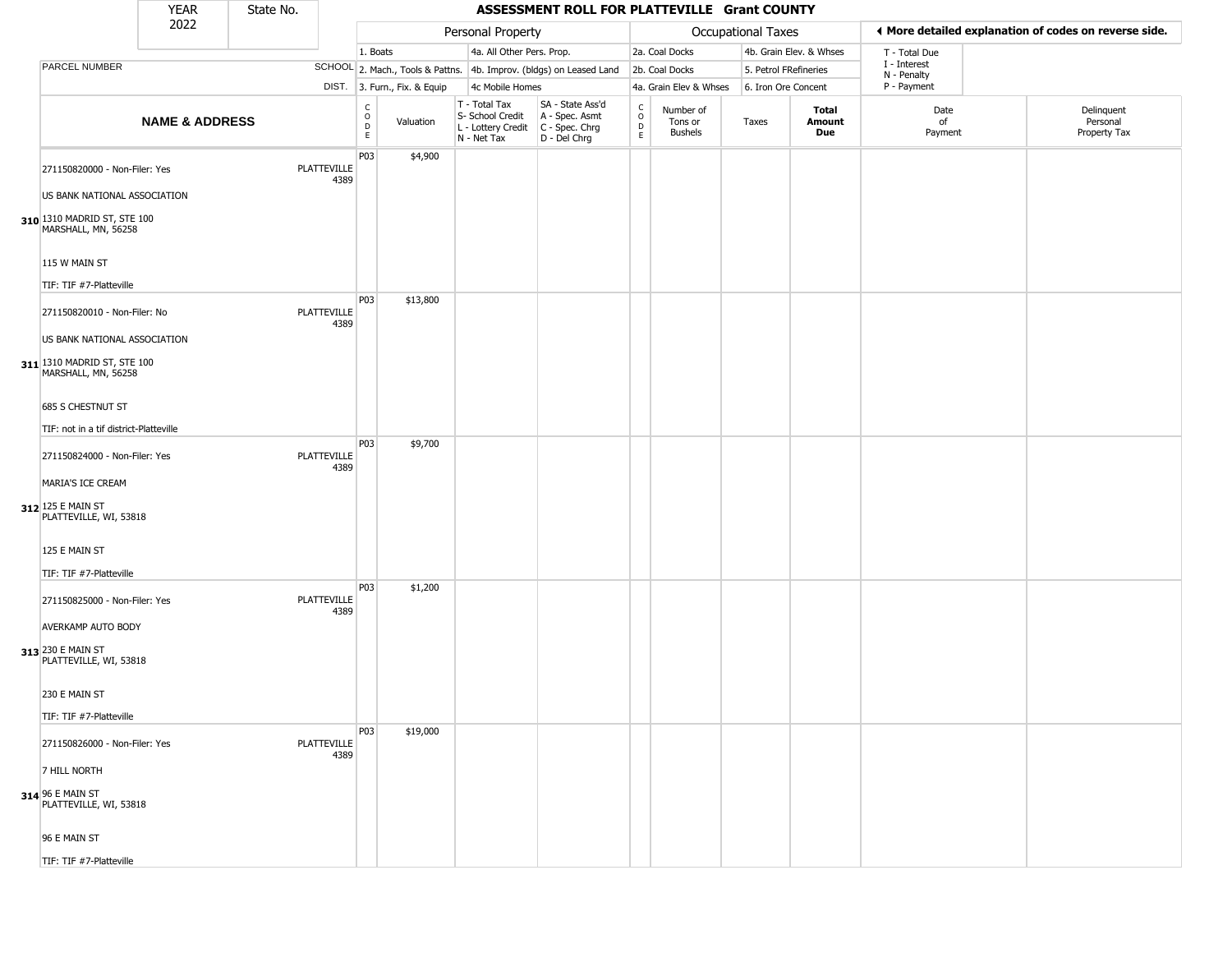| YEAR 2022 | State No. | | **ASSESSMENT ROLL FOR PLATTEVILLE Grant COUNTY** | | | | | | | | | |
|---|---|---|---|---|---|---|---|---|---|---|---|---|

| | | Personal Property | | | | Occupational Taxes | | | | ◀ More detailed explanation of codes on reverse side. | | |
|---|---|---|---|---|---|---|---|---|---|---|---|---|
| PARCEL NUMBER | SCHOOL DIST. | 1. Boats<br>2. Mach., Tools & Pattns.<br>3. Furn., Fix. & Equip | | 4a. All Other Pers. Prop.<br>4b. Improv. (bldgs) on Leased Land<br>4c Mobile Homes | | 2a. Coal Docks<br>2b. Coal Docks<br>4a. Grain Elev & Whses | | 4b. Grain Elev. & Whses<br>5. Petrol FRefineries<br>6. Iron Ore Concent | | T - Total Due<br>I - Interest<br>N - Penalty<br>P - Payment | | |
| **NAME & ADDRESS** | | CODE | Valuation | T - Total Tax<br>S- School Credit<br>L - Lottery Credit<br>N - Net Tax | SA - State Ass'd<br>A - Spec. Asmt<br>C - Spec. Chrg<br>D - Del Chrg | CODE | Number of Tons or Bushels | Taxes | **Total Amount Due** | Date of Payment | Delinquent Personal Property Tax |
| **310** 271150820000 - Non-Filer: Yes<br>US BANK NATIONAL ASSOCIATION<br>1310 MADRID ST, STE 100<br>MARSHALL, MN, 56258<br>115 W MAIN ST<br>TIF: TIF #7-Platteville | PLATTEVILLE 4389 | P03 | $4,900 | | | | | | | | |
| **311** 271150820010 - Non-Filer: No<br>US BANK NATIONAL ASSOCIATION<br>1310 MADRID ST, STE 100<br>MARSHALL, MN, 56258<br>685 S CHESTNUT ST<br>TIF: not in a tif district-Platteville | PLATTEVILLE 4389 | P03 | $13,800 | | | | | | | | |
| **312** 271150824000 - Non-Filer: Yes<br>MARIA'S ICE CREAM<br>125 E MAIN ST<br>PLATTEVILLE, WI, 53818<br>125 E MAIN ST<br>TIF: TIF #7-Platteville | PLATTEVILLE 4389 | P03 | $9,700 | | | | | | | | |
| **313** 271150825000 - Non-Filer: Yes<br>AVERKAMP AUTO BODY<br>230 E MAIN ST<br>PLATTEVILLE, WI, 53818<br>230 E MAIN ST<br>TIF: TIF #7-Platteville | PLATTEVILLE 4389 | P03 | $1,200 | | | | | | | | |
| **314** 271150826000 - Non-Filer: Yes<br>7 HILL NORTH<br>96 E MAIN ST<br>PLATTEVILLE, WI, 53818<br>96 E MAIN ST<br>TIF: TIF #7-Platteville | PLATTEVILLE 4389 | P03 | $19,000 | | | | | | | | |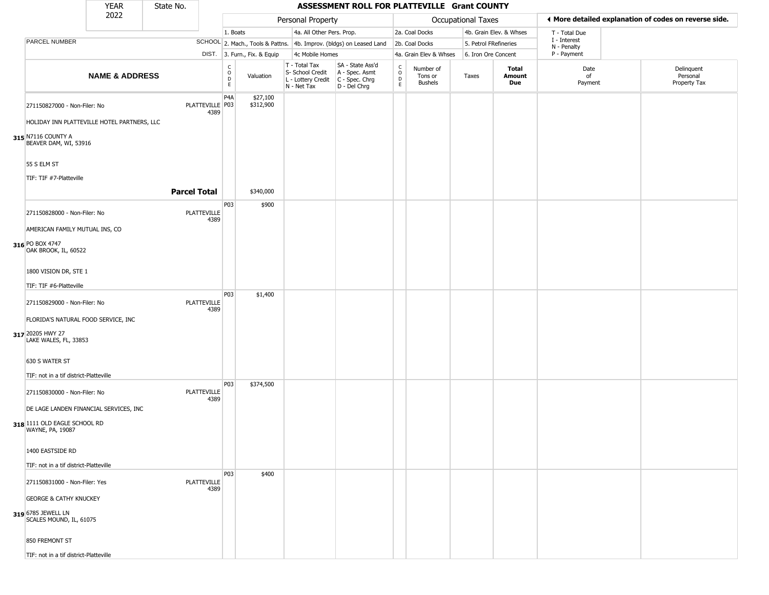# ASSESSMENT ROLL FOR PLATTEVILLE Grant COUNTY

| YEAR 2022 | State No. |
|---|---|

| | | Personal Property | | | | Occupational Taxes | | | | ◄ More detailed explanation of codes on reverse side. | |
|---|---|---|---|---|---|---|---|---|---|---|---|
| PARCEL NUMBER | SCHOOL DIST. | 1. Boats<br>2. Mach., Tools & Pattns.<br>3. Furn., Fix. & Equip | | 4a. All Other Pers. Prop.<br>4b. Improv. (bldgs) on Leased Land<br>4c Mobile Homes | | 2a. Coal Docks<br>2b. Coal Docks<br>4a. Grain Elev & Whses | | 4b. Grain Elev. & Whses<br>5. Petrol FRefineries<br>6. Iron Ore Concent | | T - Total Due<br>I - Interest<br>N - Penalty<br>P - Payment | |
| **NAME & ADDRESS** | | CODE | Valuation | T - Total Tax<br>S- School Credit<br>L - Lottery Credit<br>N - Net Tax | SA - State Ass'd<br>A - Spec. Asmt<br>C - Spec. Chrg<br>D - Del Chrg | CODE | Number of Tons or Bushels | Taxes | **Total Amount Due** | Date of Payment | Delinquent Personal Property Tax |
| 271150827000 - Non-Filer: No<br>HOLIDAY INN PLATTEVILLE HOTEL PARTNERS, LLC<br>**315** N7116 COUNTY A<br>BEAVER DAM, WI, 53916<br>55 S ELM ST<br>TIF: TIF #7-Platteville | PLATTEVILLE 4389 | P4A<br>P03 | $27,100<br>$312,900 | | | | | | | | |
| | **Parcel Total** | | $340,000 | | | | | | | | |
| 271150828000 - Non-Filer: No<br>AMERICAN FAMILY MUTUAL INS, CO<br>**316** PO BOX 4747<br>OAK BROOK, IL, 60522<br>1800 VISION DR, STE 1<br>TIF: TIF #6-Platteville | PLATTEVILLE 4389 | P03 | $900 | | | | | | | | |
| 271150829000 - Non-Filer: No<br>FLORIDA'S NATURAL FOOD SERVICE, INC<br>**317** 20205 HWY 27<br>LAKE WALES, FL, 33853<br>630 S WATER ST<br>TIF: not in a tif district-Platteville | PLATTEVILLE 4389 | P03 | $1,400 | | | | | | | | |
| 271150830000 - Non-Filer: No<br>DE LAGE LANDEN FINANCIAL SERVICES, INC<br>**318** 1111 OLD EAGLE SCHOOL RD<br>WAYNE, PA, 19087<br>1400 EASTSIDE RD<br>TIF: not in a tif district-Platteville | PLATTEVILLE 4389 | P03 | $374,500 | | | | | | | | |
| 271150831000 - Non-Filer: Yes<br>GEORGE & CATHY KNUCKEY<br>**319** 6785 JEWELL LN<br>SCALES MOUND, IL, 61075<br>850 FREMONT ST<br>TIF: not in a tif district-Platteville | PLATTEVILLE 4389 | P03 | $400 | | | | | | | | |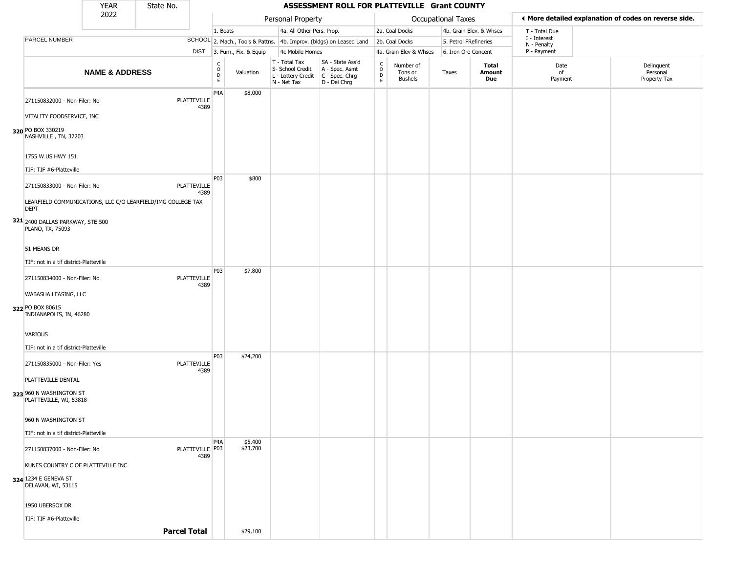# ASSESSMENT ROLL FOR PLATTEVILLE Grant COUNTY

YEAR 2022 | State No.

| | Personal Property | | Occupational Taxes | | Codes |
|---|---|---|---|---|---|
| PARCEL NUMBER | 1. Boats | 4a. All Other Pers. Prop. | 2a. Coal Docks | 4b. Grain Elev. & Whses | T - Total Due |
| SCHOOL | 2. Mach., Tools & Pattns. | 4b. Improv. (bldgs) on Leased Land | 2b. Coal Docks | 5. Petrol FRefineries | I - Interest, N - Penalty |
| DIST. | 3. Furn., Fix. & Equip | 4c Mobile Homes | 4a. Grain Elev & Whses | 6. Iron Ore Concent | P - Payment |

◄ More detailed explanation of codes on reverse side.

| | NAME & ADDRESS | SCHOOL DIST. | CODE | Valuation | T - Total Tax, S- School Credit, L - Lottery Credit, N - Net Tax | SA - State Ass'd, A - Spec. Asmt, C - Spec. Chrg, D - Del Chrg | CODE | Number of Tons or Bushels | Taxes | Total Amount Due | Date of Payment | Delinquent Personal Property Tax |
|---|---|---|---|---|---|---|---|---|---|---|---|---|
| 320 | 271150832000 - Non-Filer: No<br>VITALITY FOODSERVICE, INC<br>PO BOX 330219<br>NASHVILLE , TN, 37203<br>1755 W US HWY 151<br>TIF: TIF #6-Platteville | PLATTEVILLE 4389 | P4A | $8,000 | | | | | | | | |
| 321 | 271150833000 - Non-Filer: No<br>LEARFIELD COMMUNICATIONS, LLC C/O LEARFIELD/IMG COLLEGE TAX DEPT<br>2400 DALLAS PARKWAY, STE 500<br>PLANO, TX, 75093<br>51 MEANS DR<br>TIF: not in a tif district-Platteville | PLATTEVILLE 4389 | P03 | $800 | | | | | | | | |
| 322 | 271150834000 - Non-Filer: No<br>WABASHA LEASING, LLC<br>PO BOX 80615<br>INDIANAPOLIS, IN, 46280<br>VARIOUS<br>TIF: not in a tif district-Platteville | PLATTEVILLE 4389 | P03 | $7,800 | | | | | | | | |
| 323 | 271150835000 - Non-Filer: Yes<br>PLATTEVILLE DENTAL<br>960 N WASHINGTON ST<br>PLATTEVILLE, WI, 53818<br>960 N WASHINGTON ST<br>TIF: not in a tif district-Platteville | PLATTEVILLE 4389 | P03 | $24,200 | | | | | | | | |
| 324 | 271150837000 - Non-Filer: No<br>KUNES COUNTRY C OF PLATTEVILLE INC<br>1234 E GENEVA ST<br>DELAVAN, WI, 53115<br>1950 UBERSOX DR<br>TIF: TIF #6-Platteville | PLATTEVILLE 4389 | P4A<br>P03 | $5,400<br>$23,700 | | | | | | | | |
| | **Parcel Total** | | | $29,100 | | | | | | | | |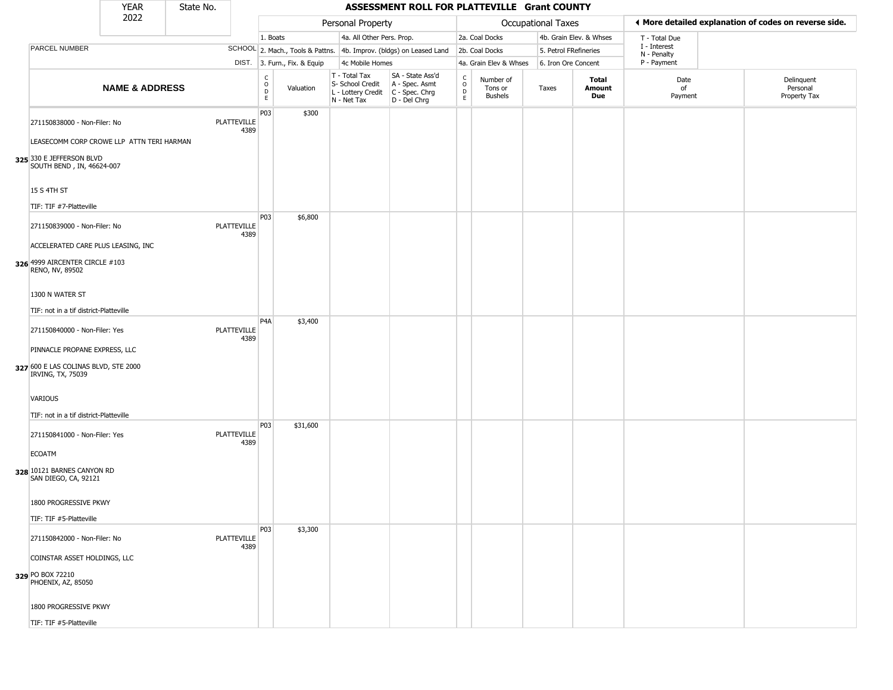# ASSESSMENT ROLL FOR PLATTEVILLE Grant COUNTY

YEAR 2022 | State No.

| | | Personal Property | | | | Occupational Taxes | | | | ◄ More detailed explanation of codes on reverse side. | |
|---|---|---|---|---|---|---|---|---|---|---|---|
| | | 1. Boats | | 4a. All Other Pers. Prop. | | 2a. Coal Docks | | 4b. Grain Elev. & Whses | | T - Total Due | |
| PARCEL NUMBER | SCHOOL | 2. Mach., Tools & Pattns. | | 4b. Improv. (bldgs) on Leased Land | | 2b. Coal Docks | | 5. Petrol FRefineries | | I - Interest, N - Penalty | |
| | DIST. | 3. Furn., Fix. & Equip | | 4c Mobile Homes | | 4a. Grain Elev & Whses | | 6. Iron Ore Concent | | P - Payment | |
| **NAME & ADDRESS** | | CODE | Valuation | T - Total Tax, S- School Credit, L - Lottery Credit, N - Net Tax | SA - State Ass'd, A - Spec. Asmt, C - Spec. Chrg, D - Del Chrg | CODE | Number of Tons or Bushels | Taxes | **Total Amount Due** | Date of Payment | Delinquent Personal Property Tax |
| 271150838000 - Non-Filer: No<br>LEASECOMM CORP CROWE LLP ATTN TERI HARMAN<br>325 330 E JEFFERSON BLVD<br>SOUTH BEND , IN, 46624-007<br>15 S 4TH ST<br>TIF: TIF #7-Platteville | PLATTEVILLE 4389 | P03 | $300 | | | | | | | | |
| 271150839000 - Non-Filer: No<br>ACCELERATED CARE PLUS LEASING, INC<br>326 4999 AIRCENTER CIRCLE #103<br>RENO, NV, 89502<br>1300 N WATER ST<br>TIF: not in a tif district-Platteville | PLATTEVILLE 4389 | P03 | $6,800 | | | | | | | | |
| 271150840000 - Non-Filer: Yes<br>PINNACLE PROPANE EXPRESS, LLC<br>327 600 E LAS COLINAS BLVD, STE 2000<br>IRVING, TX, 75039<br>VARIOUS<br>TIF: not in a tif district-Platteville | PLATTEVILLE 4389 | P4A | $3,400 | | | | | | | | |
| 271150841000 - Non-Filer: Yes<br>ECOATM<br>328 10121 BARNES CANYON RD<br>SAN DIEGO, CA, 92121<br>1800 PROGRESSIVE PKWY<br>TIF: TIF #5-Platteville | PLATTEVILLE 4389 | P03 | $31,600 | | | | | | | | |
| 271150842000 - Non-Filer: No<br>COINSTAR ASSET HOLDINGS, LLC<br>329 PO BOX 72210<br>PHOENIX, AZ, 85050<br>1800 PROGRESSIVE PKWY<br>TIF: TIF #5-Platteville | PLATTEVILLE 4389 | P03 | $3,300 | | | | | | | | |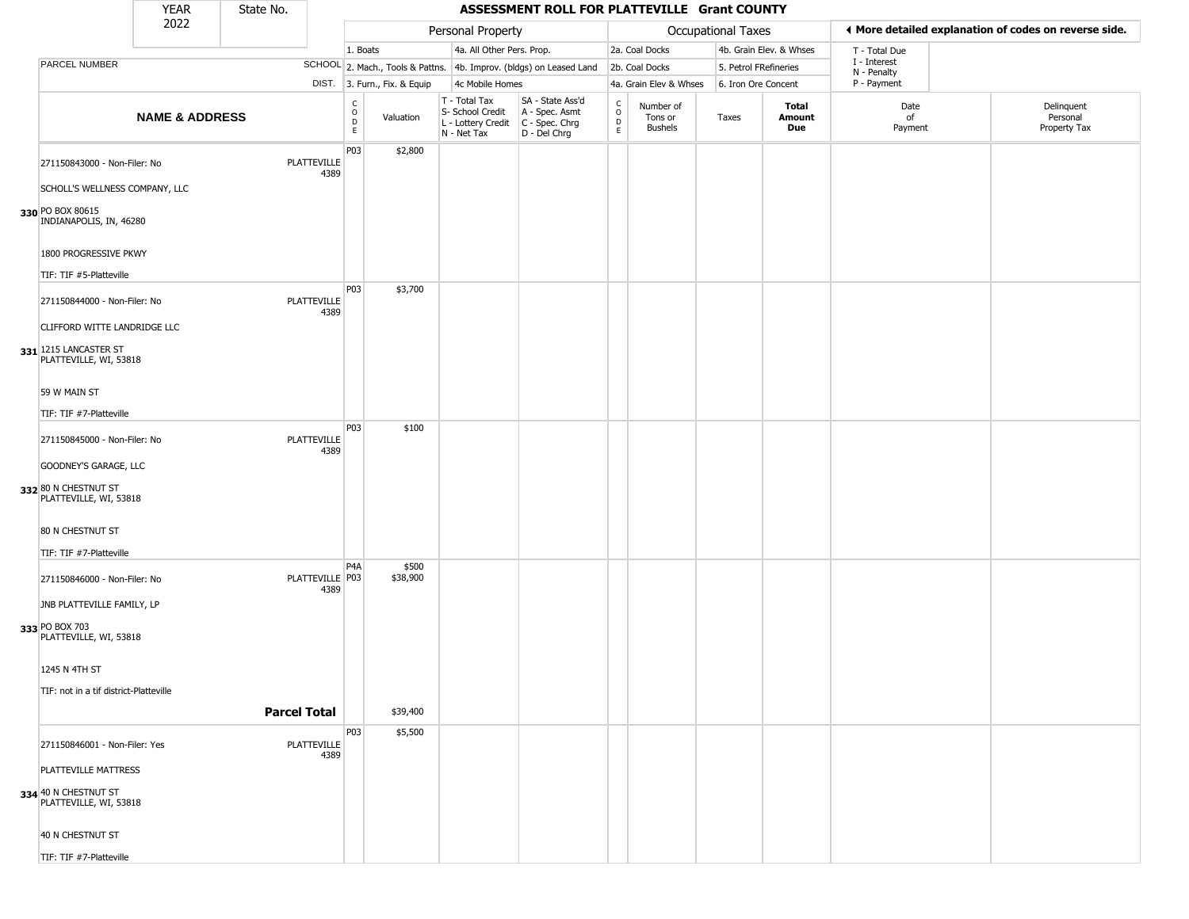# ASSESSMENT ROLL FOR PLATTEVILLE Grant COUNTY

| YEAR | State No. |
|---|---|
| 2022 | |

**Personal Property:** 1. Boats; 2. Mach., Tools & Pattns.; 3. Furn., Fix. & Equip; 4a. All Other Pers. Prop.; 4b. Improv. (bldgs) on Leased Land; 4c Mobile Homes

**Occupational Taxes:** 2a. Coal Docks; 2b. Coal Docks; 4a. Grain Elev & Whses; 4b. Grain Elev. & Whses; 5. Petrol FRefineries; 6. Iron Ore Concent

T - Total Due; I - Interest; N - Penalty; P - Payment

◄ More detailed explanation of codes on reverse side.

| | NAME & ADDRESS | SCHOOL DIST. | CODE | Valuation | T - Total Tax S- School Credit L - Lottery Credit N - Net Tax | SA - State Ass'd A - Spec. Asmt C - Spec. Chrg D - Del Chrg | CODE | Number of Tons or Bushels | Taxes | Total Amount Due | Date of Payment | Delinquent Personal Property Tax |
|---|---|---|---|---|---|---|---|---|---|---|---|---|
| 330 | 271150843000 - Non-Filer: No<br>SCHOLL'S WELLNESS COMPANY, LLC<br>PO BOX 80615<br>INDIANAPOLIS, IN, 46280<br>1800 PROGRESSIVE PKWY<br>TIF: TIF #5-Platteville | PLATTEVILLE 4389 | P03 | $2,800 | | | | | | | | |
| 331 | 271150844000 - Non-Filer: No<br>CLIFFORD WITTE LANDRIDGE LLC<br>1215 LANCASTER ST<br>PLATTEVILLE, WI, 53818<br>59 W MAIN ST<br>TIF: TIF #7-Platteville | PLATTEVILLE 4389 | P03 | $3,700 | | | | | | | | |
| 332 | 271150845000 - Non-Filer: No<br>GOODNEY'S GARAGE, LLC<br>80 N CHESTNUT ST<br>PLATTEVILLE, WI, 53818<br>80 N CHESTNUT ST<br>TIF: TIF #7-Platteville | PLATTEVILLE 4389 | P03 | $100 | | | | | | | | |
| 333 | 271150846000 - Non-Filer: No<br>JNB PLATTEVILLE FAMILY, LP<br>PO BOX 703<br>PLATTEVILLE, WI, 53818<br>1245 N 4TH ST<br>TIF: not in a tif district-Platteville | PLATTEVILLE 4389 | P4A<br>P03 | $500<br>$38,900 | | | | | | | | |
| | **Parcel Total** | | | $39,400 | | | | | | | | |
| 334 | 271150846001 - Non-Filer: Yes<br>PLATTEVILLE MATTRESS<br>40 N CHESTNUT ST<br>PLATTEVILLE, WI, 53818<br>40 N CHESTNUT ST<br>TIF: TIF #7-Platteville | PLATTEVILLE 4389 | P03 | $5,500 | | | | | | | | |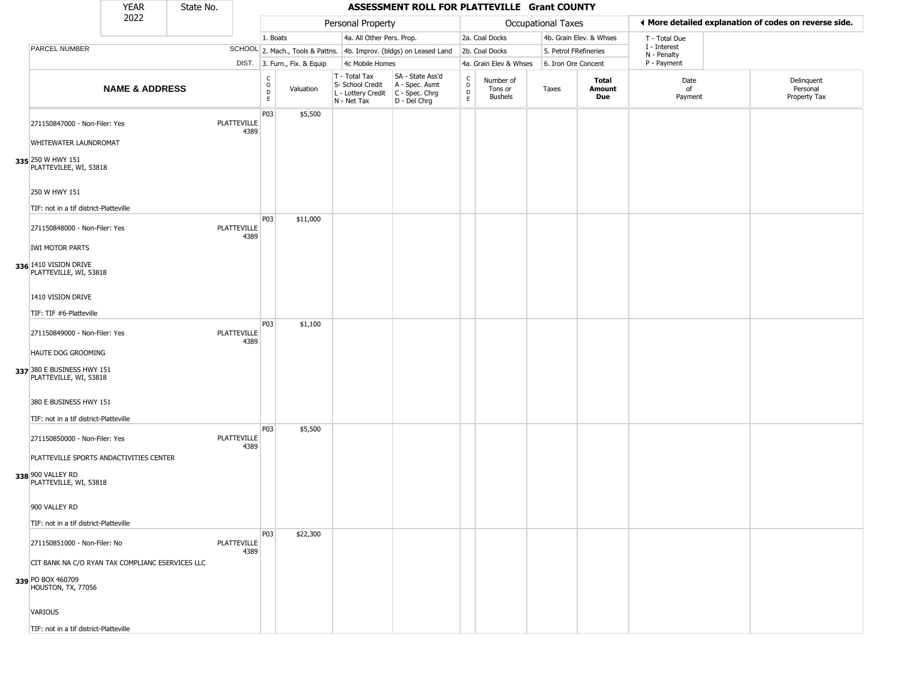# ASSESSMENT ROLL FOR PLATTEVILLE Grant COUNTY

| YEAR | State No. |
|---|---|
| 2022 | |

| PARCEL NUMBER / NAME & ADDRESS | SCHOOL DIST. | Personal Property | | | | Occupational Taxes | | | | ◄ More detailed explanation of codes on reverse side. | |
|---|---|---|---|---|---|---|---|---|---|---|---|
| | | 1. Boats / 2. Mach., Tools & Pattns. / 3. Furn., Fix. & Equip | | 4a. All Other Pers. Prop. / 4b. Improv. (bldgs) on Leased Land / 4c Mobile Homes | | 2a. Coal Docks / 2b. Coal Docks / 4a. Grain Elev & Whses | | 4b. Grain Elev. & Whses / 5. Petrol FRefineries / 6. Iron Ore Concent | | T - Total Due / I - Interest / N - Penalty / P - Payment | |
| **NAME & ADDRESS** | | CODE | Valuation | T - Total Tax / S- School Credit / L - Lottery Credit / N - Net Tax | SA - State Ass'd / A - Spec. Asmt / C - Spec. Chrg / D - Del Chrg | CODE | Number of Tons or Bushels | Taxes | **Total Amount Due** | Date of Payment | Delinquent Personal Property Tax |
| 335 271150847000 - Non-Filer: Yes<br>WHITEWATER LAUNDROMAT<br>250 W HWY 151<br>PLATTEVILEE, WI, 53818<br>250 W HWY 151<br>TIF: not in a tif district-Platteville | PLATTEVILLE 4389 | P03 | $5,500 | | | | | | | | |
| 336 271150848000 - Non-Filer: Yes<br>IWI MOTOR PARTS<br>1410 VISION DRIVE<br>PLATTEVILLE, WI, 53818<br>1410 VISION DRIVE<br>TIF: TIF #6-Platteville | PLATTEVILLE 4389 | P03 | $11,000 | | | | | | | | |
| 337 271150849000 - Non-Filer: Yes<br>HAUTE DOG GROOMING<br>380 E BUSINESS HWY 151<br>PLATTEVILLE, WI, 53818<br>380 E BUSINESS HWY 151<br>TIF: not in a tif district-Platteville | PLATTEVILLE 4389 | P03 | $1,100 | | | | | | | | |
| 338 271150850000 - Non-Filer: Yes<br>PLATTEVILLE SPORTS ANDACTIVITIES CENTER<br>900 VALLEY RD<br>PLATTEVILLE, WI, 53818<br>900 VALLEY RD<br>TIF: not in a tif district-Platteville | PLATTEVILLE 4389 | P03 | $5,500 | | | | | | | | |
| 339 271150851000 - Non-Filer: No<br>CIT BANK NA C/O RYAN TAX COMPLIANC ESERVICES LLC<br>PO BOX 460709<br>HOUSTON, TX, 77056<br>VARIOUS<br>TIF: not in a tif district-Platteville | PLATTEVILLE 4389 | P03 | $22,300 | | | | | | | | |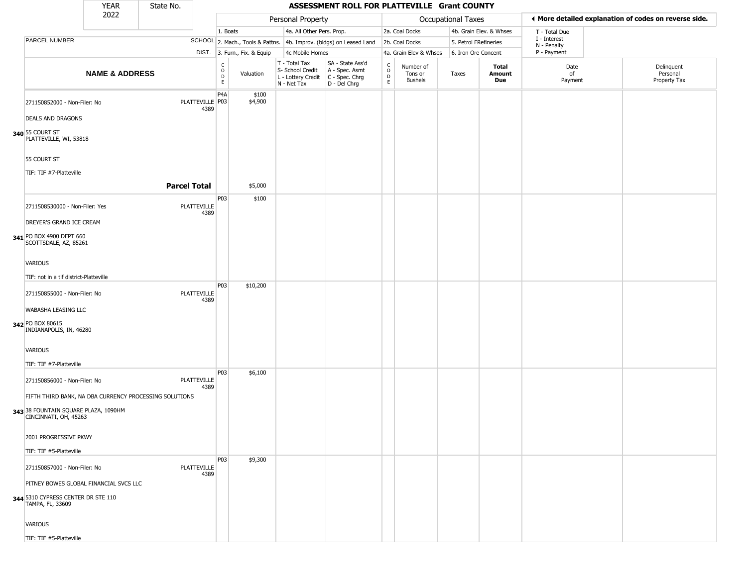| YEAR 2022 | State No. |
|---|---|

# ASSESSMENT ROLL FOR PLATTEVILLE Grant COUNTY

| | | Personal Property | | | | Occupational Taxes | | | | ◄ More detailed explanation of codes on reverse side. | |
|---|---|---|---|---|---|---|---|---|---|---|---|
| | | 1. Boats | | 4a. All Other Pers. Prop. | | 2a. Coal Docks | | 4b. Grain Elev. & Whses | | T - Total Due | |
| PARCEL NUMBER | SCHOOL | 2. Mach., Tools & Pattns. | | 4b. Improv. (bldgs) on Leased Land | | 2b. Coal Docks | | 5. Petrol FRefineries | | I - Interest N - Penalty | |
| | DIST. | 3. Furn., Fix. & Equip | | 4c Mobile Homes | | 4a. Grain Elev & Whses | | 6. Iron Ore Concent | | P - Payment | |
| **NAME & ADDRESS** | | CODE | Valuation | T - Total Tax S- School Credit L - Lottery Credit N - Net Tax | SA - State Ass'd A - Spec. Asmt C - Spec. Chrg D - Del Chrg | CODE | Number of Tons or Bushels | Taxes | **Total Amount Due** | Date of Payment | Delinquent Personal Property Tax |
| 271150852000 - Non-Filer: No | PLATTEVILLE 4389 | P4A | $100 | | | | | | | | |
| DEALS AND DRAGONS | | P03 | $4,900 | | | | | | | | |
| 340 55 COURT ST PLATTEVILLE, WI, 53818 | | | | | | | | | | | |
| 55 COURT ST | | | | | | | | | | | |
| TIF: TIF #7-Platteville | | | | | | | | | | | |
| | **Parcel Total** | | $5,000 | | | | | | | | |
| 2711508530000 - Non-Filer: Yes | PLATTEVILLE 4389 | P03 | $100 | | | | | | | | |
| DREYER'S GRAND ICE CREAM | | | | | | | | | | | |
| 341 PO BOX 4900 DEPT 660 SCOTTSDALE, AZ, 85261 | | | | | | | | | | | |
| VARIOUS | | | | | | | | | | | |
| TIF: not in a tif district-Platteville | | | | | | | | | | | |
| 271150855000 - Non-Filer: No | PLATTEVILLE 4389 | P03 | $10,200 | | | | | | | | |
| WABASHA LEASING LLC | | | | | | | | | | | |
| 342 PO BOX 80615 INDIANAPOLIS, IN, 46280 | | | | | | | | | | | |
| VARIOUS | | | | | | | | | | | |
| TIF: TIF #7-Platteville | | | | | | | | | | | |
| 271150856000 - Non-Filer: No | PLATTEVILLE 4389 | P03 | $6,100 | | | | | | | | |
| FIFTH THIRD BANK, NA DBA CURRENCY PROCESSING SOLUTIONS | | | | | | | | | | | |
| 343 38 FOUNTAIN SQUARE PLAZA, 1090HM CINCINNATI, OH, 45263 | | | | | | | | | | | |
| 2001 PROGRESSIVE PKWY | | | | | | | | | | | |
| TIF: TIF #5-Platteville | | | | | | | | | | | |
| 271150857000 - Non-Filer: No | PLATTEVILLE 4389 | P03 | $9,300 | | | | | | | | |
| PITNEY BOWES GLOBAL FINANCIAL SVCS LLC | | | | | | | | | | | |
| 344 5310 CYPRESS CENTER DR STE 110 TAMPA, FL, 33609 | | | | | | | | | | | |
| VARIOUS | | | | | | | | | | | |
| TIF: TIF #5-Platteville | | | | | | | | | | | |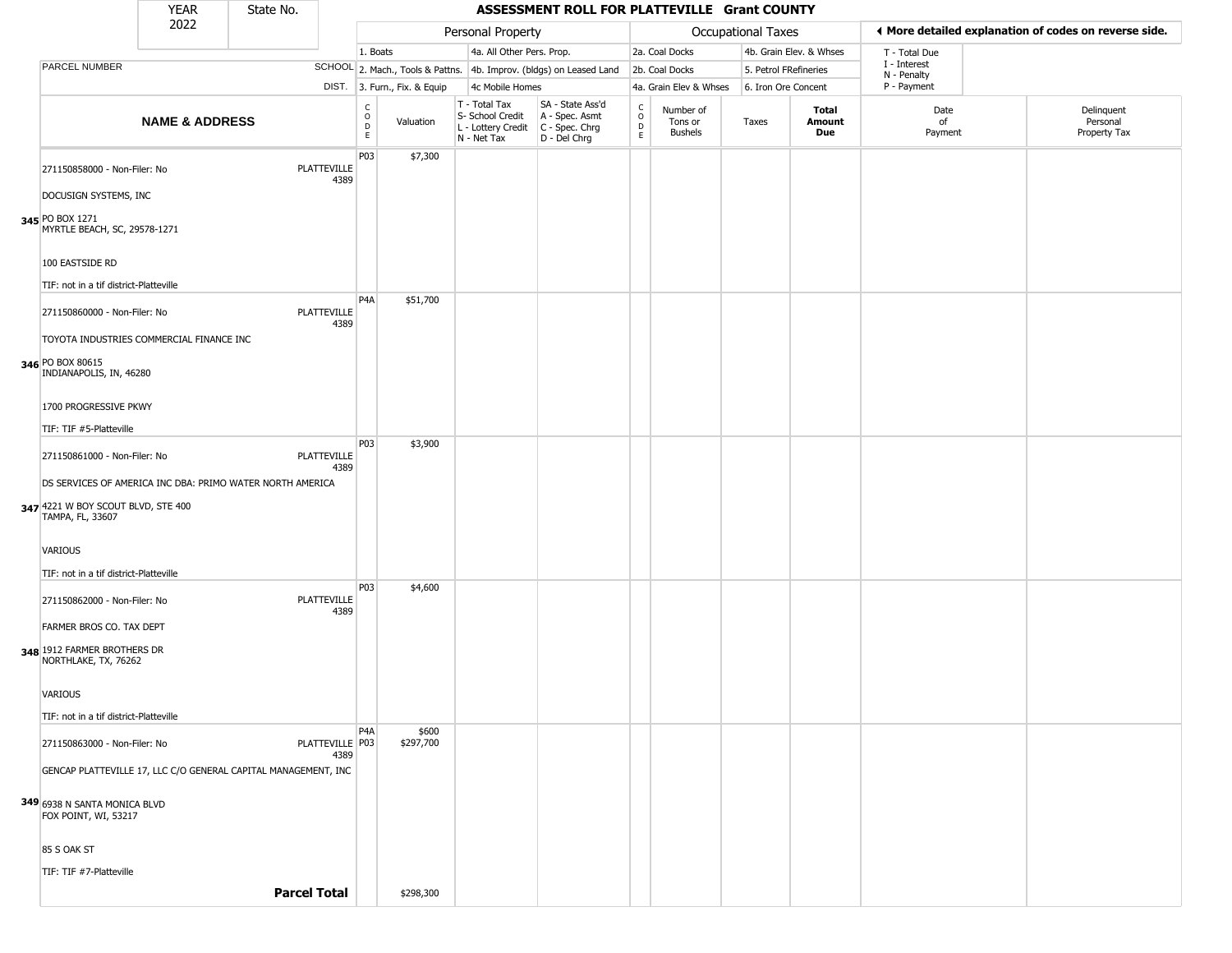# ASSESSMENT ROLL FOR PLATTEVILLE Grant COUNTY

| YEAR | State No. |
|---|---|
| 2022 | |

| | | Personal Property | | | | Occupational Taxes | | | | ◄ More detailed explanation of codes on reverse side. | |
|---|---|---|---|---|---|---|---|---|---|---|---|
| | | 1. Boats | | 4a. All Other Pers. Prop. | | 2a. Coal Docks | | 4b. Grain Elev. & Whses | | T - Total Due | |
| PARCEL NUMBER | SCHOOL | 2. Mach., Tools & Pattns. | | 4b. Improv. (bldgs) on Leased Land | | 2b. Coal Docks | | 5. Petrol FRefineries | | I - Interest / N - Penalty | |
| | DIST. | 3. Furn., Fix. & Equip | | 4c Mobile Homes | | 4a. Grain Elev & Whses | | 6. Iron Ore Concent | | P - Payment | |
| **NAME & ADDRESS** | | CODE | Valuation | T - Total Tax / S- School Credit / L - Lottery Credit / N - Net Tax | SA - State Ass'd / A - Spec. Asmt / C - Spec. Chrg / D - Del Chrg | CODE | Number of Tons or Bushels | Taxes | **Total Amount Due** | Date of Payment | Delinquent Personal Property Tax |
| 345 271150858000 - Non-Filer: No<br>DOCUSIGN SYSTEMS, INC<br>PO BOX 1271<br>MYRTLE BEACH, SC, 29578-1271<br>100 EASTSIDE RD<br>TIF: not in a tif district-Platteville | PLATTEVILLE 4389 | P03 | $7,300 | | | | | | | | |
| 346 271150860000 - Non-Filer: No<br>TOYOTA INDUSTRIES COMMERCIAL FINANCE INC<br>PO BOX 80615<br>INDIANAPOLIS, IN, 46280<br>1700 PROGRESSIVE PKWY<br>TIF: TIF #5-Platteville | PLATTEVILLE 4389 | P4A | $51,700 | | | | | | | | |
| 347 271150861000 - Non-Filer: No<br>DS SERVICES OF AMERICA INC DBA: PRIMO WATER NORTH AMERICA<br>4221 W BOY SCOUT BLVD, STE 400<br>TAMPA, FL, 33607<br>VARIOUS<br>TIF: not in a tif district-Platteville | PLATTEVILLE 4389 | P03 | $3,900 | | | | | | | | |
| 348 271150862000 - Non-Filer: No<br>FARMER BROS CO. TAX DEPT<br>1912 FARMER BROTHERS DR<br>NORTHLAKE, TX, 76262<br>VARIOUS<br>TIF: not in a tif district-Platteville | PLATTEVILLE 4389 | P03 | $4,600 | | | | | | | | |
| 349 271150863000 - Non-Filer: No<br>GENCAP PLATTEVILLE 17, LLC C/O GENERAL CAPITAL MANAGEMENT, INC<br>6938 N SANTA MONICA BLVD<br>FOX POINT, WI, 53217<br>85 S OAK ST<br>TIF: TIF #7-Platteville | PLATTEVILLE 4389 | P4A<br>P03 | $600<br>$297,700 | | | | | | | | |
| **Parcel Total** | | | $298,300 | | | | | | | | |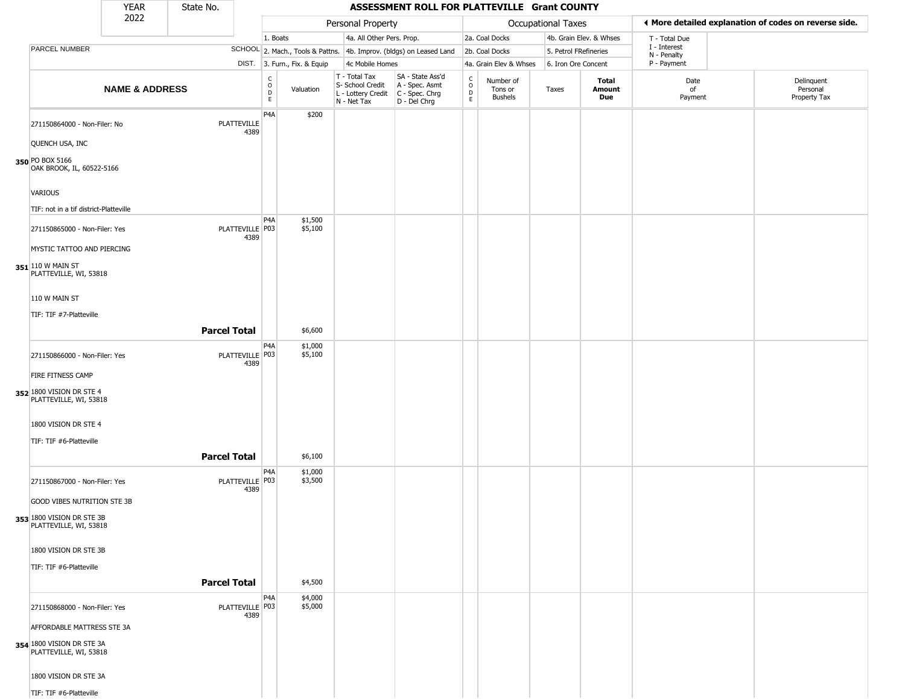| YEAR 2022 | State No. | | ASSESSMENT ROLL FOR PLATTEVILLE Grant COUNTY | | | | | | | | | |
|---|---|---|---|---|---|---|---|---|---|---|---|---|
| | | | Personal Property | | | | Occupational Taxes | | | | ◀ More detailed explanation of codes on reverse side. | |
| | | | 1. Boats | | 4a. All Other Pers. Prop. | | 2a. Coal Docks | | 4b. Grain Elev. & Whses | | T - Total Due | |
| PARCEL NUMBER | | SCHOOL | 2. Mach., Tools & Pattns. | | 4b. Improv. (bldgs) on Leased Land | | 2b. Coal Docks | | 5. Petrol FRefineries | | I - Interest<br>N - Penalty | |
| | | DIST. | 3. Furn., Fix. & Equip | | 4c Mobile Homes | | 4a. Grain Elev & Whses | | 6. Iron Ore Concent | | P - Payment | |
| NAME & ADDRESS | | | CODE | Valuation | T - Total Tax<br>S- School Credit<br>L - Lottery Credit<br>N - Net Tax | SA - State Ass'd<br>A - Spec. Asmt<br>C - Spec. Chrg<br>D - Del Chrg | CODE | Number of Tons or Bushels | Taxes | Total Amount Due | Date of Payment | Delinquent Personal Property Tax |
| 350 | 271150864000 - Non-Filer: No<br>QUENCH USA, INC<br>PO BOX 5166<br>OAK BROOK, IL, 60522-5166<br>VARIOUS<br>TIF: not in a tif district-Platteville | PLATTEVILLE 4389 | P4A | $200 | | | | | | | | |
| 351 | 271150865000 - Non-Filer: Yes<br>MYSTIC TATTOO AND PIERCING<br>110 W MAIN ST<br>PLATTEVILLE, WI, 53818<br>110 W MAIN ST<br>TIF: TIF #7-Platteville | PLATTEVILLE 4389 | P4A<br>P03 | $1,500<br>$5,100 | | | | | | | | |
| | **Parcel Total** | | | $6,600 | | | | | | | | |
| 352 | 271150866000 - Non-Filer: Yes<br>FIRE FITNESS CAMP<br>1800 VISION DR STE 4<br>PLATTEVILLE, WI, 53818<br>1800 VISION DR STE 4<br>TIF: TIF #6-Platteville | PLATTEVILLE 4389 | P4A<br>P03 | $1,000<br>$5,100 | | | | | | | | |
| | **Parcel Total** | | | $6,100 | | | | | | | | |
| 353 | 271150867000 - Non-Filer: Yes<br>GOOD VIBES NUTRITION STE 3B<br>1800 VISION DR STE 3B<br>PLATTEVILLE, WI, 53818<br>1800 VISION DR STE 3B<br>TIF: TIF #6-Platteville | PLATTEVILLE 4389 | P4A<br>P03 | $1,000<br>$3,500 | | | | | | | | |
| | **Parcel Total** | | | $4,500 | | | | | | | | |
| 354 | 271150868000 - Non-Filer: Yes<br>AFFORDABLE MATTRESS STE 3A<br>1800 VISION DR STE 3A<br>PLATTEVILLE, WI, 53818<br>1800 VISION DR STE 3A<br>TIF: TIF #6-Platteville | PLATTEVILLE 4389 | P4A<br>P03 | $4,000<br>$5,000 | | | | | | | | |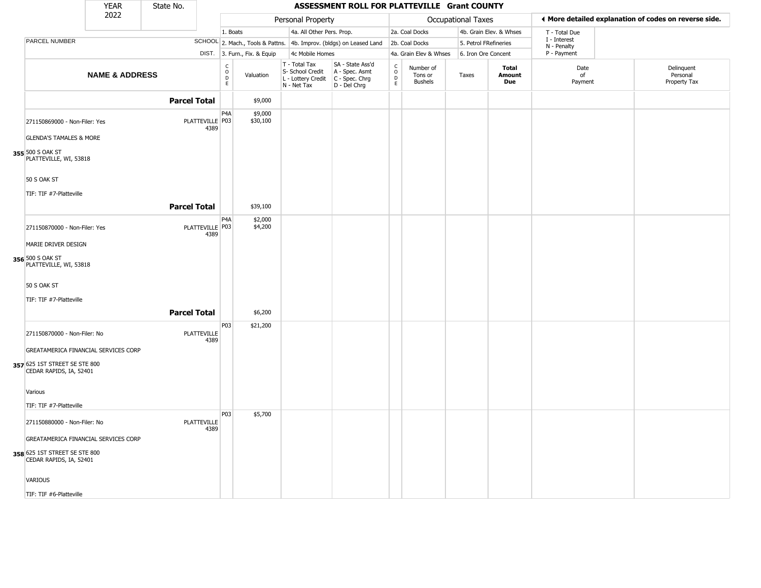| YEAR | State No. | ASSESSMENT ROLL FOR PLATTEVILLE Grant COUNTY |
|---|---|---|
| 2022 | | |

| | | Personal Property | | | Occupational Taxes | | | ◀ More detailed explanation of codes on reverse side. |
|---|---|---|---|---|---|---|---|---|
| PARCEL NUMBER | SCHOOL DIST. | 1. Boats | 4a. All Other Pers. Prop. | 2a. Coal Docks | 4b. Grain Elev. & Whses | T - Total Due | | |
| | | 2. Mach., Tools & Pattns. | 4b. Improv. (bldgs) on Leased Land | 2b. Coal Docks | 5. Petrol FRefineries | I - Interest<br>N - Penalty | | |
| | | 3. Furn., Fix. & Equip | 4c Mobile Homes | 4a. Grain Elev & Whses | 6. Iron Ore Concent | P - Payment | | |

| | NAME & ADDRESS | | CODE | Valuation | T - Total Tax<br>S- School Credit<br>L - Lottery Credit<br>N - Net Tax | SA - State Ass'd<br>A - Spec. Asmt<br>C - Spec. Chrg<br>D - Del Chrg | CODE | Number of Tons or Bushels | Taxes | Total Amount Due | Date of Payment | Delinquent Personal Property Tax |
|---|---|---|---|---|---|---|---|---|---|---|---|---|
| | | **Parcel Total** | | $9,000 | | | | | | | | |
| 355 | 271150869000 - Non-Filer: Yes<br><br>GLENDA'S TAMALES & MORE<br><br>500 S OAK ST<br>PLATTEVILLE, WI, 53818<br><br>50 S OAK ST<br><br>TIF: TIF #7-Platteville | PLATTEVILLE 4389 | P4A<br>P03 | $9,000<br>$30,100 | | | | | | | | |
| | | **Parcel Total** | | $39,100 | | | | | | | | |
| 356 | 271150870000 - Non-Filer: Yes<br><br>MARIE DRIVER DESIGN<br><br>500 S OAK ST<br>PLATTEVILLE, WI, 53818<br><br>50 S OAK ST<br><br>TIF: TIF #7-Platteville | PLATTEVILLE 4389 | P4A<br>P03 | $2,000<br>$4,200 | | | | | | | | |
| | | **Parcel Total** | | $6,200 | | | | | | | | |
| 357 | 271150870000 - Non-Filer: No<br><br>GREATAMERICA FINANCIAL SERVICES CORP<br><br>625 1ST STREET SE STE 800<br>CEDAR RAPIDS, IA, 52401<br><br>Various<br><br>TIF: TIF #7-Platteville | PLATTEVILLE 4389 | P03 | $21,200 | | | | | | | | |
| 358 | 271150880000 - Non-Filer: No<br><br>GREATAMERICA FINANCIAL SERVICES CORP<br><br>625 1ST STREET SE STE 800<br>CEDAR RAPIDS, IA, 52401<br><br>VARIOUS<br><br>TIF: TIF #6-Platteville | PLATTEVILLE 4389 | P03 | $5,700 | | | | | | | | |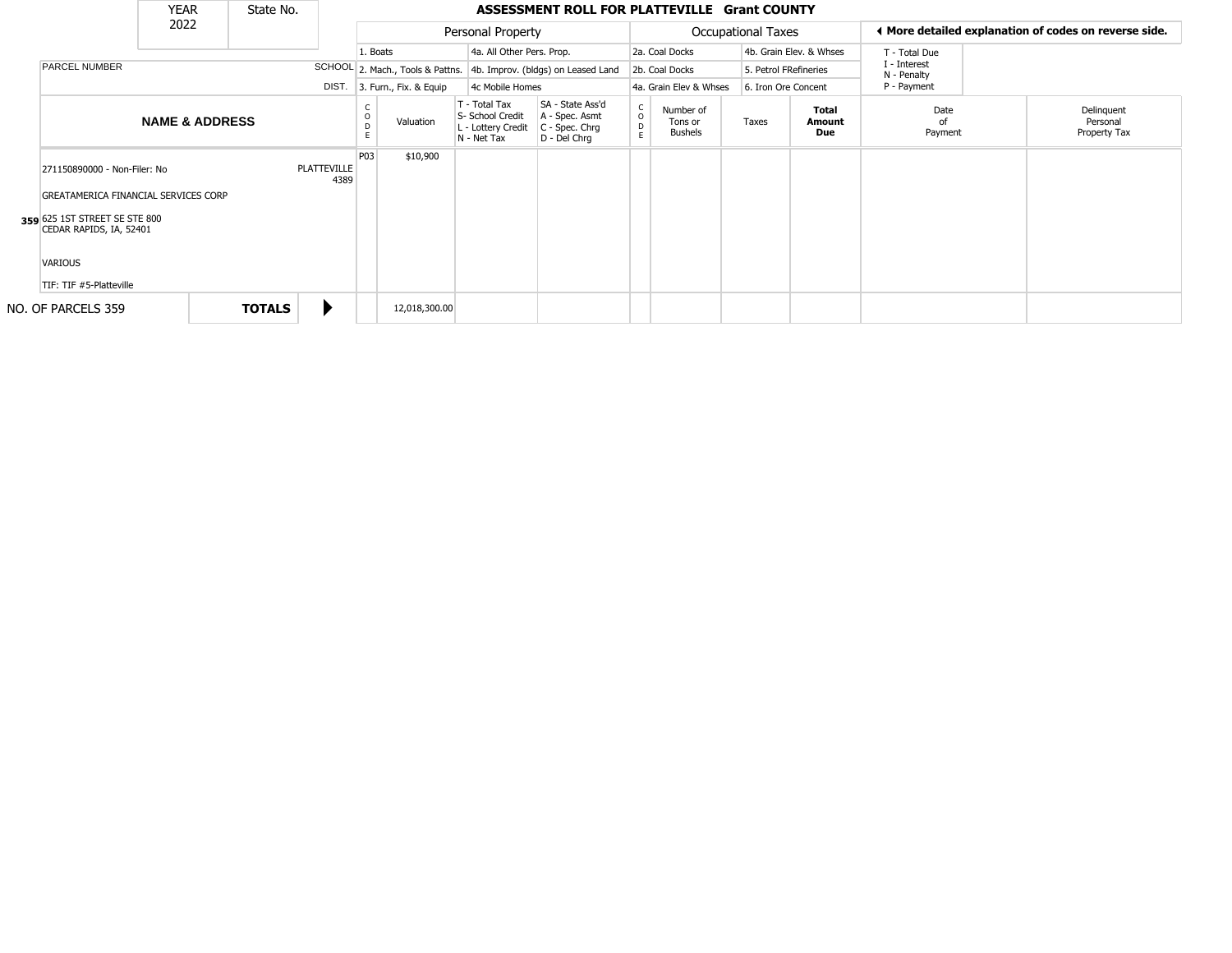| YEAR | State No. |
|---|---|
| 2022 | |

# ASSESSMENT ROLL FOR PLATTEVILLE Grant COUNTY

| Personal Property | | Occupational Taxes | | ◀ More detailed explanation of codes on reverse side. |
|---|---|---|---|---|
| 1. Boats | 4a. All Other Pers. Prop. | 2a. Coal Docks | 4b. Grain Elev. & Whses | T - Total Due |
| 2. Mach., Tools & Pattns. | 4b. Improv. (bldgs) on Leased Land | 2b. Coal Docks | 5. Petrol FRefineries | I - Interest |
| 3. Furn., Fix. & Equip | 4c Mobile Homes | 4a. Grain Elev & Whses | 6. Iron Ore Concent | N - Penalty |
| | | | | P - Payment |

| | PARCEL NUMBER / NAME & ADDRESS | SCHOOL DIST. | CODE | Valuation | T - Total Tax S- School Credit L - Lottery Credit N - Net Tax | SA - State Ass'd A - Spec. Asmt C - Spec. Chrg D - Del Chrg | CODE | Number of Tons or Bushels | Taxes | Total Amount Due | Date of Payment | Delinquent Personal Property Tax |
|---|---|---|---|---|---|---|---|---|---|---|---|---|
| 359 | 271150890000 - Non-Filer: No<br>GREATAMERICA FINANCIAL SERVICES CORP<br>625 1ST STREET SE STE 800<br>CEDAR RAPIDS, IA, 52401<br>VARIOUS<br>TIF: TIF #5-Platteville | PLATTEVILLE 4389 | P03 | $10,900 | | | | | | | | |
| NO. OF PARCELS 359 | **TOTALS** ▶ | | | 12,018,300.00 | | | | | | | | |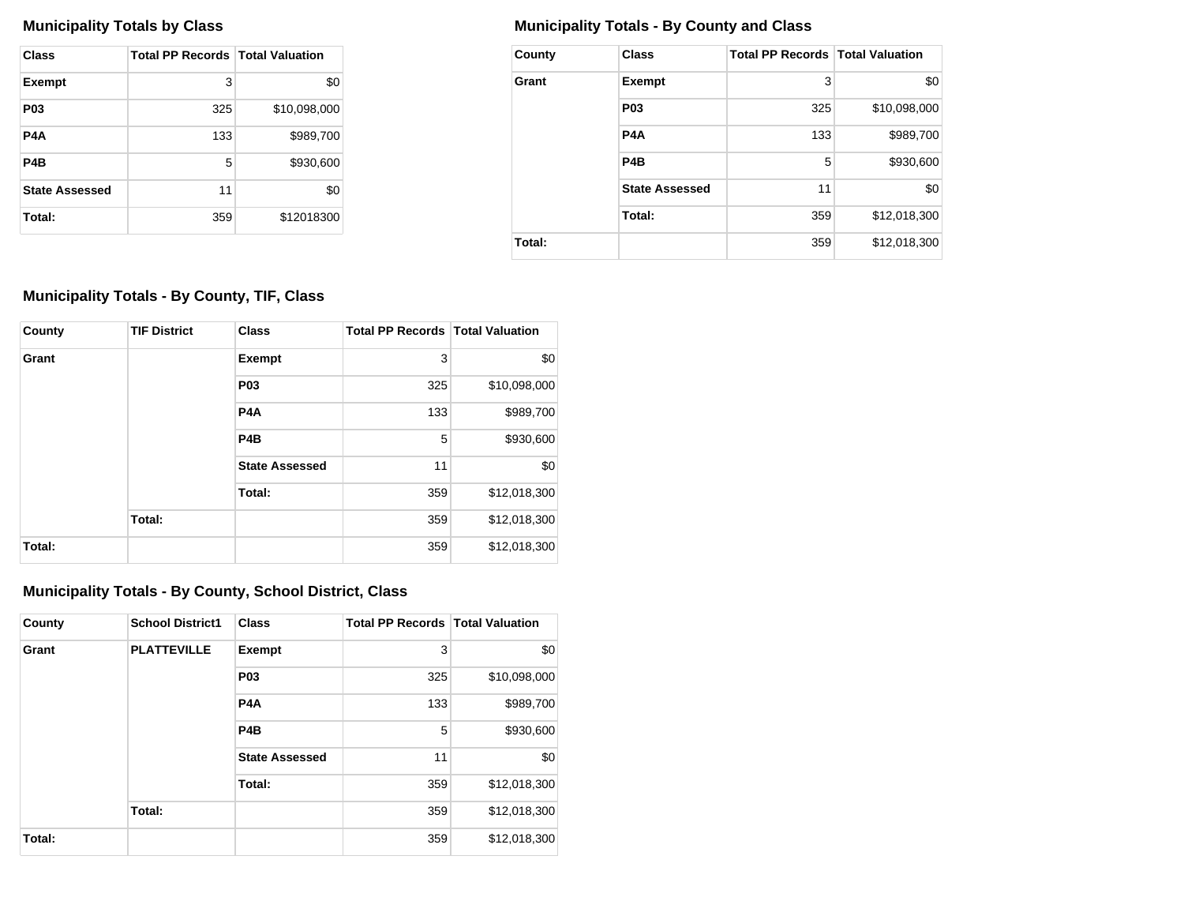### Municipality Totals by Class

| Class | Total PP Records | Total Valuation |
|---|---|---|
| **Exempt** | 3 | $0 |
| **P03** | 325 | $10,098,000 |
| **P4A** | 133 | $989,700 |
| **P4B** | 5 | $930,600 |
| **State Assessed** | 11 | $0 |
| **Total:** | 359 | $12018300 |

### Municipality Totals - By County and Class

| County | Class | Total PP Records | Total Valuation |
|---|---|---|---|
| **Grant** | **Exempt** | 3 | $0 |
| | **P03** | 325 | $10,098,000 |
| | **P4A** | 133 | $989,700 |
| | **P4B** | 5 | $930,600 |
| | **State Assessed** | 11 | $0 |
| | **Total:** | 359 | $12,018,300 |
| **Total:** | | 359 | $12,018,300 |

### Municipality Totals - By County, TIF, Class

| County | TIF District | Class | Total PP Records | Total Valuation |
|---|---|---|---|---|
| **Grant** | | **Exempt** | 3 | $0 |
| | | **P03** | 325 | $10,098,000 |
| | | **P4A** | 133 | $989,700 |
| | | **P4B** | 5 | $930,600 |
| | | **State Assessed** | 11 | $0 |
| | | **Total:** | 359 | $12,018,300 |
| | **Total:** | | 359 | $12,018,300 |
| **Total:** | | | 359 | $12,018,300 |

### Municipality Totals - By County, School District, Class

| County | School District1 | Class | Total PP Records | Total Valuation |
|---|---|---|---|---|
| **Grant** | **PLATTEVILLE** | **Exempt** | 3 | $0 |
| | | **P03** | 325 | $10,098,000 |
| | | **P4A** | 133 | $989,700 |
| | | **P4B** | 5 | $930,600 |
| | | **State Assessed** | 11 | $0 |
| | | **Total:** | 359 | $12,018,300 |
| | **Total:** | | 359 | $12,018,300 |
| **Total:** | | | 359 | $12,018,300 |